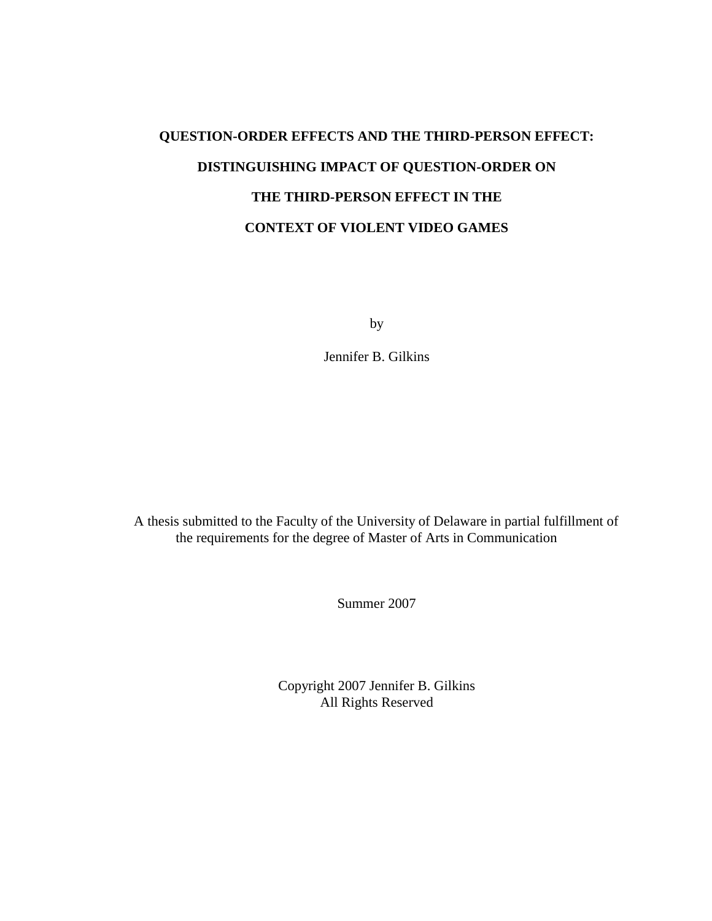# QUESTION-ORDER EFFECTS AND THE THIRD-PERSON EFFECT: DISTINGUISHING IMPACT OF QUESTION-ORDER ON THE THIRD-PERSON EFFECT IN THE CONTEXT OF VIOLENT VIDEO GAMES

by

Jennifer B. Gilkins

A thesis submitted to the Faculty of the University of Delaware in partial fulfillment of the requirements for the degree of Master of Arts in Communication

Summer 2007

Copyright 2007 Jennifer B. Gilkins
All Rights Reserved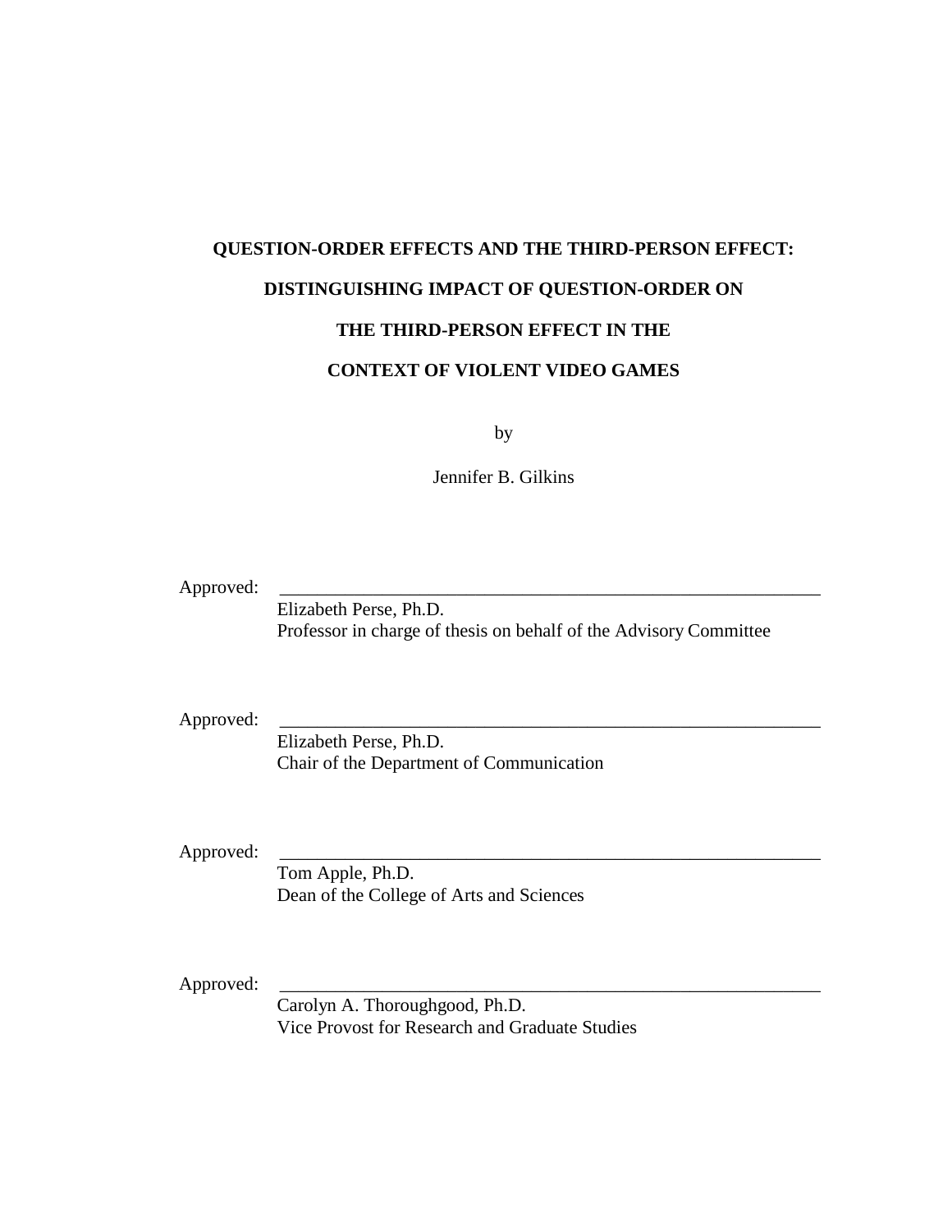**QUESTION-ORDER EFFECTS AND THE THIRD-PERSON EFFECT:**

**DISTINGUISHING IMPACT OF QUESTION-ORDER ON**

**THE THIRD-PERSON EFFECT IN THE**

**CONTEXT OF VIOLENT VIDEO GAMES**

by

Jennifer B. Gilkins

Approved: \_\_\_\_\_\_\_\_\_\_\_\_\_\_\_\_\_\_\_\_\_\_\_\_\_\_\_\_\_\_\_\_\_\_\_\_\_\_\_\_\_\_\_\_\_\_\_\_\_\_\_\_\_\_\_\_\_\_
Elizabeth Perse, Ph.D.
Professor in charge of thesis on behalf of the Advisory Committee

Approved: \_\_\_\_\_\_\_\_\_\_\_\_\_\_\_\_\_\_\_\_\_\_\_\_\_\_\_\_\_\_\_\_\_\_\_\_\_\_\_\_\_\_\_\_\_\_\_\_\_\_\_\_\_\_\_\_\_\_
Elizabeth Perse, Ph.D.
Chair of the Department of Communication

Approved: \_\_\_\_\_\_\_\_\_\_\_\_\_\_\_\_\_\_\_\_\_\_\_\_\_\_\_\_\_\_\_\_\_\_\_\_\_\_\_\_\_\_\_\_\_\_\_\_\_\_\_\_\_\_\_\_\_\_
Tom Apple, Ph.D.
Dean of the College of Arts and Sciences

Approved: \_\_\_\_\_\_\_\_\_\_\_\_\_\_\_\_\_\_\_\_\_\_\_\_\_\_\_\_\_\_\_\_\_\_\_\_\_\_\_\_\_\_\_\_\_\_\_\_\_\_\_\_\_\_\_\_\_\_
Carolyn A. Thoroughgood, Ph.D.
Vice Provost for Research and Graduate Studies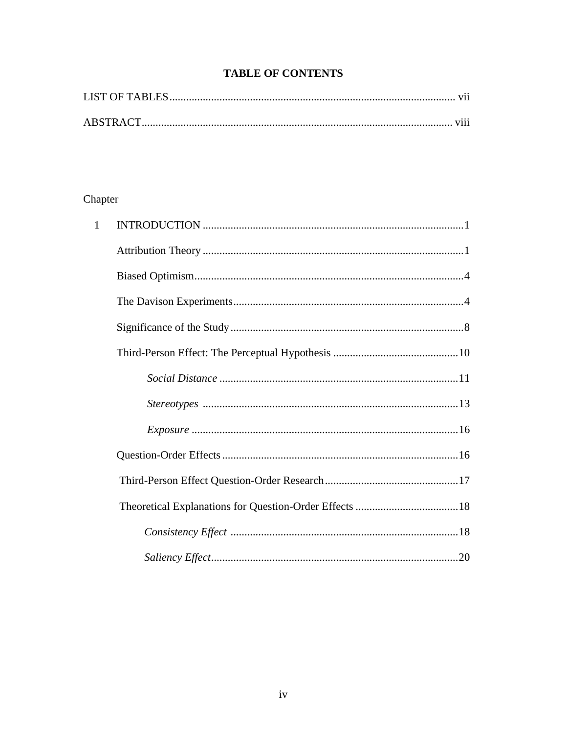# TABLE OF CONTENTS

LIST OF TABLES ........................................................................................................ vii

ABSTRACT ................................................................................................................ viii

Chapter

1 INTRODUCTION ...............................................................................................1

Attribution Theory ...............................................................................................1

Biased Optimism ..................................................................................................4

The Davison Experiments ....................................................................................4

Significance of the Study .....................................................................................8

Third-Person Effect: The Perceptual Hypothesis ...............................................10

*Social Distance* .......................................................................................11

*Stereotypes* ............................................................................................13

*Exposure* ................................................................................................16

Question-Order Effects ......................................................................................16

Third-Person Effect Question-Order Research ..................................................17

Theoretical Explanations for Question-Order Effects .......................................18

*Consistency Effect* ...................................................................................18

*Saliency Effect* ........................................................................................20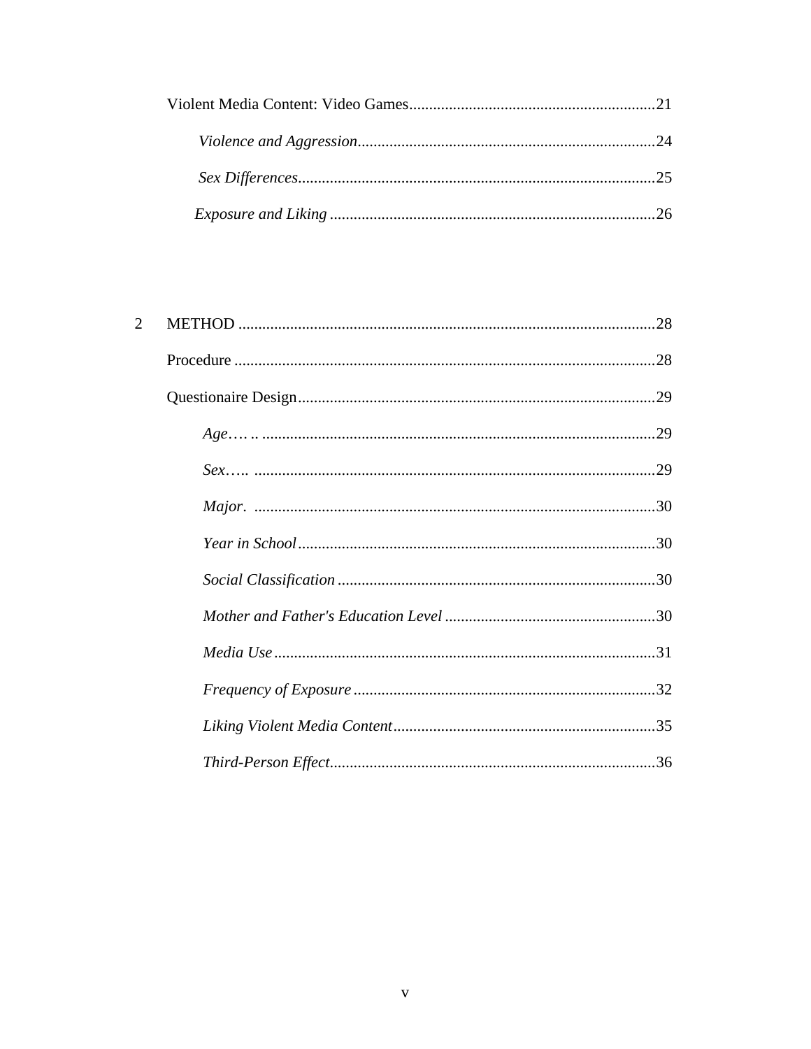Violent Media Content: Video Games.............................................................21

*Violence and Aggression*..........................................................................24

*Sex Differences*.........................................................................................25

*Exposure and Liking* .................................................................................26

2 METHOD .......................................................................................................28

Procedure ........................................................................................................28

Questionaire Design.........................................................................................29

*Age*…. .. ..................................................................................................29

*Sex*…. .....................................................................................................29

*Major*. .....................................................................................................30

*Year in School*..........................................................................................30

*Social Classification* ................................................................................30

*Mother and Father's Education Level* .....................................................30

*Media Use*................................................................................................31

*Frequency of Exposure* ............................................................................32

*Liking Violent Media Content*..................................................................35

*Third-Person Effect*..................................................................................36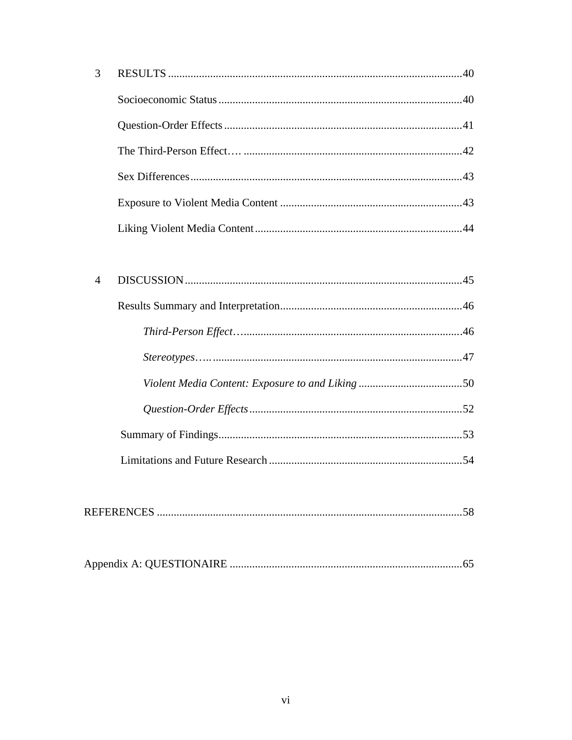3 RESULTS ........................................................................................................40

Socioeconomic Status......................................................................................40

Question-Order Effects....................................................................................41

The Third-Person Effect…. ............................................................................42

Sex Differences................................................................................................43

Exposure to Violent Media Content ................................................................43

Liking Violent Media Content.........................................................................44

4 DISCUSSION..................................................................................................45

Results Summary and Interpretation................................................................46

*Third-Person Effect*…............................................................................46

*Stereotypes*…........................................................................................47

*Violent Media Content: Exposure to and Liking* ....................................50

*Question-Order Effects*..........................................................................52

Summary of Findings......................................................................................53

Limitations and Future Research....................................................................54

REFERENCES ...........................................................................................................58

Appendix A: QUESTIONAIRE ..................................................................................65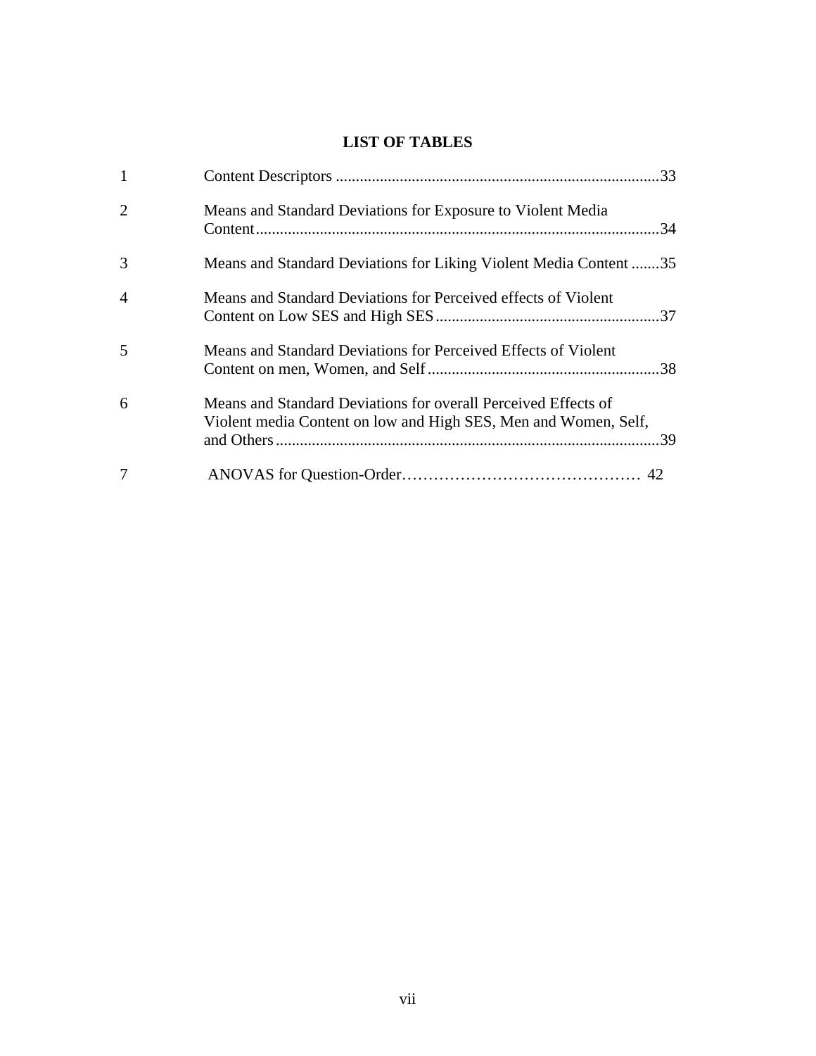# LIST OF TABLES

| | | |
|---|---|---|
| 1 | Content Descriptors | 33 |
| 2 | Means and Standard Deviations for Exposure to Violent Media Content | 34 |
| 3 | Means and Standard Deviations for Liking Violent Media Content | 35 |
| 4 | Means and Standard Deviations for Perceived effects of Violent Content on Low SES and High SES | 37 |
| 5 | Means and Standard Deviations for Perceived Effects of Violent Content on men, Women, and Self | 38 |
| 6 | Means and Standard Deviations for overall Perceived Effects of Violent media Content on low and High SES, Men and Women, Self, and Others | 39 |
| 7 | ANOVAS for Question-Order | 42 |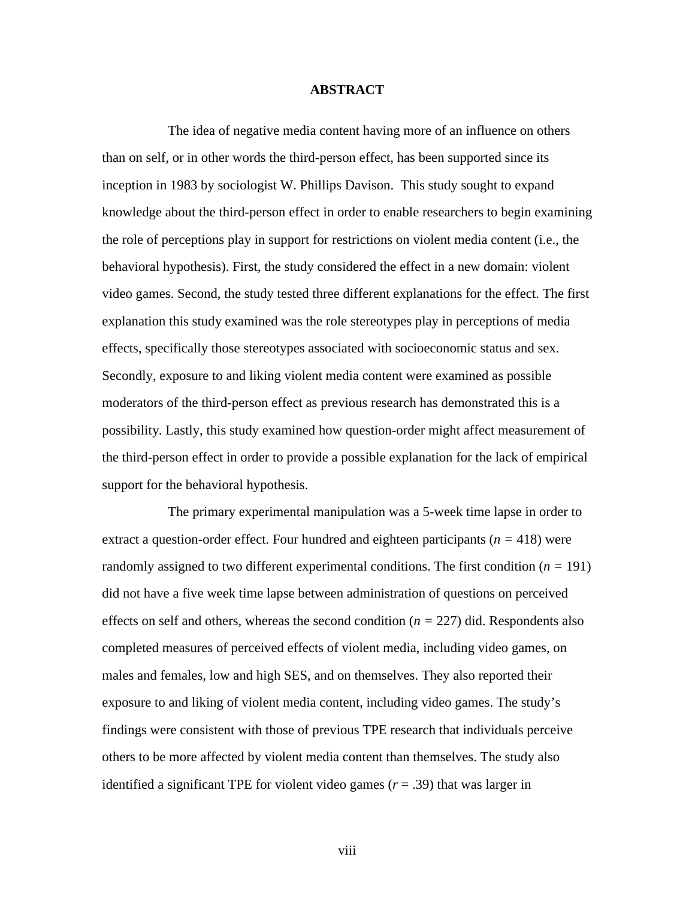# ABSTRACT

The idea of negative media content having more of an influence on others than on self, or in other words the third-person effect, has been supported since its inception in 1983 by sociologist W. Phillips Davison. This study sought to expand knowledge about the third-person effect in order to enable researchers to begin examining the role of perceptions play in support for restrictions on violent media content (i.e., the behavioral hypothesis). First, the study considered the effect in a new domain: violent video games. Second, the study tested three different explanations for the effect. The first explanation this study examined was the role stereotypes play in perceptions of media effects, specifically those stereotypes associated with socioeconomic status and sex. Secondly, exposure to and liking violent media content were examined as possible moderators of the third-person effect as previous research has demonstrated this is a possibility. Lastly, this study examined how question-order might affect measurement of the third-person effect in order to provide a possible explanation for the lack of empirical support for the behavioral hypothesis.

The primary experimental manipulation was a 5-week time lapse in order to extract a question-order effect. Four hundred and eighteen participants ($n$ = 418) were randomly assigned to two different experimental conditions. The first condition ($n$ = 191) did not have a five week time lapse between administration of questions on perceived effects on self and others, whereas the second condition ($n$ = 227) did. Respondents also completed measures of perceived effects of violent media, including video games, on males and females, low and high SES, and on themselves. They also reported their exposure to and liking of violent media content, including video games. The study's findings were consistent with those of previous TPE research that individuals perceive others to be more affected by violent media content than themselves. The study also identified a significant TPE for violent video games ($r$ = .39) that was larger in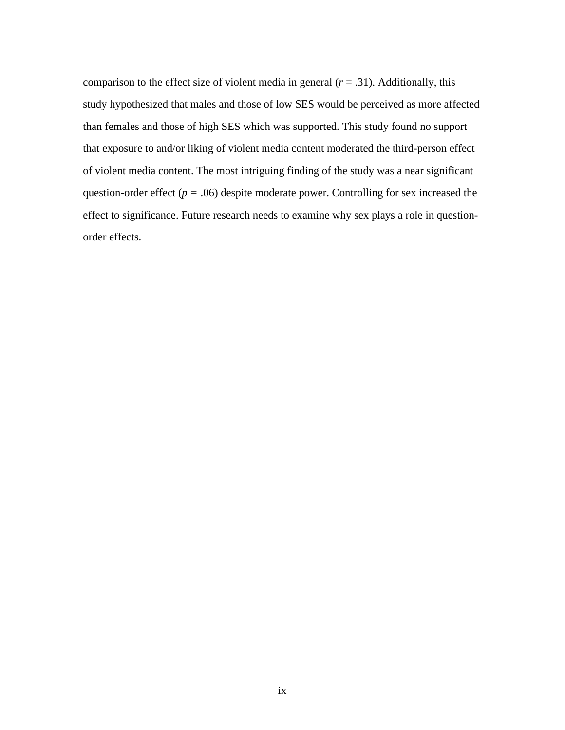comparison to the effect size of violent media in general ($r$ = .31). Additionally, this study hypothesized that males and those of low SES would be perceived as more affected than females and those of high SES which was supported. This study found no support that exposure to and/or liking of violent media content moderated the third-person effect of violent media content. The most intriguing finding of the study was a near significant question-order effect ($p$ = .06) despite moderate power. Controlling for sex increased the effect to significance. Future research needs to examine why sex plays a role in question-order effects.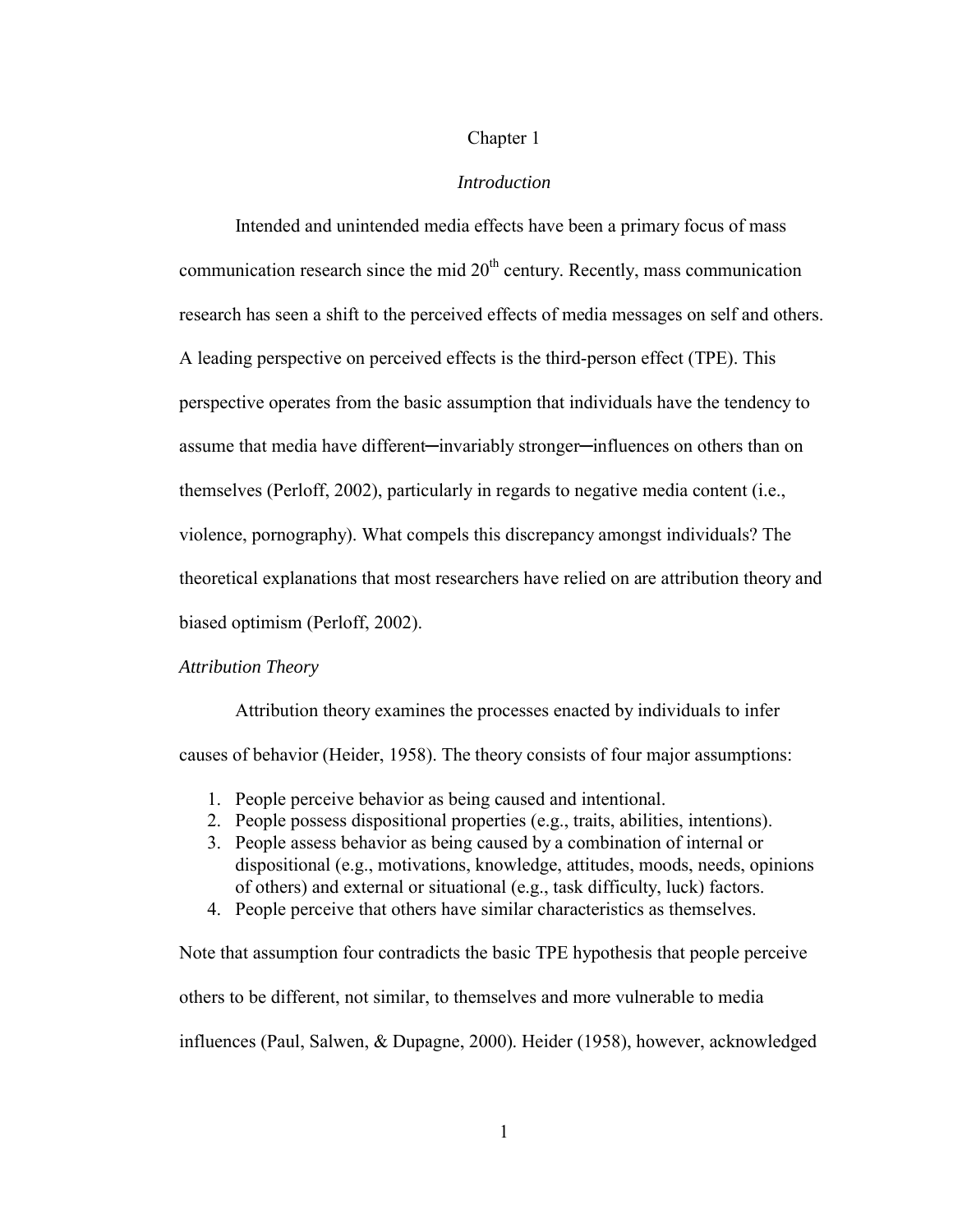# Chapter 1

## *Introduction*

Intended and unintended media effects have been a primary focus of mass communication research since the mid 20th century. Recently, mass communication research has seen a shift to the perceived effects of media messages on self and others. A leading perspective on perceived effects is the third-person effect (TPE). This perspective operates from the basic assumption that individuals have the tendency to assume that media have different─invariably stronger─influences on others than on themselves (Perloff, 2002), particularly in regards to negative media content (i.e., violence, pornography). What compels this discrepancy amongst individuals? The theoretical explanations that most researchers have relied on are attribution theory and biased optimism (Perloff, 2002).

### *Attribution Theory*

Attribution theory examines the processes enacted by individuals to infer causes of behavior (Heider, 1958). The theory consists of four major assumptions:

1. People perceive behavior as being caused and intentional.
2. People possess dispositional properties (e.g., traits, abilities, intentions).
3. People assess behavior as being caused by a combination of internal or dispositional (e.g., motivations, knowledge, attitudes, moods, needs, opinions of others) and external or situational (e.g., task difficulty, luck) factors.
4. People perceive that others have similar characteristics as themselves.

Note that assumption four contradicts the basic TPE hypothesis that people perceive others to be different, not similar, to themselves and more vulnerable to media influences (Paul, Salwen, & Dupagne, 2000). Heider (1958), however, acknowledged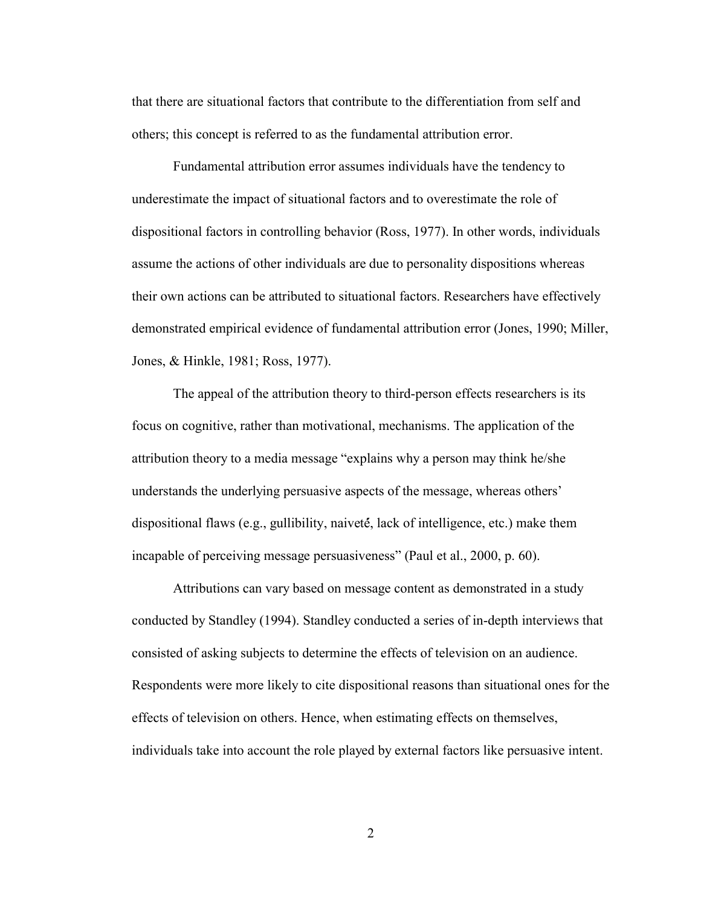that there are situational factors that contribute to the differentiation from self and others; this concept is referred to as the fundamental attribution error.

Fundamental attribution error assumes individuals have the tendency to underestimate the impact of situational factors and to overestimate the role of dispositional factors in controlling behavior (Ross, 1977). In other words, individuals assume the actions of other individuals are due to personality dispositions whereas their own actions can be attributed to situational factors. Researchers have effectively demonstrated empirical evidence of fundamental attribution error (Jones, 1990; Miller, Jones, & Hinkle, 1981; Ross, 1977).

The appeal of the attribution theory to third-person effects researchers is its focus on cognitive, rather than motivational, mechanisms. The application of the attribution theory to a media message "explains why a person may think he/she understands the underlying persuasive aspects of the message, whereas others' dispositional flaws (e.g., gullibility, naiveté, lack of intelligence, etc.) make them incapable of perceiving message persuasiveness" (Paul et al., 2000, p. 60).

Attributions can vary based on message content as demonstrated in a study conducted by Standley (1994). Standley conducted a series of in-depth interviews that consisted of asking subjects to determine the effects of television on an audience. Respondents were more likely to cite dispositional reasons than situational ones for the effects of television on others. Hence, when estimating effects on themselves, individuals take into account the role played by external factors like persuasive intent.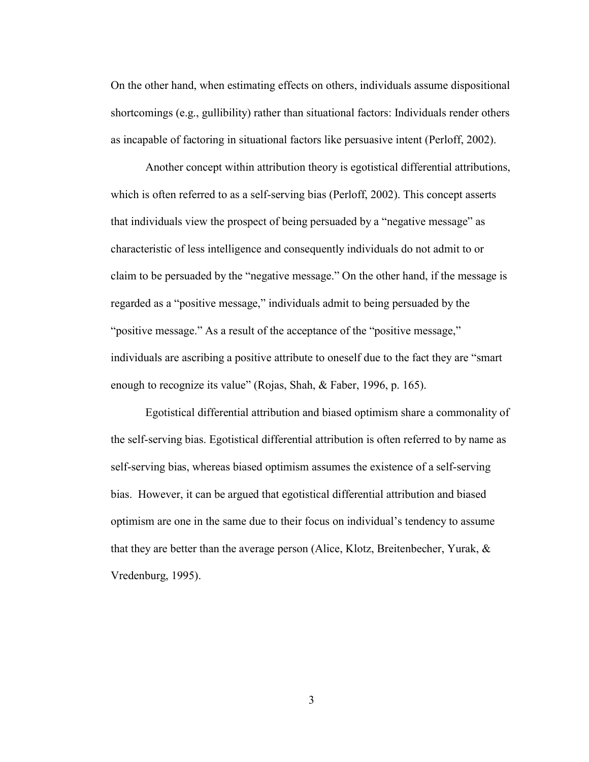On the other hand, when estimating effects on others, individuals assume dispositional shortcomings (e.g., gullibility) rather than situational factors: Individuals render others as incapable of factoring in situational factors like persuasive intent (Perloff, 2002).

Another concept within attribution theory is egotistical differential attributions, which is often referred to as a self-serving bias (Perloff, 2002). This concept asserts that individuals view the prospect of being persuaded by a "negative message" as characteristic of less intelligence and consequently individuals do not admit to or claim to be persuaded by the "negative message." On the other hand, if the message is regarded as a "positive message," individuals admit to being persuaded by the "positive message." As a result of the acceptance of the "positive message," individuals are ascribing a positive attribute to oneself due to the fact they are "smart enough to recognize its value" (Rojas, Shah, & Faber, 1996, p. 165).

Egotistical differential attribution and biased optimism share a commonality of the self-serving bias. Egotistical differential attribution is often referred to by name as self-serving bias, whereas biased optimism assumes the existence of a self-serving bias. However, it can be argued that egotistical differential attribution and biased optimism are one in the same due to their focus on individual's tendency to assume that they are better than the average person (Alice, Klotz, Breitenbecher, Yurak, & Vredenburg, 1995).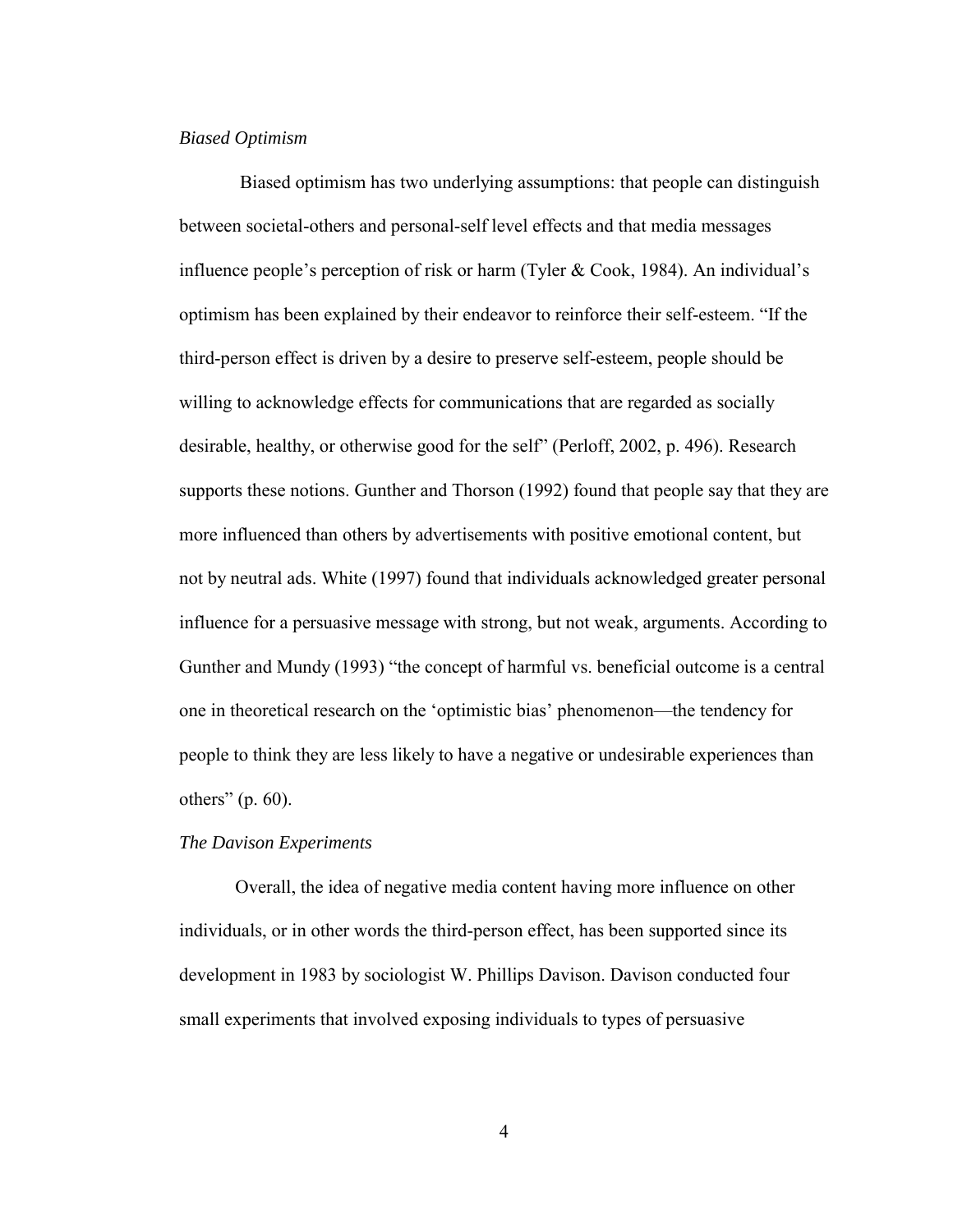*Biased Optimism*

Biased optimism has two underlying assumptions: that people can distinguish between societal-others and personal-self level effects and that media messages influence people's perception of risk or harm (Tyler & Cook, 1984). An individual's optimism has been explained by their endeavor to reinforce their self-esteem. "If the third-person effect is driven by a desire to preserve self-esteem, people should be willing to acknowledge effects for communications that are regarded as socially desirable, healthy, or otherwise good for the self" (Perloff, 2002, p. 496). Research supports these notions. Gunther and Thorson (1992) found that people say that they are more influenced than others by advertisements with positive emotional content, but not by neutral ads. White (1997) found that individuals acknowledged greater personal influence for a persuasive message with strong, but not weak, arguments. According to Gunther and Mundy (1993) "the concept of harmful vs. beneficial outcome is a central one in theoretical research on the 'optimistic bias' phenomenon—the tendency for people to think they are less likely to have a negative or undesirable experiences than others" (p. 60).

*The Davison Experiments*

Overall, the idea of negative media content having more influence on other individuals, or in other words the third-person effect, has been supported since its development in 1983 by sociologist W. Phillips Davison. Davison conducted four small experiments that involved exposing individuals to types of persuasive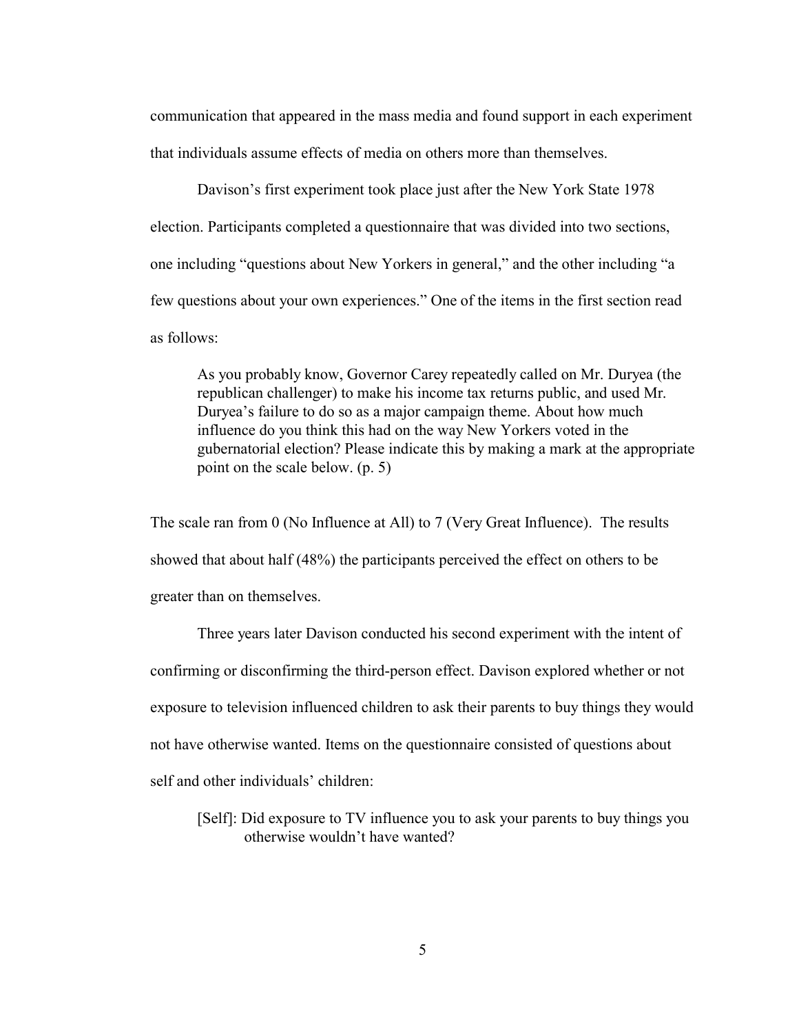communication that appeared in the mass media and found support in each experiment that individuals assume effects of media on others more than themselves.

Davison's first experiment took place just after the New York State 1978 election. Participants completed a questionnaire that was divided into two sections, one including "questions about New Yorkers in general," and the other including "a few questions about your own experiences." One of the items in the first section read as follows:

> As you probably know, Governor Carey repeatedly called on Mr. Duryea (the republican challenger) to make his income tax returns public, and used Mr. Duryea's failure to do so as a major campaign theme. About how much influence do you think this had on the way New Yorkers voted in the gubernatorial election? Please indicate this by making a mark at the appropriate point on the scale below. (p. 5)

The scale ran from 0 (No Influence at All) to 7 (Very Great Influence). The results showed that about half (48%) the participants perceived the effect on others to be greater than on themselves.

Three years later Davison conducted his second experiment with the intent of confirming or disconfirming the third-person effect. Davison explored whether or not exposure to television influenced children to ask their parents to buy things they would not have otherwise wanted. Items on the questionnaire consisted of questions about self and other individuals' children:

> [Self]: Did exposure to TV influence you to ask your parents to buy things you otherwise wouldn't have wanted?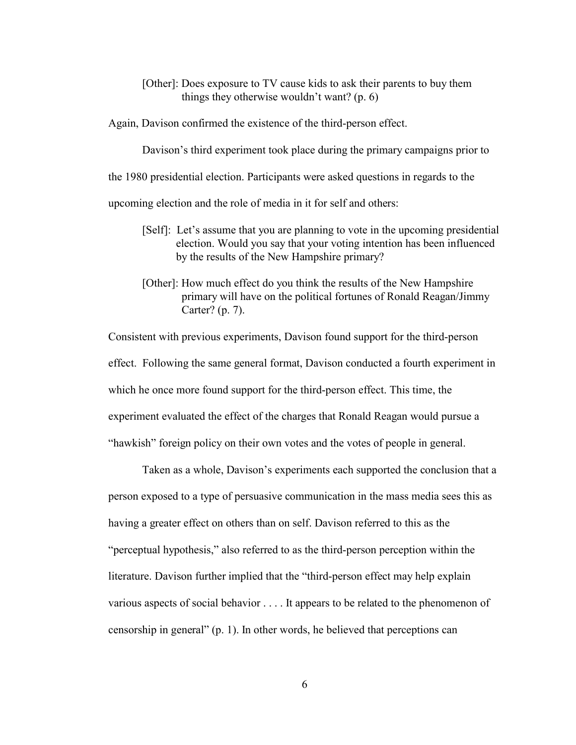> [Other]: Does exposure to TV cause kids to ask their parents to buy them things they otherwise wouldn't want? (p. 6)

Again, Davison confirmed the existence of the third-person effect.

Davison's third experiment took place during the primary campaigns prior to the 1980 presidential election. Participants were asked questions in regards to the upcoming election and the role of media in it for self and others:

> [Self]: Let's assume that you are planning to vote in the upcoming presidential election. Would you say that your voting intention has been influenced by the results of the New Hampshire primary?
>
> [Other]: How much effect do you think the results of the New Hampshire primary will have on the political fortunes of Ronald Reagan/Jimmy Carter? (p. 7).

Consistent with previous experiments, Davison found support for the third-person effect. Following the same general format, Davison conducted a fourth experiment in which he once more found support for the third-person effect. This time, the experiment evaluated the effect of the charges that Ronald Reagan would pursue a "hawkish" foreign policy on their own votes and the votes of people in general.

Taken as a whole, Davison's experiments each supported the conclusion that a person exposed to a type of persuasive communication in the mass media sees this as having a greater effect on others than on self. Davison referred to this as the "perceptual hypothesis," also referred to as the third-person perception within the literature. Davison further implied that the "third-person effect may help explain various aspects of social behavior . . . . It appears to be related to the phenomenon of censorship in general" (p. 1). In other words, he believed that perceptions can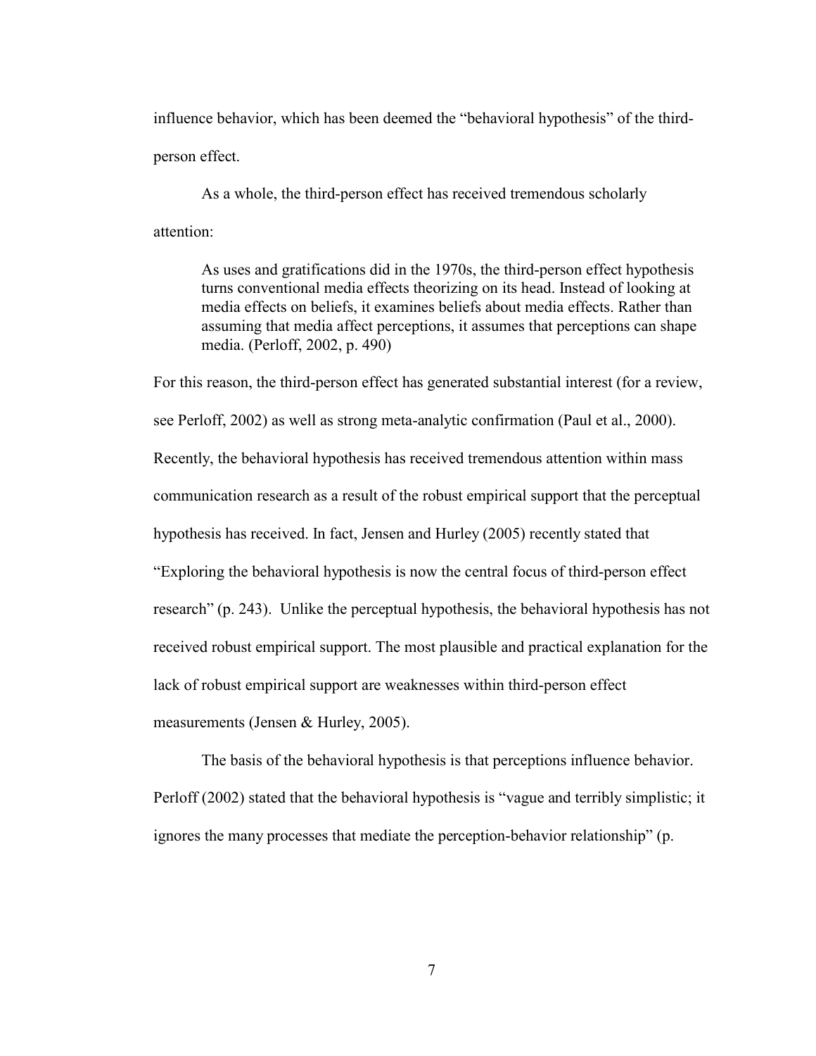influence behavior, which has been deemed the "behavioral hypothesis" of the third-person effect.

As a whole, the third-person effect has received tremendous scholarly attention:

> As uses and gratifications did in the 1970s, the third-person effect hypothesis turns conventional media effects theorizing on its head. Instead of looking at media effects on beliefs, it examines beliefs about media effects. Rather than assuming that media affect perceptions, it assumes that perceptions can shape media. (Perloff, 2002, p. 490)

For this reason, the third-person effect has generated substantial interest (for a review, see Perloff, 2002) as well as strong meta-analytic confirmation (Paul et al., 2000). Recently, the behavioral hypothesis has received tremendous attention within mass communication research as a result of the robust empirical support that the perceptual hypothesis has received. In fact, Jensen and Hurley (2005) recently stated that "Exploring the behavioral hypothesis is now the central focus of third-person effect research" (p. 243). Unlike the perceptual hypothesis, the behavioral hypothesis has not received robust empirical support. The most plausible and practical explanation for the lack of robust empirical support are weaknesses within third-person effect measurements (Jensen & Hurley, 2005).

The basis of the behavioral hypothesis is that perceptions influence behavior. Perloff (2002) stated that the behavioral hypothesis is "vague and terribly simplistic; it ignores the many processes that mediate the perception-behavior relationship" (p.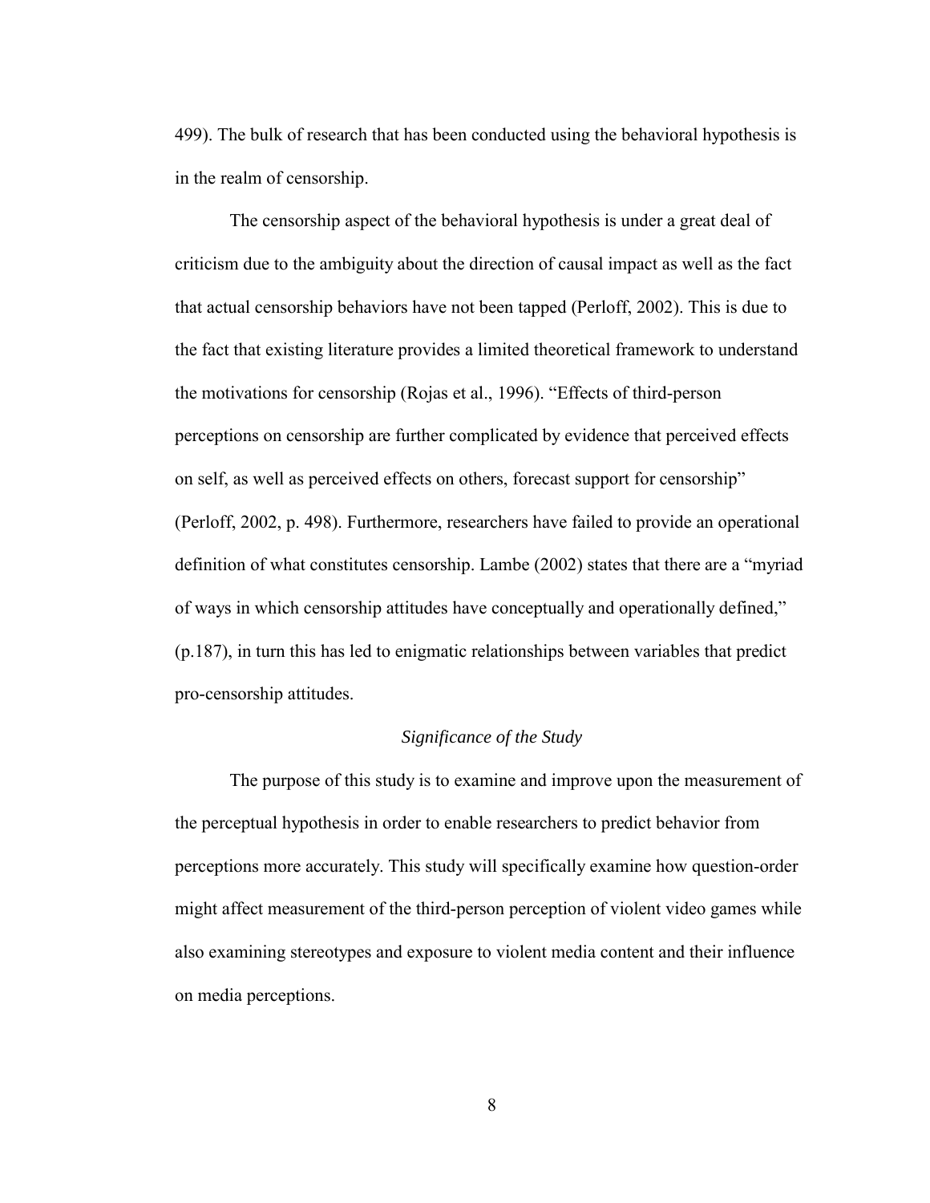499). The bulk of research that has been conducted using the behavioral hypothesis is in the realm of censorship.

The censorship aspect of the behavioral hypothesis is under a great deal of criticism due to the ambiguity about the direction of causal impact as well as the fact that actual censorship behaviors have not been tapped (Perloff, 2002). This is due to the fact that existing literature provides a limited theoretical framework to understand the motivations for censorship (Rojas et al., 1996). "Effects of third-person perceptions on censorship are further complicated by evidence that perceived effects on self, as well as perceived effects on others, forecast support for censorship" (Perloff, 2002, p. 498). Furthermore, researchers have failed to provide an operational definition of what constitutes censorship. Lambe (2002) states that there are a "myriad of ways in which censorship attitudes have conceptually and operationally defined," (p.187), in turn this has led to enigmatic relationships between variables that predict pro-censorship attitudes.

### *Significance of the Study*

The purpose of this study is to examine and improve upon the measurement of the perceptual hypothesis in order to enable researchers to predict behavior from perceptions more accurately. This study will specifically examine how question-order might affect measurement of the third-person perception of violent video games while also examining stereotypes and exposure to violent media content and their influence on media perceptions.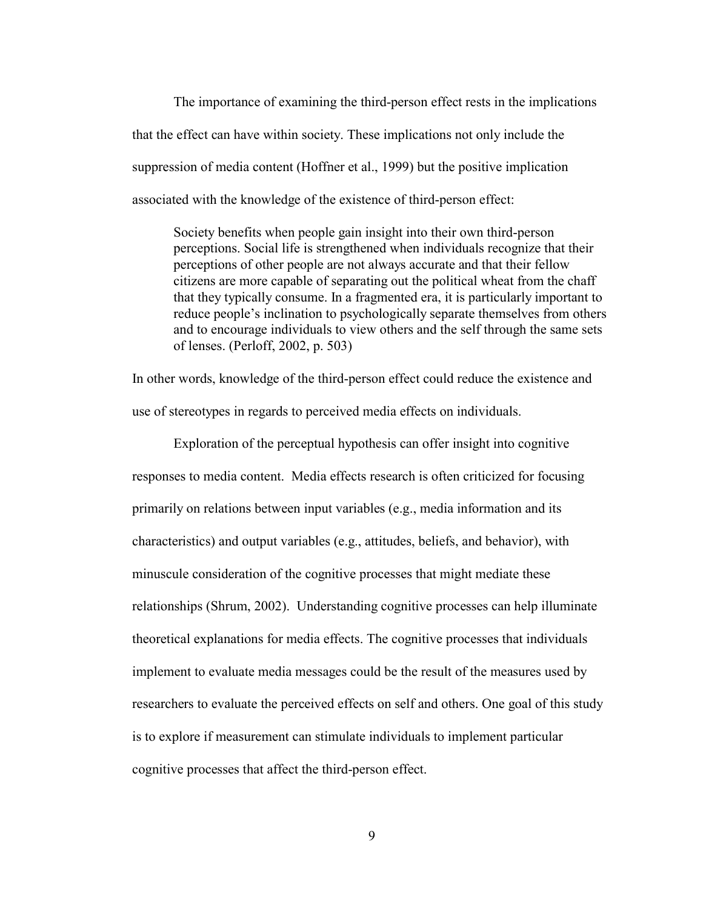The importance of examining the third-person effect rests in the implications that the effect can have within society. These implications not only include the suppression of media content (Hoffner et al., 1999) but the positive implication associated with the knowledge of the existence of third-person effect:

> Society benefits when people gain insight into their own third-person perceptions. Social life is strengthened when individuals recognize that their perceptions of other people are not always accurate and that their fellow citizens are more capable of separating out the political wheat from the chaff that they typically consume. In a fragmented era, it is particularly important to reduce people's inclination to psychologically separate themselves from others and to encourage individuals to view others and the self through the same sets of lenses. (Perloff, 2002, p. 503)

In other words, knowledge of the third-person effect could reduce the existence and use of stereotypes in regards to perceived media effects on individuals.

Exploration of the perceptual hypothesis can offer insight into cognitive responses to media content. Media effects research is often criticized for focusing primarily on relations between input variables (e.g., media information and its characteristics) and output variables (e.g., attitudes, beliefs, and behavior), with minuscule consideration of the cognitive processes that might mediate these relationships (Shrum, 2002). Understanding cognitive processes can help illuminate theoretical explanations for media effects. The cognitive processes that individuals implement to evaluate media messages could be the result of the measures used by researchers to evaluate the perceived effects on self and others. One goal of this study is to explore if measurement can stimulate individuals to implement particular cognitive processes that affect the third-person effect.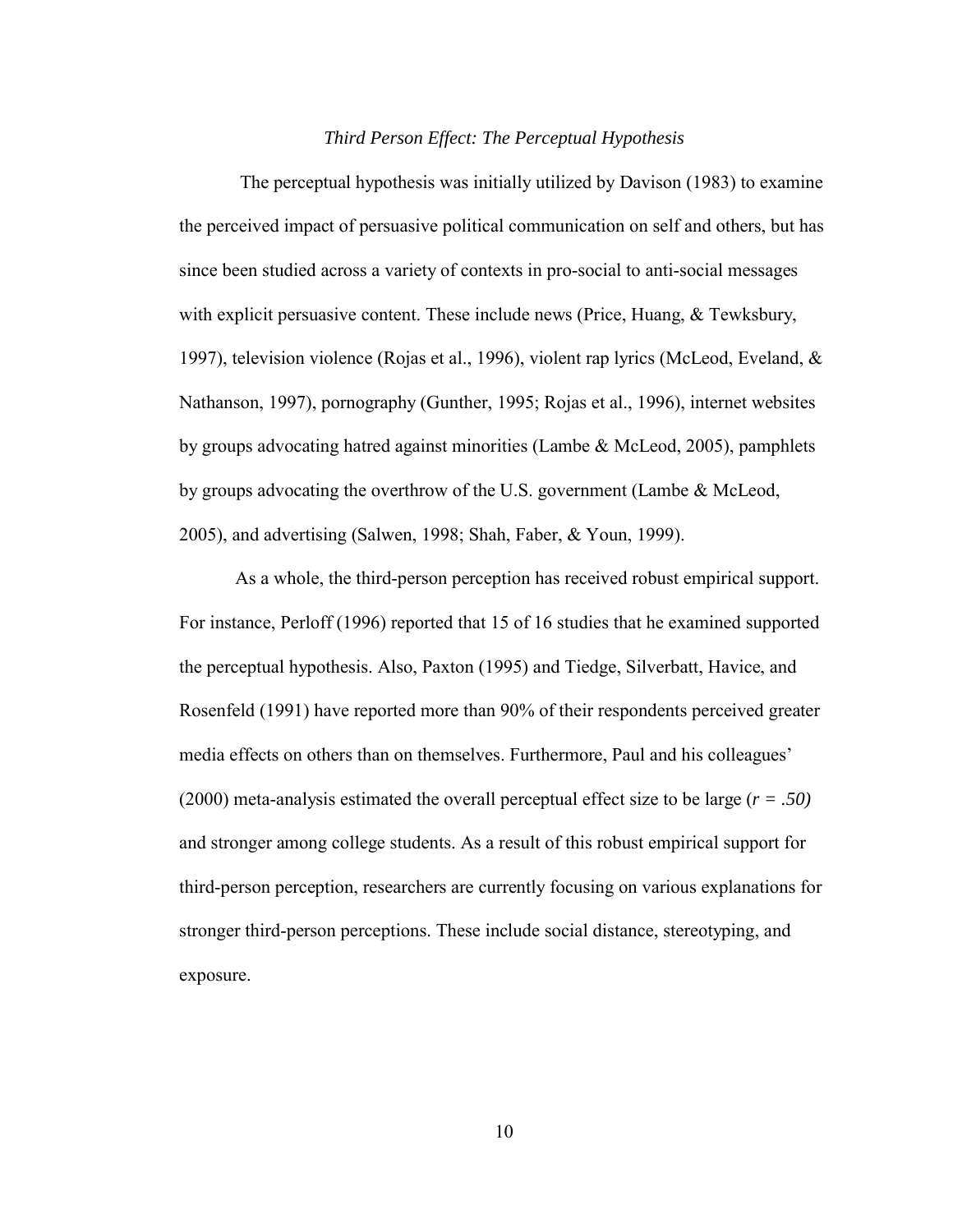*Third Person Effect: The Perceptual Hypothesis*

The perceptual hypothesis was initially utilized by Davison (1983) to examine the perceived impact of persuasive political communication on self and others, but has since been studied across a variety of contexts in pro-social to anti-social messages with explicit persuasive content. These include news (Price, Huang, & Tewksbury, 1997), television violence (Rojas et al., 1996), violent rap lyrics (McLeod, Eveland, & Nathanson, 1997), pornography (Gunther, 1995; Rojas et al., 1996), internet websites by groups advocating hatred against minorities (Lambe & McLeod, 2005), pamphlets by groups advocating the overthrow of the U.S. government (Lambe & McLeod, 2005), and advertising (Salwen, 1998; Shah, Faber, & Youn, 1999).

As a whole, the third-person perception has received robust empirical support. For instance, Perloff (1996) reported that 15 of 16 studies that he examined supported the perceptual hypothesis. Also, Paxton (1995) and Tiedge, Silverbatt, Havice, and Rosenfeld (1991) have reported more than 90% of their respondents perceived greater media effects on others than on themselves. Furthermore, Paul and his colleagues' (2000) meta-analysis estimated the overall perceptual effect size to be large ($r = .50$) and stronger among college students. As a result of this robust empirical support for third-person perception, researchers are currently focusing on various explanations for stronger third-person perceptions. These include social distance, stereotyping, and exposure.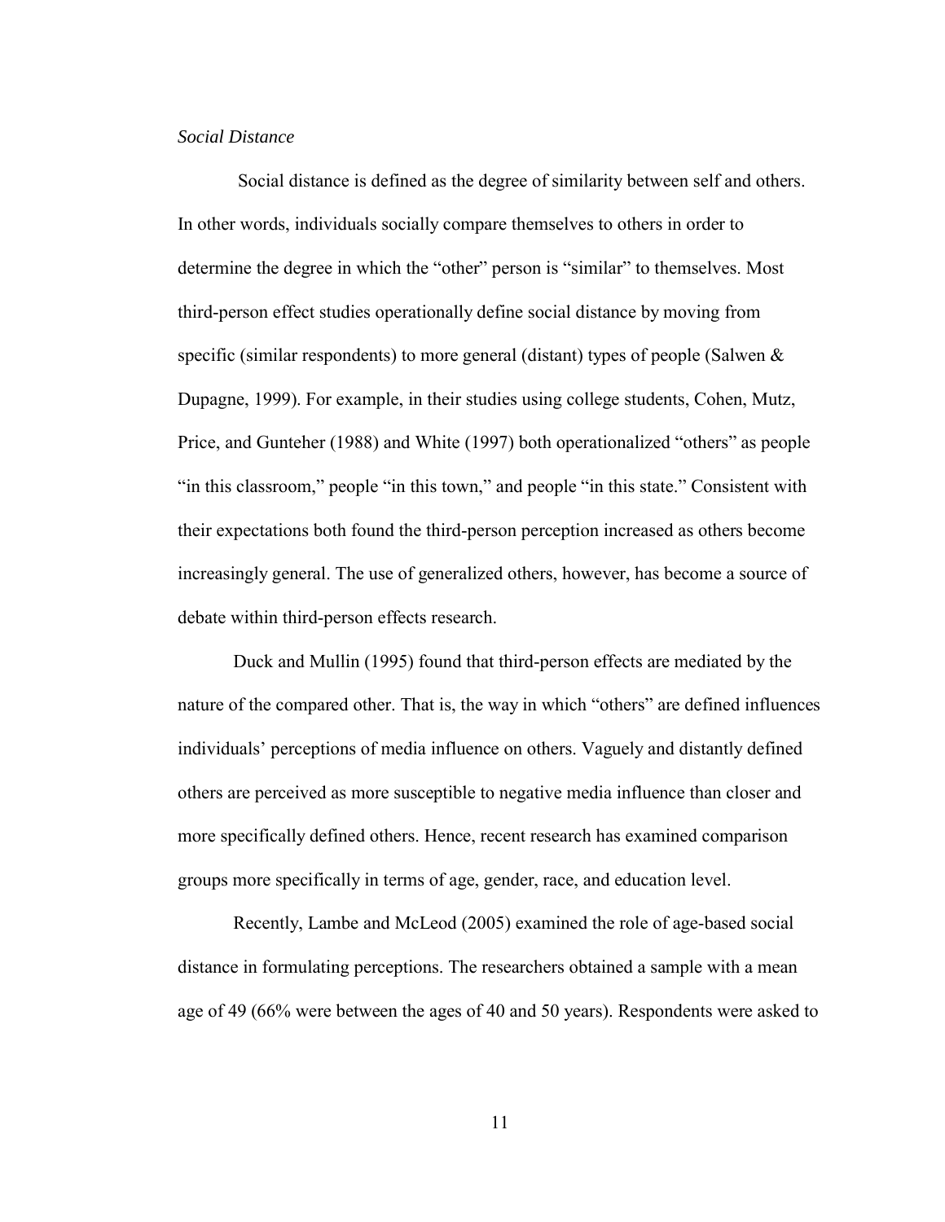*Social Distance*

Social distance is defined as the degree of similarity between self and others. In other words, individuals socially compare themselves to others in order to determine the degree in which the "other" person is "similar" to themselves. Most third-person effect studies operationally define social distance by moving from specific (similar respondents) to more general (distant) types of people (Salwen & Dupagne, 1999). For example, in their studies using college students, Cohen, Mutz, Price, and Gunteher (1988) and White (1997) both operationalized "others" as people "in this classroom," people "in this town," and people "in this state." Consistent with their expectations both found the third-person perception increased as others become increasingly general. The use of generalized others, however, has become a source of debate within third-person effects research.

Duck and Mullin (1995) found that third-person effects are mediated by the nature of the compared other. That is, the way in which "others" are defined influences individuals' perceptions of media influence on others. Vaguely and distantly defined others are perceived as more susceptible to negative media influence than closer and more specifically defined others. Hence, recent research has examined comparison groups more specifically in terms of age, gender, race, and education level.

Recently, Lambe and McLeod (2005) examined the role of age-based social distance in formulating perceptions. The researchers obtained a sample with a mean age of 49 (66% were between the ages of 40 and 50 years). Respondents were asked to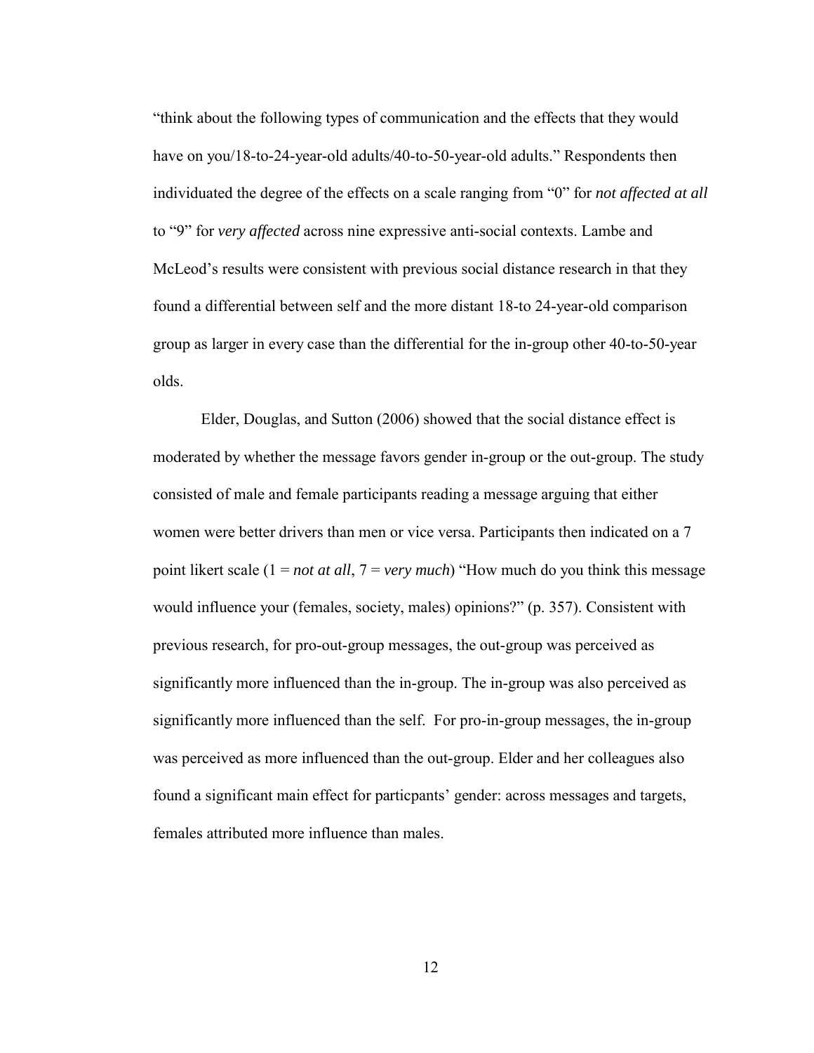"think about the following types of communication and the effects that they would have on you/18-to-24-year-old adults/40-to-50-year-old adults." Respondents then individuated the degree of the effects on a scale ranging from "0" for *not affected at all* to "9" for *very affected* across nine expressive anti-social contexts. Lambe and McLeod's results were consistent with previous social distance research in that they found a differential between self and the more distant 18-to 24-year-old comparison group as larger in every case than the differential for the in-group other 40-to-50-year olds.

Elder, Douglas, and Sutton (2006) showed that the social distance effect is moderated by whether the message favors gender in-group or the out-group. The study consisted of male and female participants reading a message arguing that either women were better drivers than men or vice versa. Participants then indicated on a 7 point likert scale (1 = *not at all*, 7 = *very much*) "How much do you think this message would influence your (females, society, males) opinions?" (p. 357). Consistent with previous research, for pro-out-group messages, the out-group was perceived as significantly more influenced than the in-group. The in-group was also perceived as significantly more influenced than the self. For pro-in-group messages, the in-group was perceived as more influenced than the out-group. Elder and her colleagues also found a significant main effect for particpants' gender: across messages and targets, females attributed more influence than males.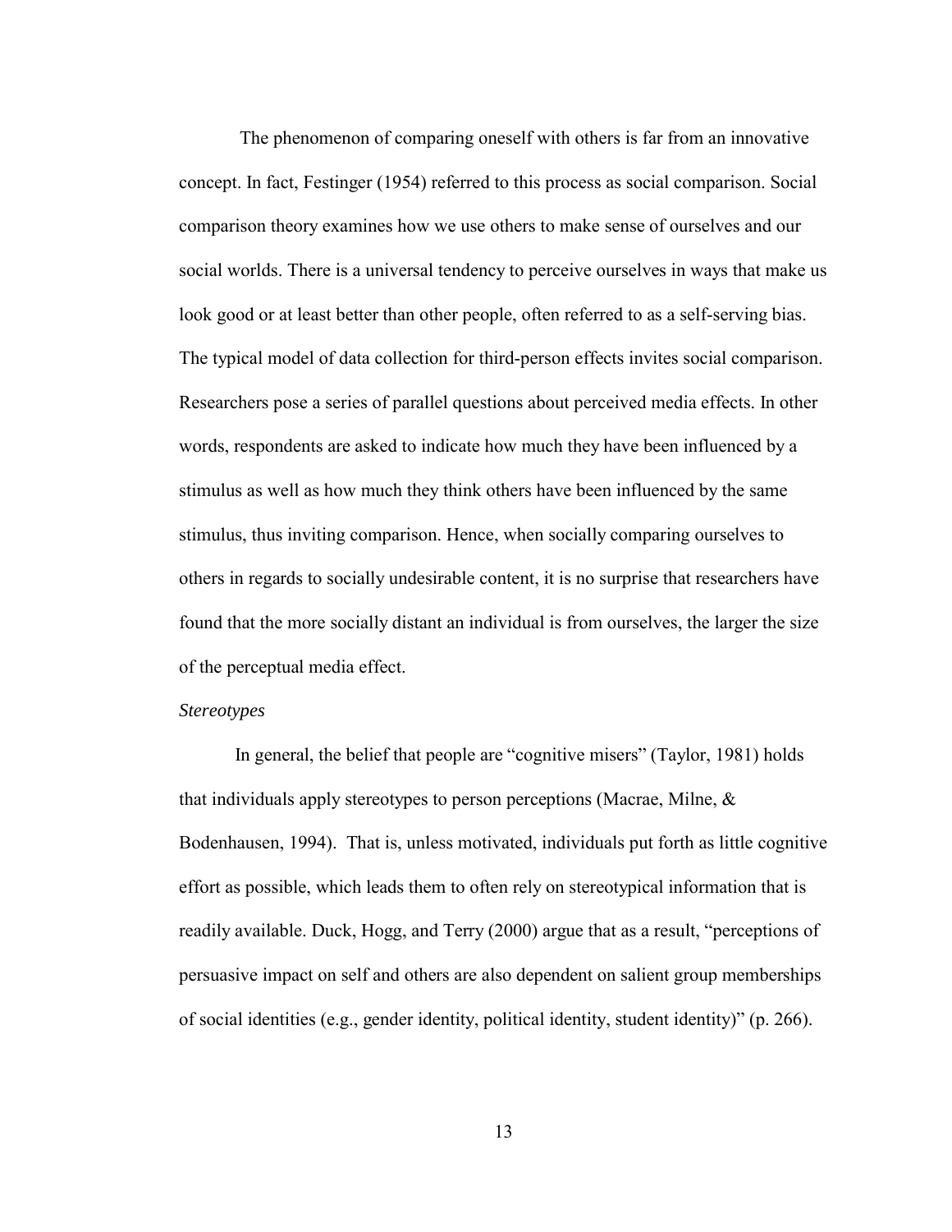The phenomenon of comparing oneself with others is far from an innovative concept. In fact, Festinger (1954) referred to this process as social comparison. Social comparison theory examines how we use others to make sense of ourselves and our social worlds. There is a universal tendency to perceive ourselves in ways that make us look good or at least better than other people, often referred to as a self-serving bias. The typical model of data collection for third-person effects invites social comparison. Researchers pose a series of parallel questions about perceived media effects. In other words, respondents are asked to indicate how much they have been influenced by a stimulus as well as how much they think others have been influenced by the same stimulus, thus inviting comparison. Hence, when socially comparing ourselves to others in regards to socially undesirable content, it is no surprise that researchers have found that the more socially distant an individual is from ourselves, the larger the size of the perceptual media effect.

*Stereotypes*

In general, the belief that people are "cognitive misers" (Taylor, 1981) holds that individuals apply stereotypes to person perceptions (Macrae, Milne, & Bodenhausen, 1994). That is, unless motivated, individuals put forth as little cognitive effort as possible, which leads them to often rely on stereotypical information that is readily available. Duck, Hogg, and Terry (2000) argue that as a result, "perceptions of persuasive impact on self and others are also dependent on salient group memberships of social identities (e.g., gender identity, political identity, student identity)" (p. 266).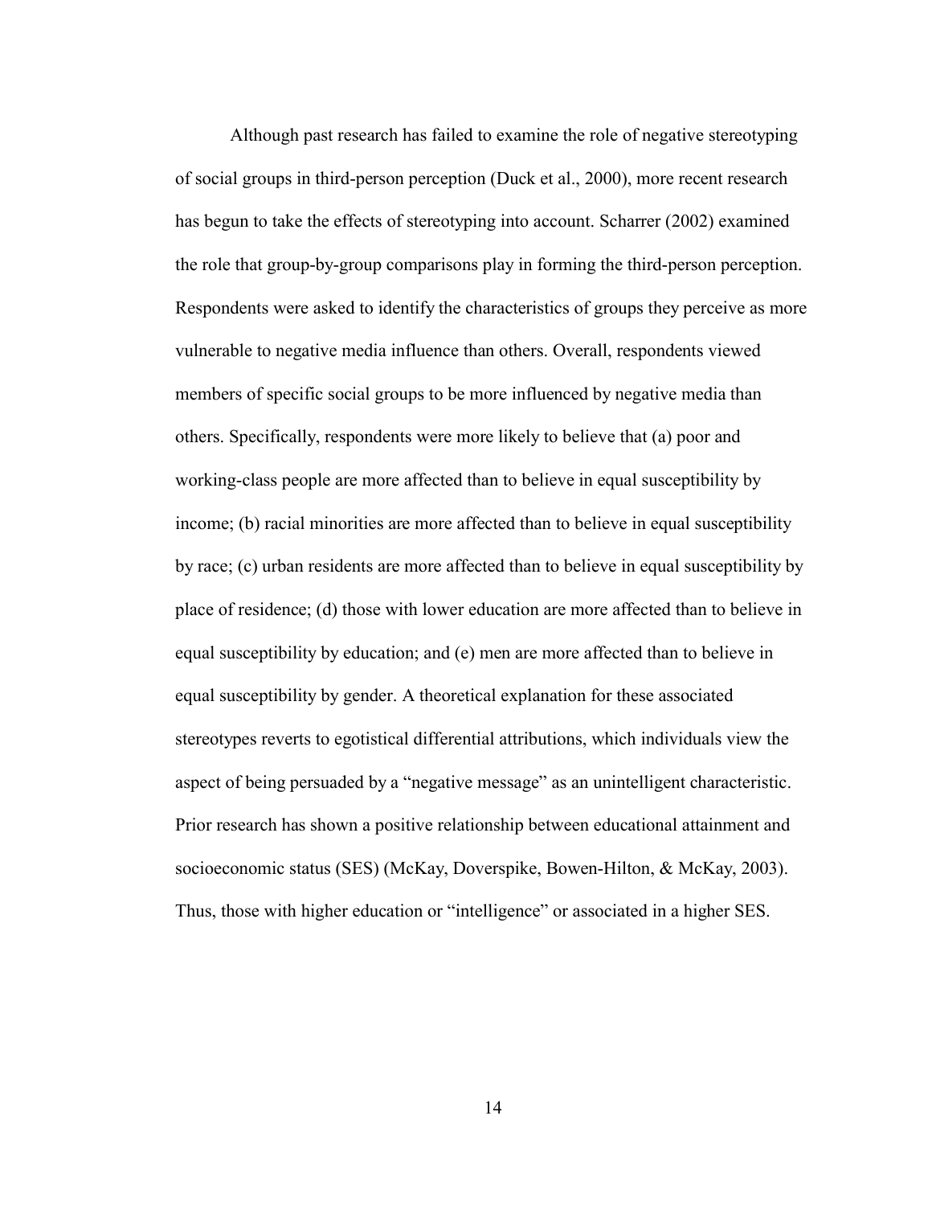Although past research has failed to examine the role of negative stereotyping of social groups in third-person perception (Duck et al., 2000), more recent research has begun to take the effects of stereotyping into account. Scharrer (2002) examined the role that group-by-group comparisons play in forming the third-person perception. Respondents were asked to identify the characteristics of groups they perceive as more vulnerable to negative media influence than others. Overall, respondents viewed members of specific social groups to be more influenced by negative media than others. Specifically, respondents were more likely to believe that (a) poor and working-class people are more affected than to believe in equal susceptibility by income; (b) racial minorities are more affected than to believe in equal susceptibility by race; (c) urban residents are more affected than to believe in equal susceptibility by place of residence; (d) those with lower education are more affected than to believe in equal susceptibility by education; and (e) men are more affected than to believe in equal susceptibility by gender. A theoretical explanation for these associated stereotypes reverts to egotistical differential attributions, which individuals view the aspect of being persuaded by a "negative message" as an unintelligent characteristic. Prior research has shown a positive relationship between educational attainment and socioeconomic status (SES) (McKay, Doverspike, Bowen-Hilton, & McKay, 2003). Thus, those with higher education or "intelligence" or associated in a higher SES.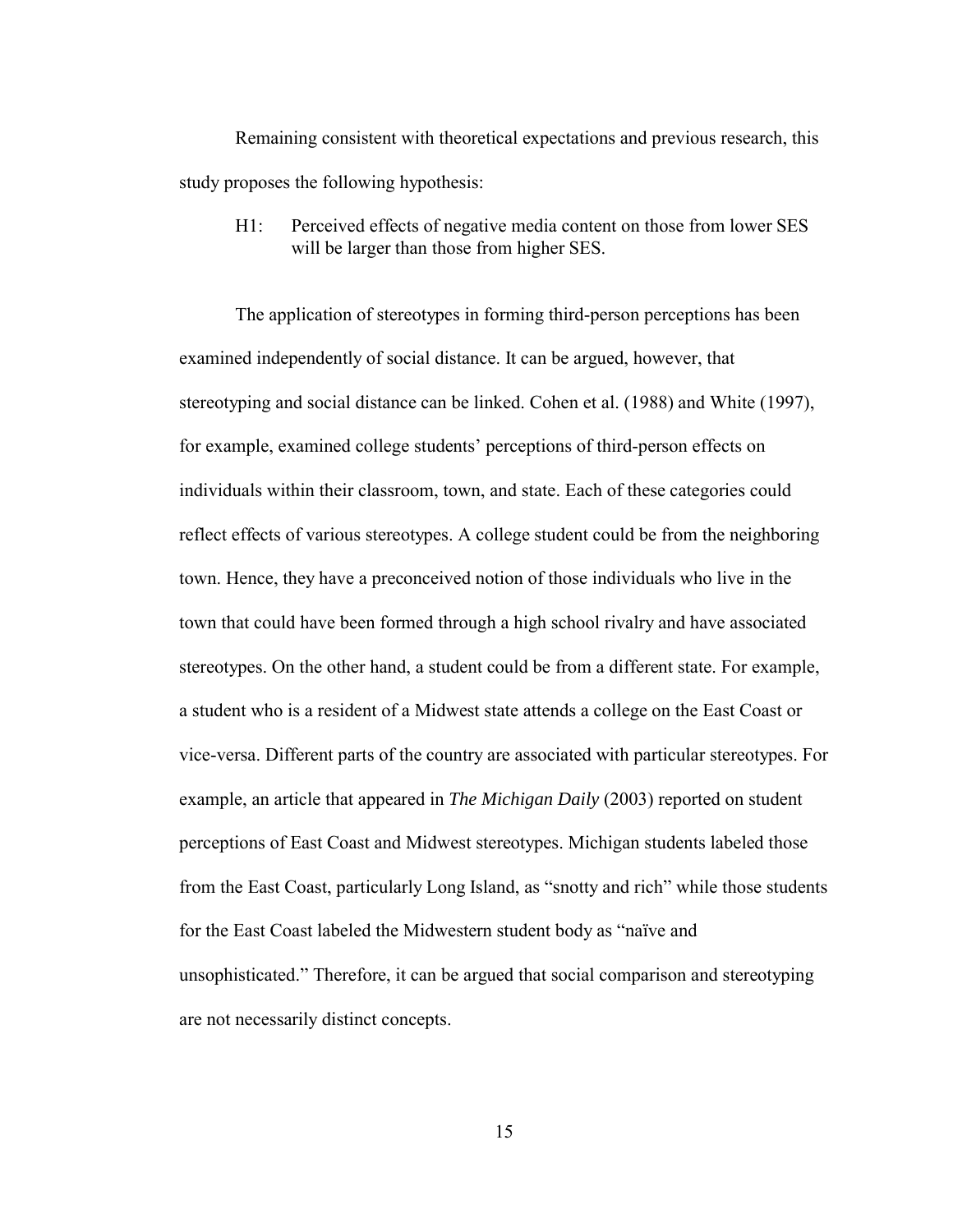Remaining consistent with theoretical expectations and previous research, this study proposes the following hypothesis:

> H1: Perceived effects of negative media content on those from lower SES will be larger than those from higher SES.

The application of stereotypes in forming third-person perceptions has been examined independently of social distance. It can be argued, however, that stereotyping and social distance can be linked. Cohen et al. (1988) and White (1997), for example, examined college students' perceptions of third-person effects on individuals within their classroom, town, and state. Each of these categories could reflect effects of various stereotypes. A college student could be from the neighboring town. Hence, they have a preconceived notion of those individuals who live in the town that could have been formed through a high school rivalry and have associated stereotypes. On the other hand, a student could be from a different state. For example, a student who is a resident of a Midwest state attends a college on the East Coast or vice-versa. Different parts of the country are associated with particular stereotypes. For example, an article that appeared in *The Michigan Daily* (2003) reported on student perceptions of East Coast and Midwest stereotypes. Michigan students labeled those from the East Coast, particularly Long Island, as "snotty and rich" while those students for the East Coast labeled the Midwestern student body as "naïve and unsophisticated." Therefore, it can be argued that social comparison and stereotyping are not necessarily distinct concepts.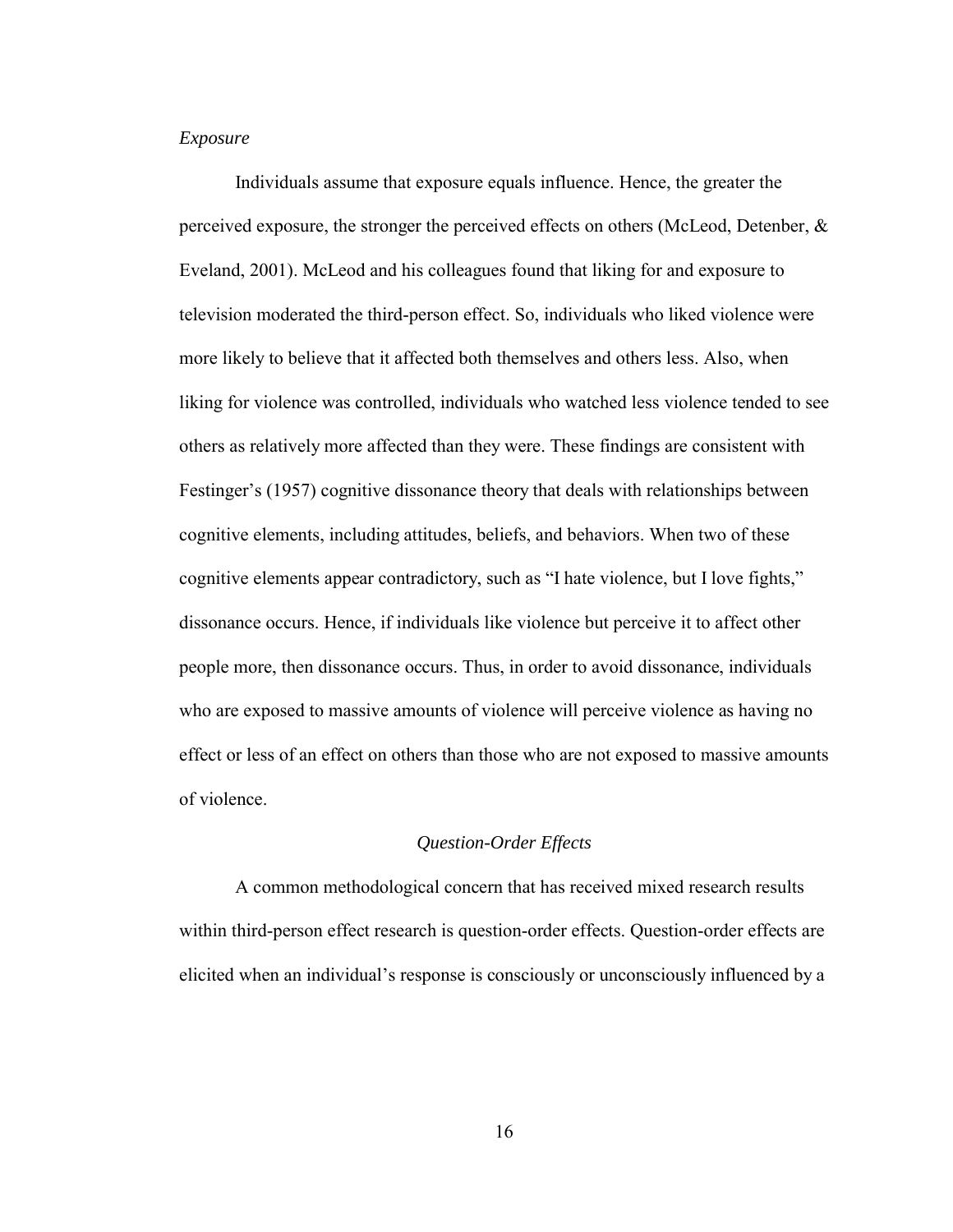*Exposure*

Individuals assume that exposure equals influence. Hence, the greater the perceived exposure, the stronger the perceived effects on others (McLeod, Detenber, & Eveland, 2001). McLeod and his colleagues found that liking for and exposure to television moderated the third-person effect. So, individuals who liked violence were more likely to believe that it affected both themselves and others less. Also, when liking for violence was controlled, individuals who watched less violence tended to see others as relatively more affected than they were. These findings are consistent with Festinger's (1957) cognitive dissonance theory that deals with relationships between cognitive elements, including attitudes, beliefs, and behaviors. When two of these cognitive elements appear contradictory, such as "I hate violence, but I love fights," dissonance occurs. Hence, if individuals like violence but perceive it to affect other people more, then dissonance occurs. Thus, in order to avoid dissonance, individuals who are exposed to massive amounts of violence will perceive violence as having no effect or less of an effect on others than those who are not exposed to massive amounts of violence.

## *Question-Order Effects*

A common methodological concern that has received mixed research results within third-person effect research is question-order effects. Question-order effects are elicited when an individual's response is consciously or unconsciously influenced by a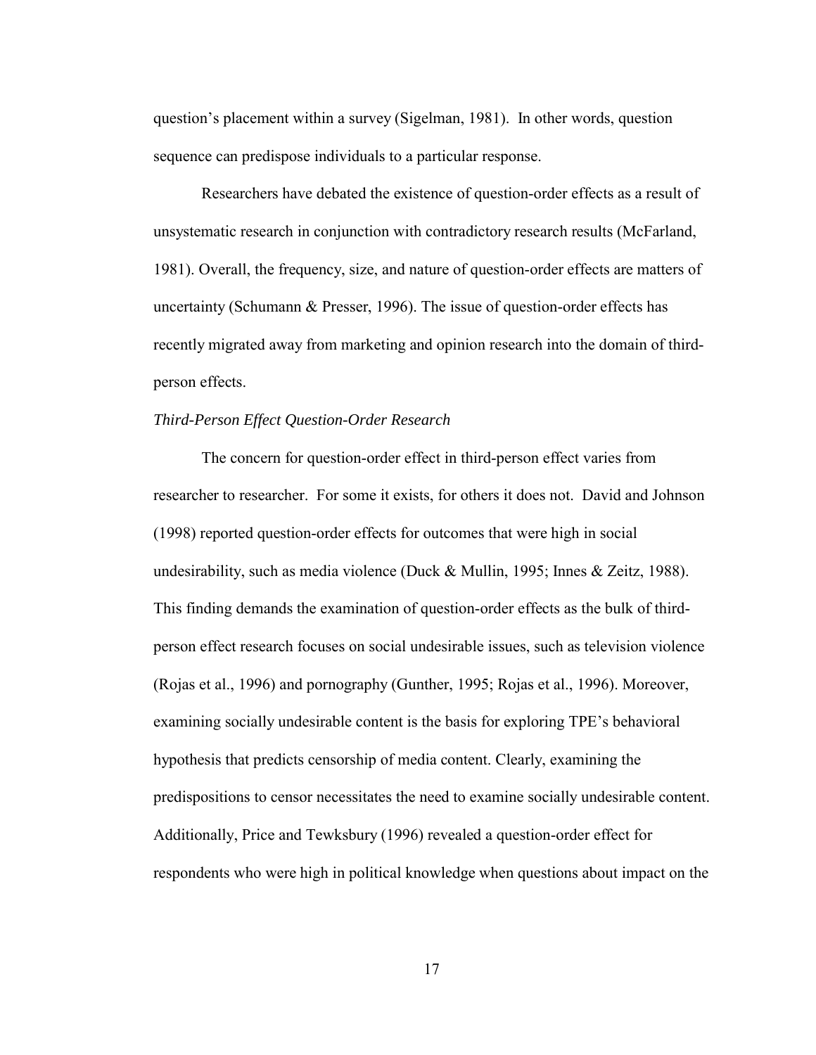question's placement within a survey (Sigelman, 1981). In other words, question sequence can predispose individuals to a particular response.

Researchers have debated the existence of question-order effects as a result of unsystematic research in conjunction with contradictory research results (McFarland, 1981). Overall, the frequency, size, and nature of question-order effects are matters of uncertainty (Schumann & Presser, 1996). The issue of question-order effects has recently migrated away from marketing and opinion research into the domain of third-person effects.

*Third-Person Effect Question-Order Research*

The concern for question-order effect in third-person effect varies from researcher to researcher. For some it exists, for others it does not. David and Johnson (1998) reported question-order effects for outcomes that were high in social undesirability, such as media violence (Duck & Mullin, 1995; Innes & Zeitz, 1988). This finding demands the examination of question-order effects as the bulk of third-person effect research focuses on social undesirable issues, such as television violence (Rojas et al., 1996) and pornography (Gunther, 1995; Rojas et al., 1996). Moreover, examining socially undesirable content is the basis for exploring TPE's behavioral hypothesis that predicts censorship of media content. Clearly, examining the predispositions to censor necessitates the need to examine socially undesirable content. Additionally, Price and Tewksbury (1996) revealed a question-order effect for respondents who were high in political knowledge when questions about impact on the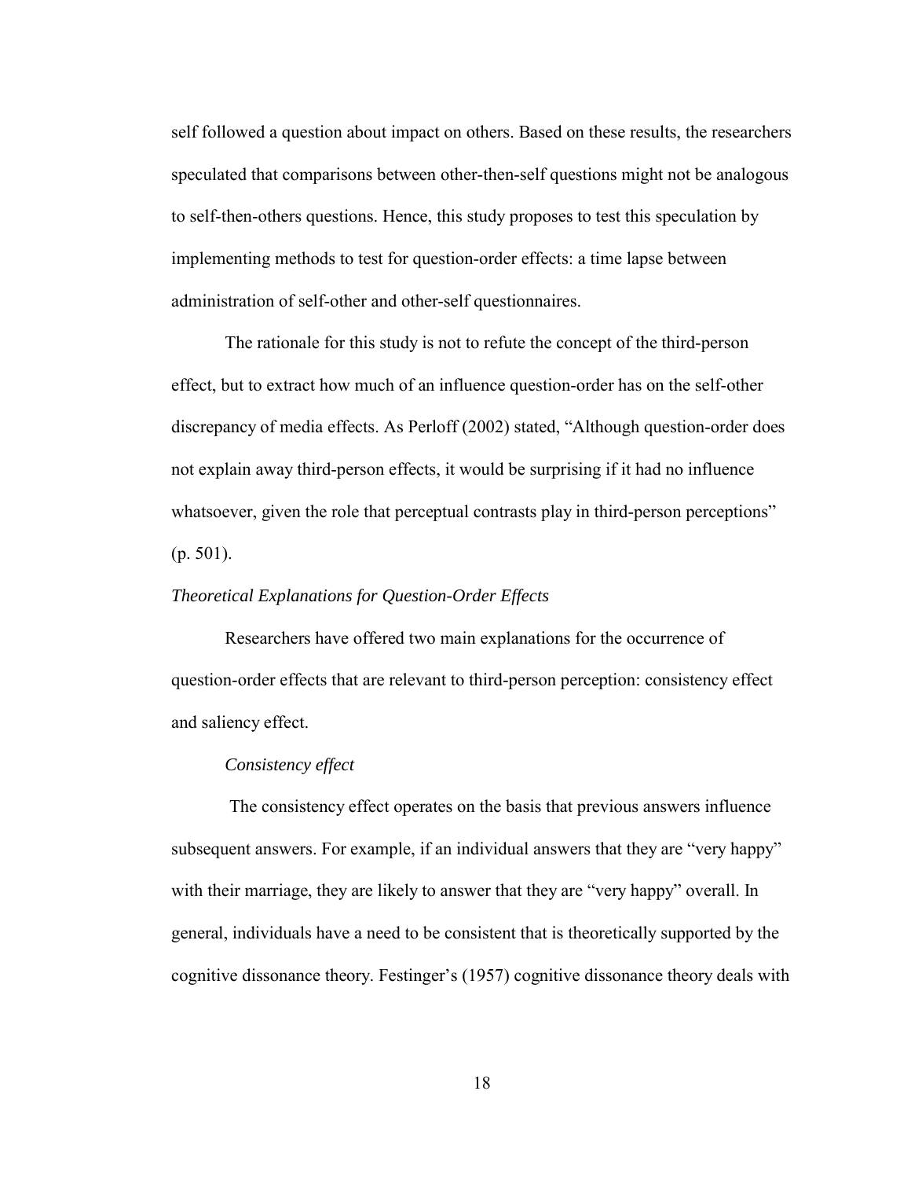self followed a question about impact on others. Based on these results, the researchers speculated that comparisons between other-then-self questions might not be analogous to self-then-others questions. Hence, this study proposes to test this speculation by implementing methods to test for question-order effects: a time lapse between administration of self-other and other-self questionnaires.

The rationale for this study is not to refute the concept of the third-person effect, but to extract how much of an influence question-order has on the self-other discrepancy of media effects. As Perloff (2002) stated, "Although question-order does not explain away third-person effects, it would be surprising if it had no influence whatsoever, given the role that perceptual contrasts play in third-person perceptions" (p. 501).

### *Theoretical Explanations for Question-Order Effects*

Researchers have offered two main explanations for the occurrence of question-order effects that are relevant to third-person perception: consistency effect and saliency effect.

#### *Consistency effect*

The consistency effect operates on the basis that previous answers influence subsequent answers. For example, if an individual answers that they are "very happy" with their marriage, they are likely to answer that they are "very happy" overall. In general, individuals have a need to be consistent that is theoretically supported by the cognitive dissonance theory. Festinger's (1957) cognitive dissonance theory deals with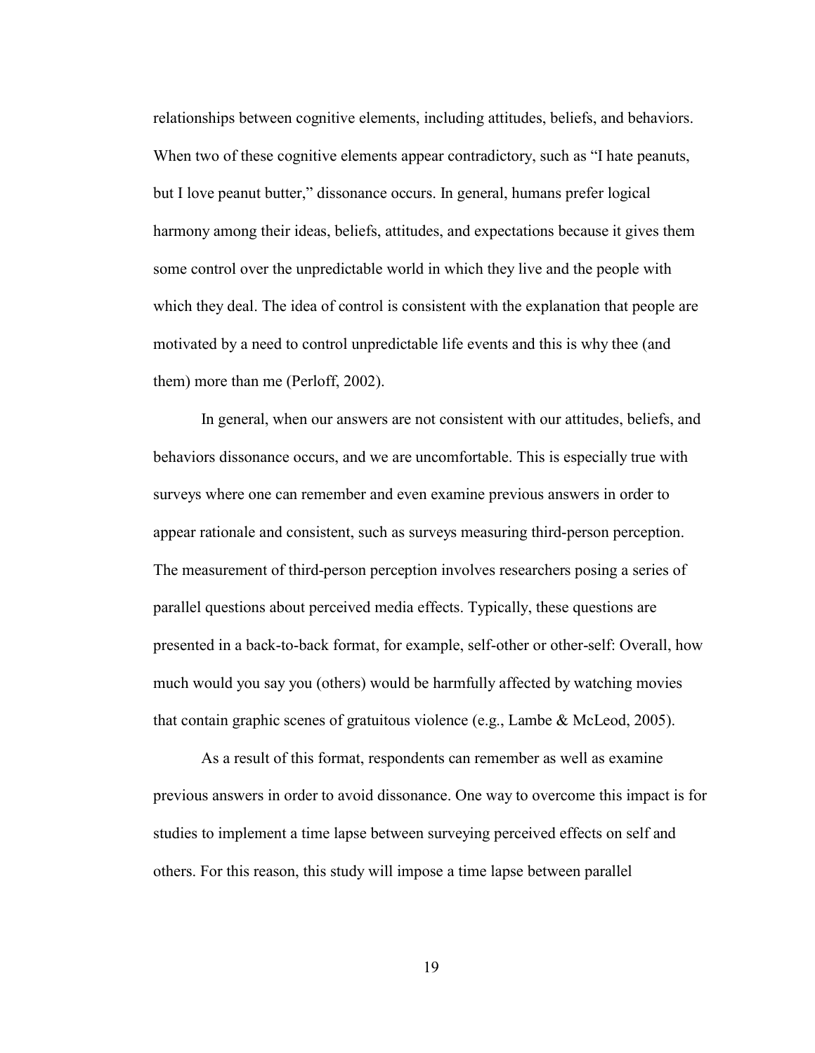relationships between cognitive elements, including attitudes, beliefs, and behaviors. When two of these cognitive elements appear contradictory, such as "I hate peanuts, but I love peanut butter," dissonance occurs. In general, humans prefer logical harmony among their ideas, beliefs, attitudes, and expectations because it gives them some control over the unpredictable world in which they live and the people with which they deal. The idea of control is consistent with the explanation that people are motivated by a need to control unpredictable life events and this is why thee (and them) more than me (Perloff, 2002).

In general, when our answers are not consistent with our attitudes, beliefs, and behaviors dissonance occurs, and we are uncomfortable. This is especially true with surveys where one can remember and even examine previous answers in order to appear rationale and consistent, such as surveys measuring third-person perception. The measurement of third-person perception involves researchers posing a series of parallel questions about perceived media effects. Typically, these questions are presented in a back-to-back format, for example, self-other or other-self: Overall, how much would you say you (others) would be harmfully affected by watching movies that contain graphic scenes of gratuitous violence (e.g., Lambe & McLeod, 2005).

As a result of this format, respondents can remember as well as examine previous answers in order to avoid dissonance. One way to overcome this impact is for studies to implement a time lapse between surveying perceived effects on self and others. For this reason, this study will impose a time lapse between parallel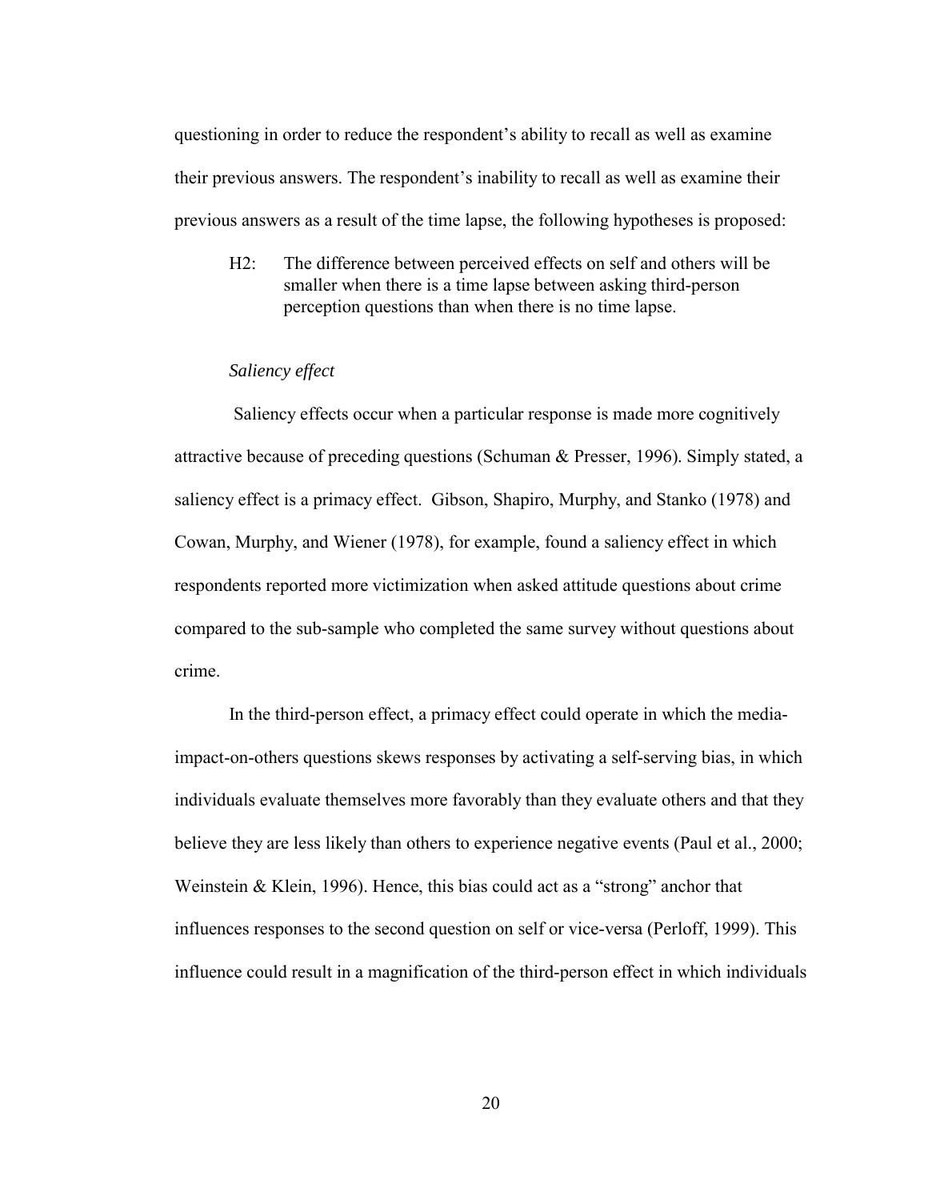questioning in order to reduce the respondent's ability to recall as well as examine their previous answers. The respondent's inability to recall as well as examine their previous answers as a result of the time lapse, the following hypotheses is proposed:

> H2: The difference between perceived effects on self and others will be smaller when there is a time lapse between asking third-person perception questions than when there is no time lapse.

*Saliency effect*

Saliency effects occur when a particular response is made more cognitively attractive because of preceding questions (Schuman & Presser, 1996). Simply stated, a saliency effect is a primacy effect. Gibson, Shapiro, Murphy, and Stanko (1978) and Cowan, Murphy, and Wiener (1978), for example, found a saliency effect in which respondents reported more victimization when asked attitude questions about crime compared to the sub-sample who completed the same survey without questions about crime.

In the third-person effect, a primacy effect could operate in which the media-impact-on-others questions skews responses by activating a self-serving bias, in which individuals evaluate themselves more favorably than they evaluate others and that they believe they are less likely than others to experience negative events (Paul et al., 2000; Weinstein & Klein, 1996). Hence, this bias could act as a "strong" anchor that influences responses to the second question on self or vice-versa (Perloff, 1999). This influence could result in a magnification of the third-person effect in which individuals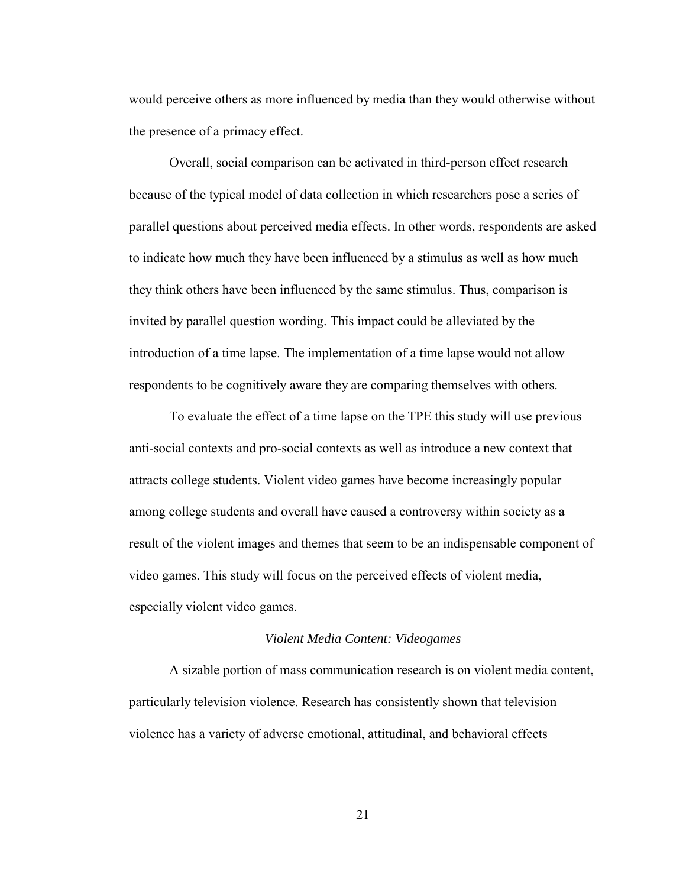would perceive others as more influenced by media than they would otherwise without the presence of a primacy effect.

Overall, social comparison can be activated in third-person effect research because of the typical model of data collection in which researchers pose a series of parallel questions about perceived media effects. In other words, respondents are asked to indicate how much they have been influenced by a stimulus as well as how much they think others have been influenced by the same stimulus. Thus, comparison is invited by parallel question wording. This impact could be alleviated by the introduction of a time lapse. The implementation of a time lapse would not allow respondents to be cognitively aware they are comparing themselves with others.

To evaluate the effect of a time lapse on the TPE this study will use previous anti-social contexts and pro-social contexts as well as introduce a new context that attracts college students. Violent video games have become increasingly popular among college students and overall have caused a controversy within society as a result of the violent images and themes that seem to be an indispensable component of video games. This study will focus on the perceived effects of violent media, especially violent video games.

### *Violent Media Content: Videogames*

A sizable portion of mass communication research is on violent media content, particularly television violence. Research has consistently shown that television violence has a variety of adverse emotional, attitudinal, and behavioral effects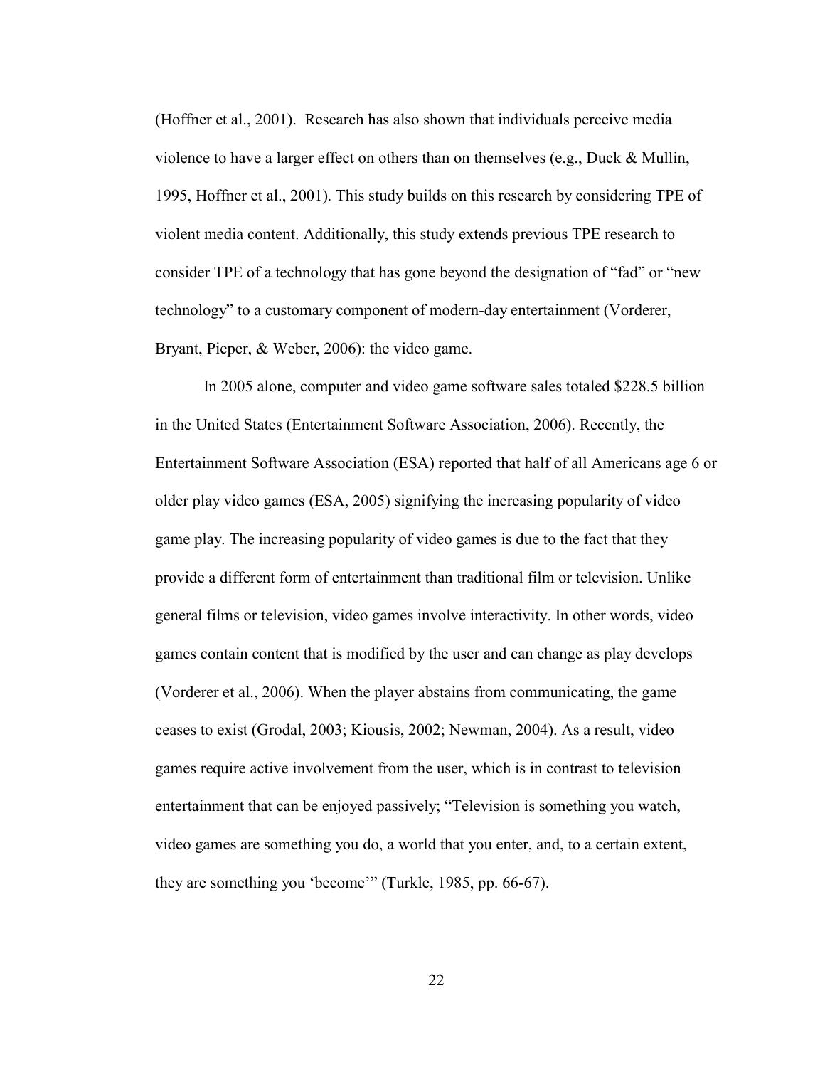(Hoffner et al., 2001). Research has also shown that individuals perceive media violence to have a larger effect on others than on themselves (e.g., Duck & Mullin, 1995, Hoffner et al., 2001). This study builds on this research by considering TPE of violent media content. Additionally, this study extends previous TPE research to consider TPE of a technology that has gone beyond the designation of "fad" or "new technology" to a customary component of modern-day entertainment (Vorderer, Bryant, Pieper, & Weber, 2006): the video game.

In 2005 alone, computer and video game software sales totaled $228.5 billion in the United States (Entertainment Software Association, 2006). Recently, the Entertainment Software Association (ESA) reported that half of all Americans age 6 or older play video games (ESA, 2005) signifying the increasing popularity of video game play. The increasing popularity of video games is due to the fact that they provide a different form of entertainment than traditional film or television. Unlike general films or television, video games involve interactivity. In other words, video games contain content that is modified by the user and can change as play develops (Vorderer et al., 2006). When the player abstains from communicating, the game ceases to exist (Grodal, 2003; Kiousis, 2002; Newman, 2004). As a result, video games require active involvement from the user, which is in contrast to television entertainment that can be enjoyed passively; "Television is something you watch, video games are something you do, a world that you enter, and, to a certain extent, they are something you 'become'" (Turkle, 1985, pp. 66-67).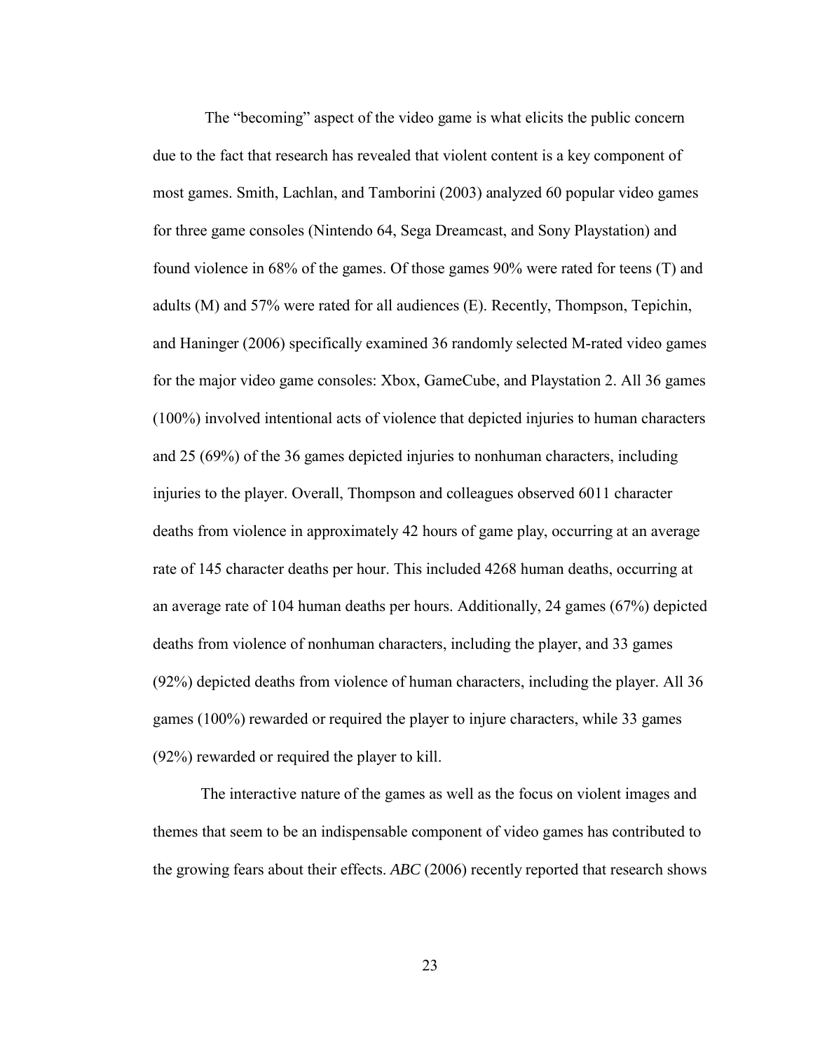The "becoming" aspect of the video game is what elicits the public concern due to the fact that research has revealed that violent content is a key component of most games. Smith, Lachlan, and Tamborini (2003) analyzed 60 popular video games for three game consoles (Nintendo 64, Sega Dreamcast, and Sony Playstation) and found violence in 68% of the games. Of those games 90% were rated for teens (T) and adults (M) and 57% were rated for all audiences (E). Recently, Thompson, Tepichin, and Haninger (2006) specifically examined 36 randomly selected M-rated video games for the major video game consoles: Xbox, GameCube, and Playstation 2. All 36 games (100%) involved intentional acts of violence that depicted injuries to human characters and 25 (69%) of the 36 games depicted injuries to nonhuman characters, including injuries to the player. Overall, Thompson and colleagues observed 6011 character deaths from violence in approximately 42 hours of game play, occurring at an average rate of 145 character deaths per hour. This included 4268 human deaths, occurring at an average rate of 104 human deaths per hours. Additionally, 24 games (67%) depicted deaths from violence of nonhuman characters, including the player, and 33 games (92%) depicted deaths from violence of human characters, including the player. All 36 games (100%) rewarded or required the player to injure characters, while 33 games (92%) rewarded or required the player to kill.

The interactive nature of the games as well as the focus on violent images and themes that seem to be an indispensable component of video games has contributed to the growing fears about their effects. *ABC* (2006) recently reported that research shows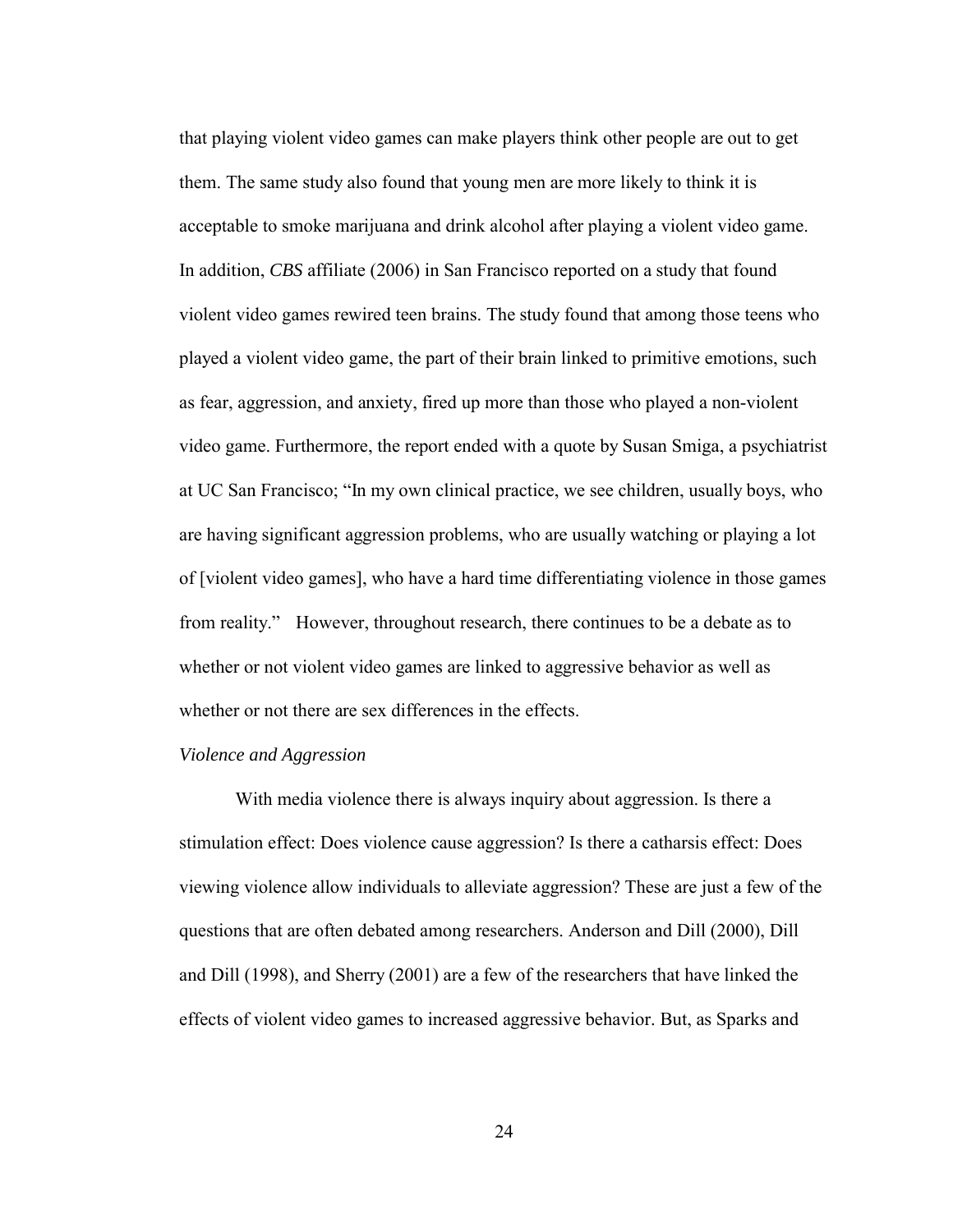that playing violent video games can make players think other people are out to get them. The same study also found that young men are more likely to think it is acceptable to smoke marijuana and drink alcohol after playing a violent video game. In addition, *CBS* affiliate (2006) in San Francisco reported on a study that found violent video games rewired teen brains. The study found that among those teens who played a violent video game, the part of their brain linked to primitive emotions, such as fear, aggression, and anxiety, fired up more than those who played a non-violent video game. Furthermore, the report ended with a quote by Susan Smiga, a psychiatrist at UC San Francisco; "In my own clinical practice, we see children, usually boys, who are having significant aggression problems, who are usually watching or playing a lot of [violent video games], who have a hard time differentiating violence in those games from reality." However, throughout research, there continues to be a debate as to whether or not violent video games are linked to aggressive behavior as well as whether or not there are sex differences in the effects.

*Violence and Aggression*

With media violence there is always inquiry about aggression. Is there a stimulation effect: Does violence cause aggression? Is there a catharsis effect: Does viewing violence allow individuals to alleviate aggression? These are just a few of the questions that are often debated among researchers. Anderson and Dill (2000), Dill and Dill (1998), and Sherry (2001) are a few of the researchers that have linked the effects of violent video games to increased aggressive behavior. But, as Sparks and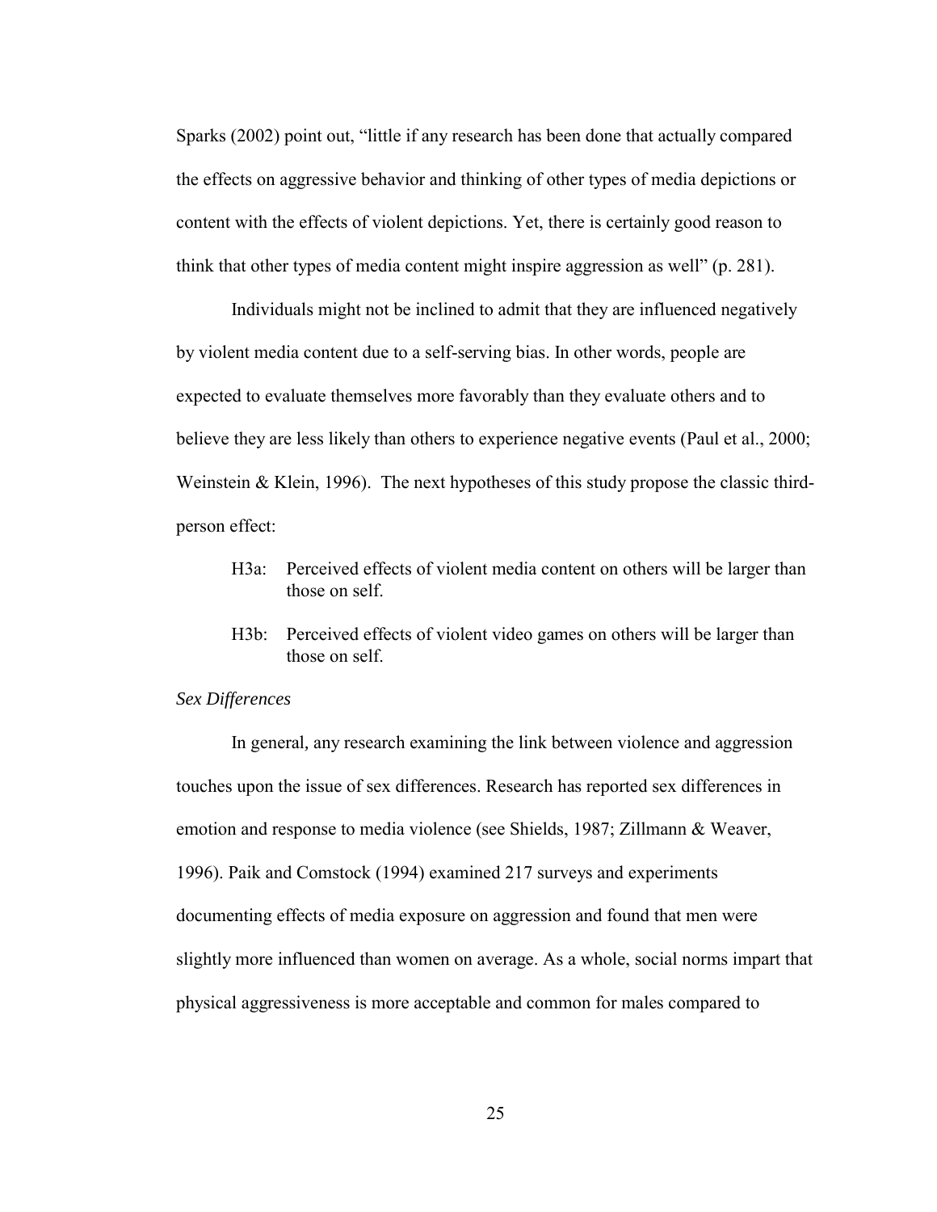Sparks (2002) point out, "little if any research has been done that actually compared the effects on aggressive behavior and thinking of other types of media depictions or content with the effects of violent depictions. Yet, there is certainly good reason to think that other types of media content might inspire aggression as well" (p. 281).

Individuals might not be inclined to admit that they are influenced negatively by violent media content due to a self-serving bias. In other words, people are expected to evaluate themselves more favorably than they evaluate others and to believe they are less likely than others to experience negative events (Paul et al., 2000; Weinstein & Klein, 1996). The next hypotheses of this study propose the classic third-person effect:

H3a: Perceived effects of violent media content on others will be larger than those on self.

H3b: Perceived effects of violent video games on others will be larger than those on self.

*Sex Differences*

In general, any research examining the link between violence and aggression touches upon the issue of sex differences. Research has reported sex differences in emotion and response to media violence (see Shields, 1987; Zillmann & Weaver, 1996). Paik and Comstock (1994) examined 217 surveys and experiments documenting effects of media exposure on aggression and found that men were slightly more influenced than women on average. As a whole, social norms impart that physical aggressiveness is more acceptable and common for males compared to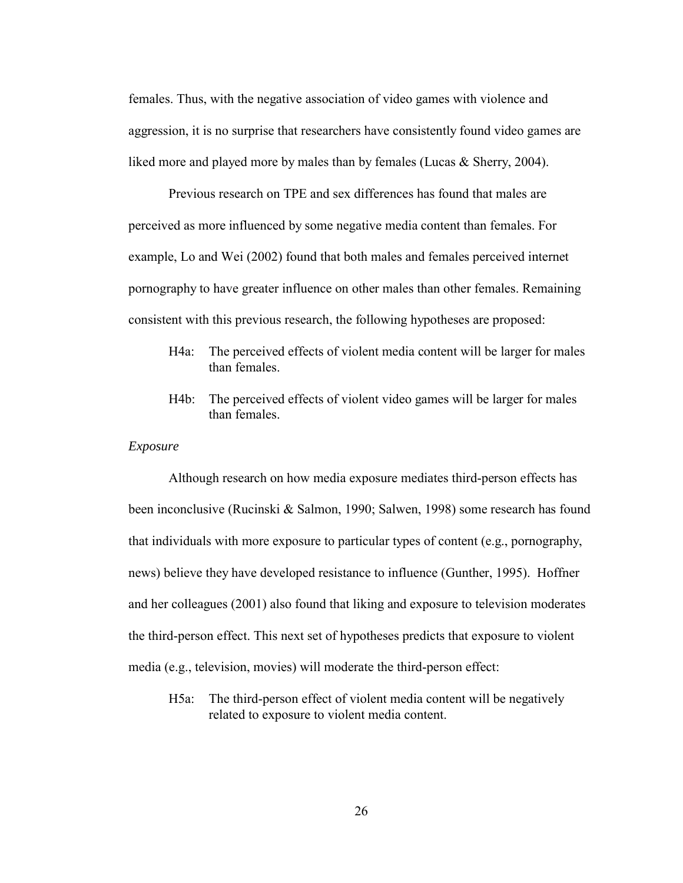females. Thus, with the negative association of video games with violence and aggression, it is no surprise that researchers have consistently found video games are liked more and played more by males than by females (Lucas & Sherry, 2004).

Previous research on TPE and sex differences has found that males are perceived as more influenced by some negative media content than females. For example, Lo and Wei (2002) found that both males and females perceived internet pornography to have greater influence on other males than other females. Remaining consistent with this previous research, the following hypotheses are proposed:

> H4a: The perceived effects of violent media content will be larger for males than females.
>
> H4b: The perceived effects of violent video games will be larger for males than females.

*Exposure*

Although research on how media exposure mediates third-person effects has been inconclusive (Rucinski & Salmon, 1990; Salwen, 1998) some research has found that individuals with more exposure to particular types of content (e.g., pornography, news) believe they have developed resistance to influence (Gunther, 1995). Hoffner and her colleagues (2001) also found that liking and exposure to television moderates the third-person effect. This next set of hypotheses predicts that exposure to violent media (e.g., television, movies) will moderate the third-person effect:

> H5a: The third-person effect of violent media content will be negatively related to exposure to violent media content.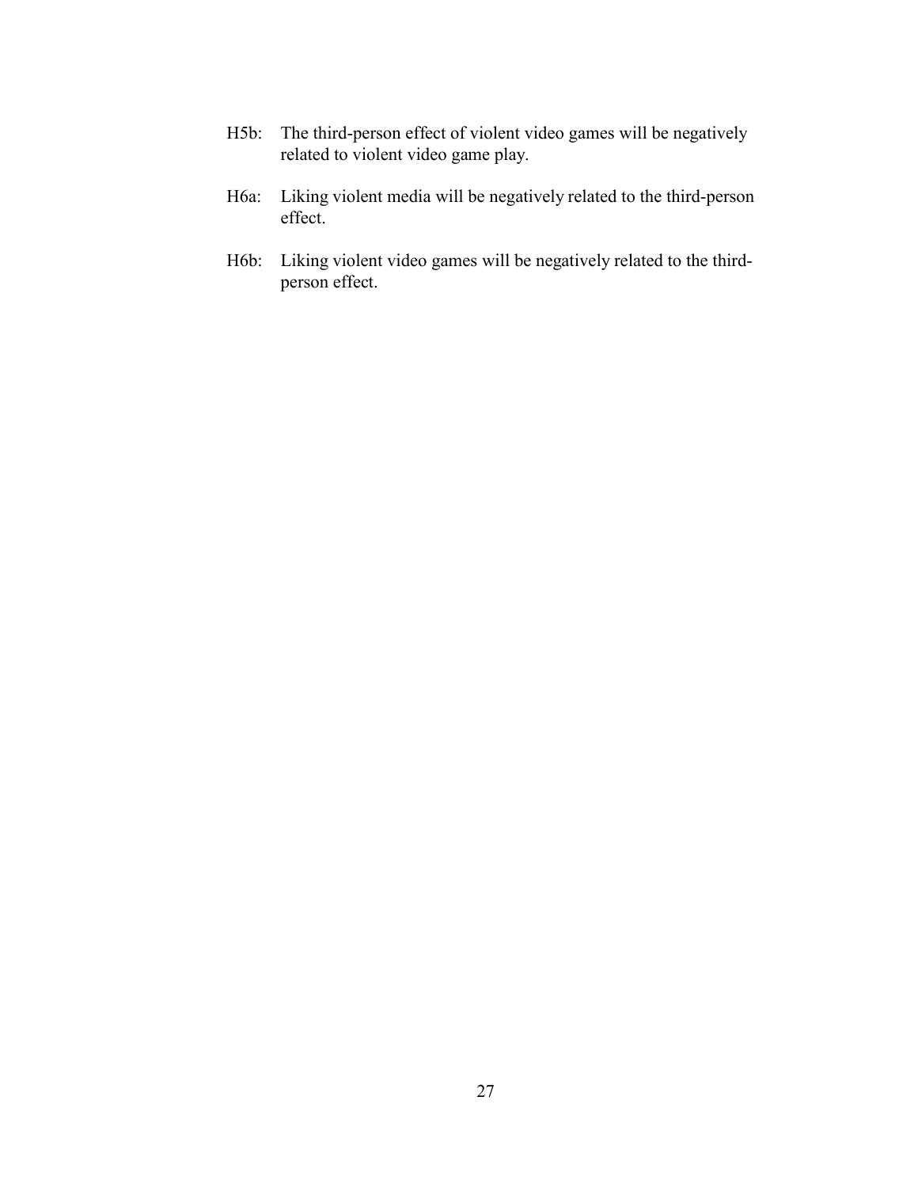H5b: The third-person effect of violent video games will be negatively related to violent video game play.

H6a: Liking violent media will be negatively related to the third-person effect.

H6b: Liking violent video games will be negatively related to the third-person effect.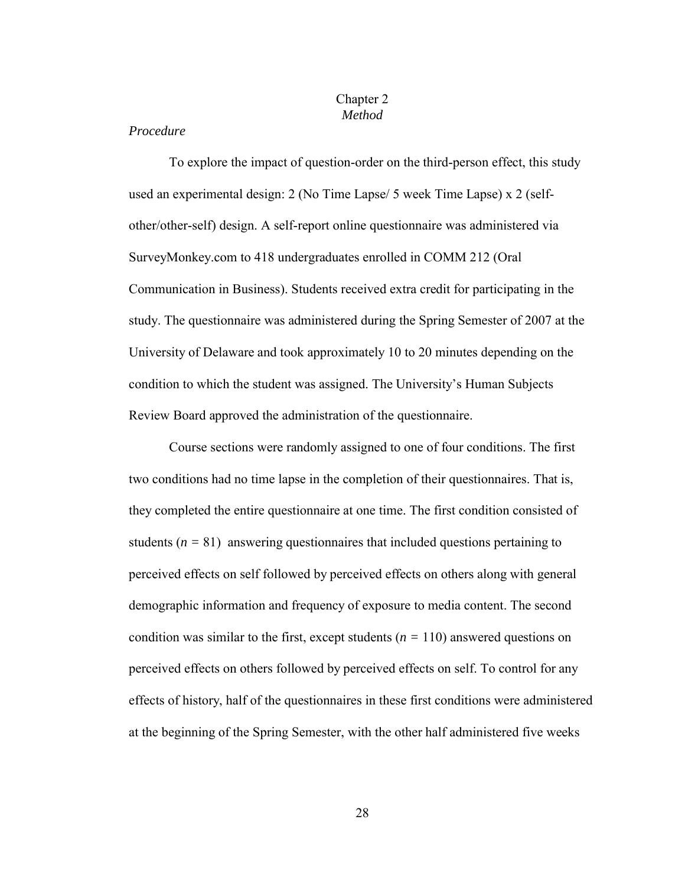# Chapter 2

## *Method*

### *Procedure*

To explore the impact of question-order on the third-person effect, this study used an experimental design: 2 (No Time Lapse/ 5 week Time Lapse) x 2 (self-other/other-self) design. A self-report online questionnaire was administered via SurveyMonkey.com to 418 undergraduates enrolled in COMM 212 (Oral Communication in Business). Students received extra credit for participating in the study. The questionnaire was administered during the Spring Semester of 2007 at the University of Delaware and took approximately 10 to 20 minutes depending on the condition to which the student was assigned. The University's Human Subjects Review Board approved the administration of the questionnaire.

Course sections were randomly assigned to one of four conditions. The first two conditions had no time lapse in the completion of their questionnaires. That is, they completed the entire questionnaire at one time. The first condition consisted of students ($n = 81$) answering questionnaires that included questions pertaining to perceived effects on self followed by perceived effects on others along with general demographic information and frequency of exposure to media content. The second condition was similar to the first, except students ($n = 110$) answered questions on perceived effects on others followed by perceived effects on self. To control for any effects of history, half of the questionnaires in these first conditions were administered at the beginning of the Spring Semester, with the other half administered five weeks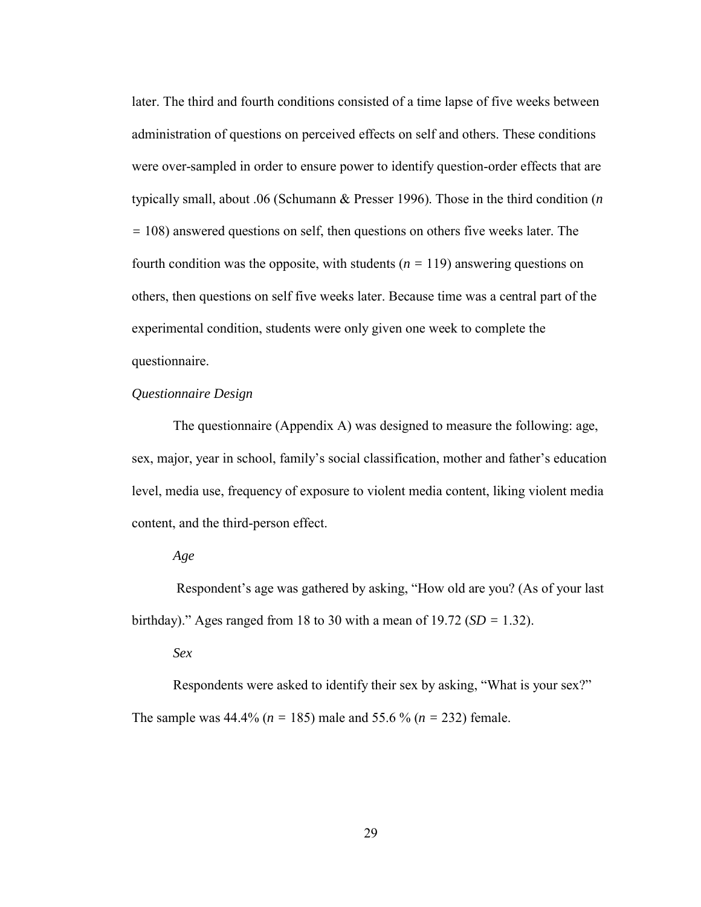later. The third and fourth conditions consisted of a time lapse of five weeks between administration of questions on perceived effects on self and others. These conditions were over-sampled in order to ensure power to identify question-order effects that are typically small, about .06 (Schumann & Presser 1996). Those in the third condition ($n = 108$) answered questions on self, then questions on others five weeks later. The fourth condition was the opposite, with students ($n = 119$) answering questions on others, then questions on self five weeks later. Because time was a central part of the experimental condition, students were only given one week to complete the questionnaire.

### *Questionnaire Design*

The questionnaire (Appendix A) was designed to measure the following: age, sex, major, year in school, family's social classification, mother and father's education level, media use, frequency of exposure to violent media content, liking violent media content, and the third-person effect.

#### *Age*

Respondent's age was gathered by asking, "How old are you? (As of your last birthday)." Ages ranged from 18 to 30 with a mean of 19.72 ($SD = 1.32$).

#### *Sex*

Respondents were asked to identify their sex by asking, "What is your sex?" The sample was 44.4% ($n = 185$) male and 55.6 % ($n = 232$) female.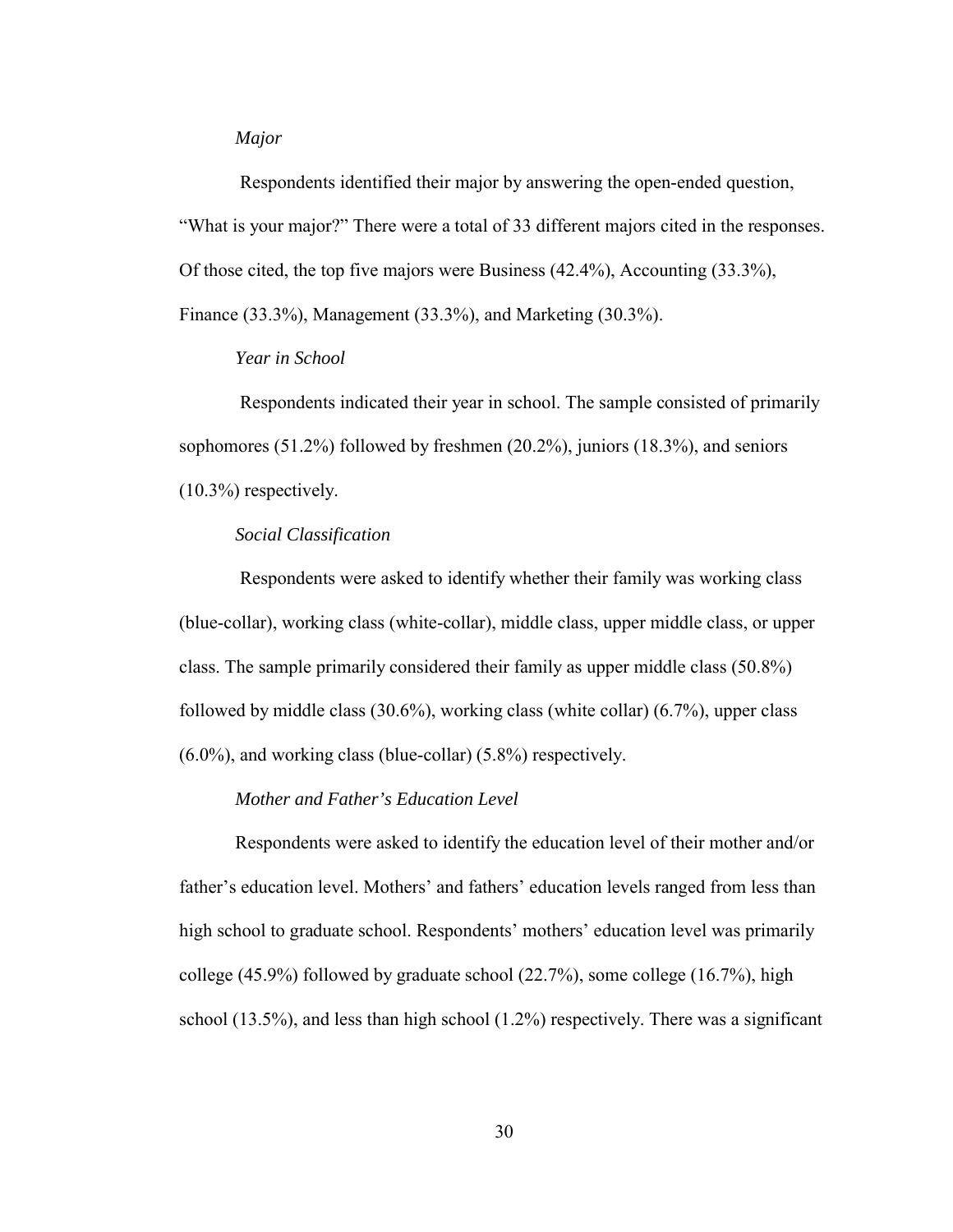*Major*

Respondents identified their major by answering the open-ended question, "What is your major?" There were a total of 33 different majors cited in the responses. Of those cited, the top five majors were Business (42.4%), Accounting (33.3%), Finance (33.3%), Management (33.3%), and Marketing (30.3%).

*Year in School*

Respondents indicated their year in school. The sample consisted of primarily sophomores (51.2%) followed by freshmen (20.2%), juniors (18.3%), and seniors (10.3%) respectively.

*Social Classification*

Respondents were asked to identify whether their family was working class (blue-collar), working class (white-collar), middle class, upper middle class, or upper class. The sample primarily considered their family as upper middle class (50.8%) followed by middle class (30.6%), working class (white collar) (6.7%), upper class (6.0%), and working class (blue-collar) (5.8%) respectively.

*Mother and Father's Education Level*

Respondents were asked to identify the education level of their mother and/or father's education level. Mothers' and fathers' education levels ranged from less than high school to graduate school. Respondents' mothers' education level was primarily college (45.9%) followed by graduate school (22.7%), some college (16.7%), high school (13.5%), and less than high school (1.2%) respectively. There was a significant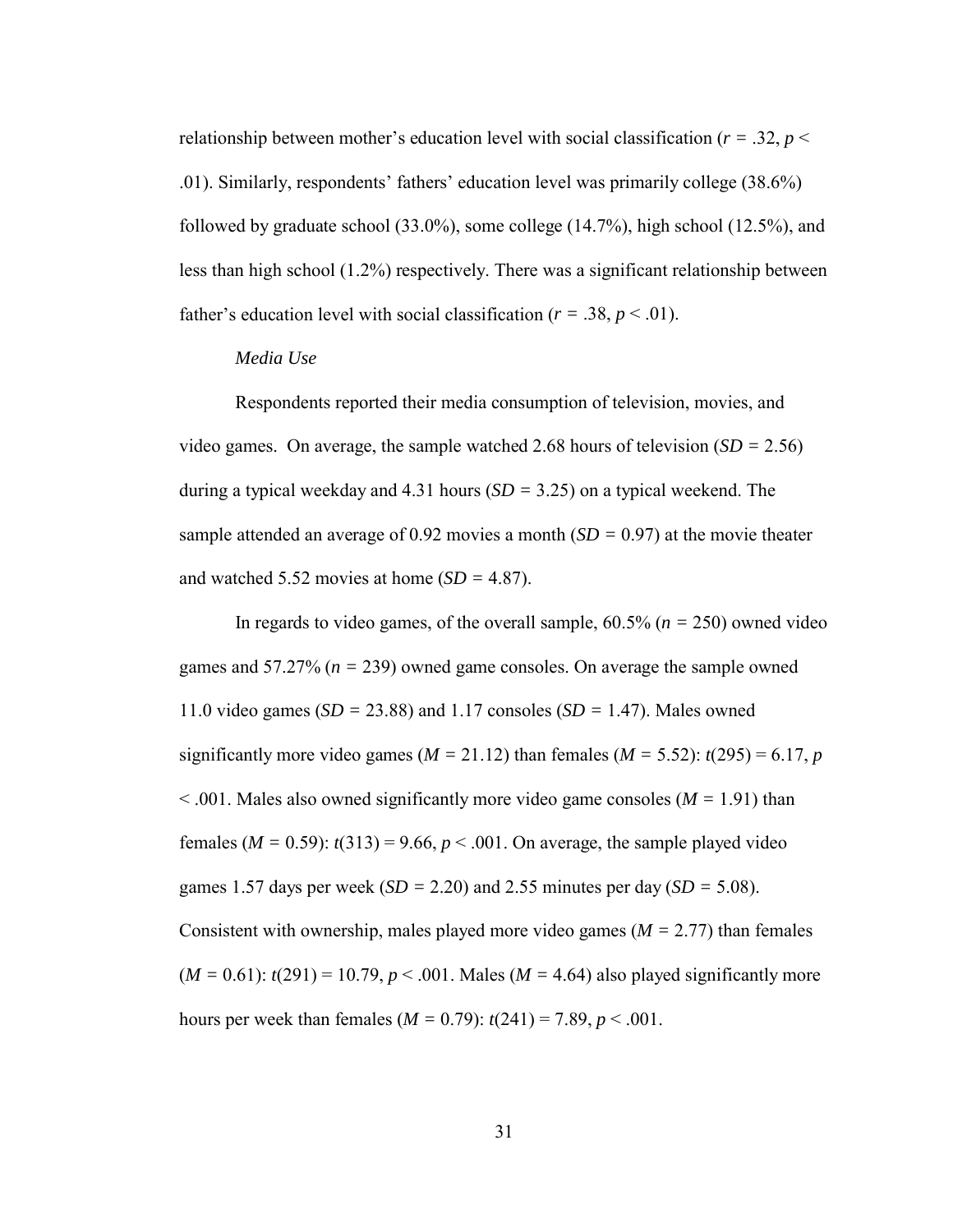relationship between mother's education level with social classification ($r = .32$, $p < .01$). Similarly, respondents' fathers' education level was primarily college (38.6%) followed by graduate school (33.0%), some college (14.7%), high school (12.5%), and less than high school (1.2%) respectively. There was a significant relationship between father's education level with social classification ($r = .38$, $p < .01$).

*Media Use*

Respondents reported their media consumption of television, movies, and video games. On average, the sample watched 2.68 hours of television ($SD = 2.56$) during a typical weekday and 4.31 hours ($SD = 3.25$) on a typical weekend. The sample attended an average of 0.92 movies a month ($SD = 0.97$) at the movie theater and watched 5.52 movies at home ($SD = 4.87$).

In regards to video games, of the overall sample, 60.5% ($n = 250$) owned video games and 57.27% ($n = 239$) owned game consoles. On average the sample owned 11.0 video games ($SD = 23.88$) and 1.17 consoles ($SD = 1.47$). Males owned significantly more video games ($M = 21.12$) than females ($M = 5.52$): $t(295) = 6.17$, $p < .001$. Males also owned significantly more video game consoles ($M = 1.91$) than females ($M = 0.59$): $t(313) = 9.66$, $p < .001$. On average, the sample played video games 1.57 days per week ($SD = 2.20$) and 2.55 minutes per day ($SD = 5.08$). Consistent with ownership, males played more video games ($M = 2.77$) than females ($M = 0.61$): $t(291) = 10.79$, $p < .001$. Males ($M = 4.64$) also played significantly more hours per week than females ($M = 0.79$): $t(241) = 7.89$, $p < .001$.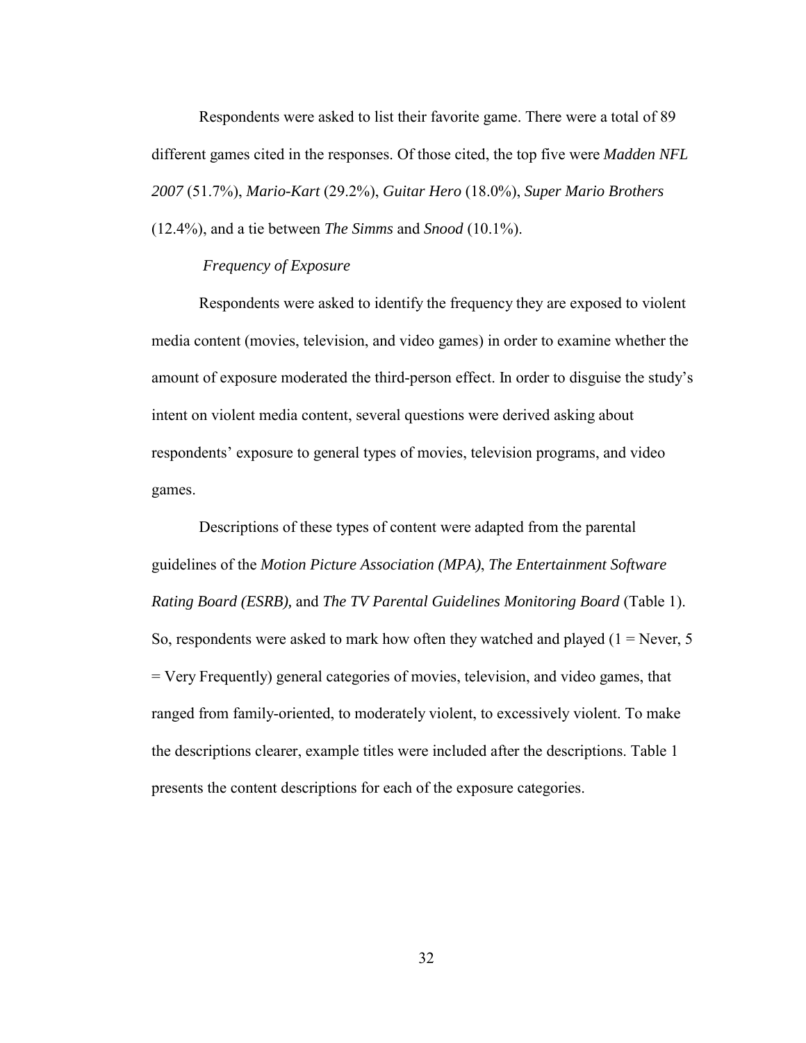Respondents were asked to list their favorite game. There were a total of 89 different games cited in the responses. Of those cited, the top five were *Madden NFL 2007* (51.7%), *Mario-Kart* (29.2%), *Guitar Hero* (18.0%), *Super Mario Brothers* (12.4%), and a tie between *The Simms* and *Snood* (10.1%).

*Frequency of Exposure*

Respondents were asked to identify the frequency they are exposed to violent media content (movies, television, and video games) in order to examine whether the amount of exposure moderated the third-person effect. In order to disguise the study's intent on violent media content, several questions were derived asking about respondents' exposure to general types of movies, television programs, and video games.

Descriptions of these types of content were adapted from the parental guidelines of the *Motion Picture Association (MPA)*, *The Entertainment Software Rating Board (ESRB),* and *The TV Parental Guidelines Monitoring Board* (Table 1). So, respondents were asked to mark how often they watched and played (1 = Never, 5 = Very Frequently) general categories of movies, television, and video games, that ranged from family-oriented, to moderately violent, to excessively violent. To make the descriptions clearer, example titles were included after the descriptions. Table 1 presents the content descriptions for each of the exposure categories.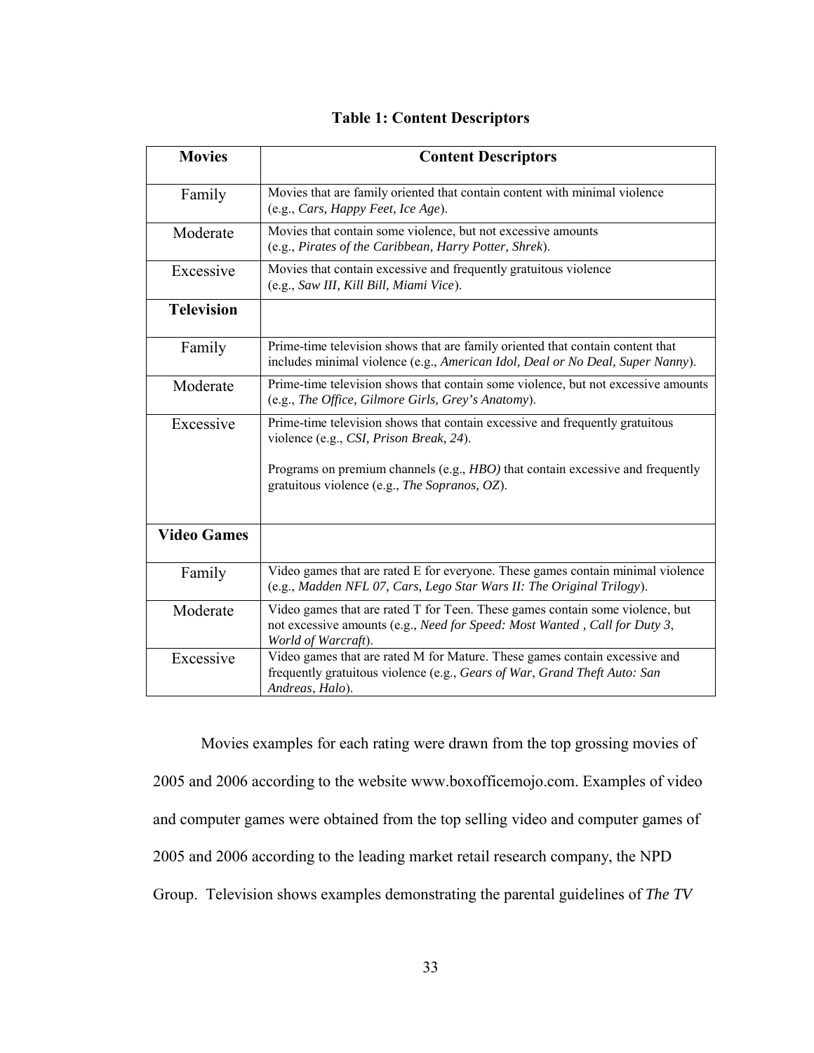**Table 1: Content Descriptors**

| **Movies** | **Content Descriptors** |
|---|---|
| Family | Movies that are family oriented that contain content with minimal violence (e.g., *Cars, Happy Feet, Ice Age*). |
| Moderate | Movies that contain some violence, but not excessive amounts (e.g., *Pirates of the Caribbean, Harry Potter, Shrek*). |
| Excessive | Movies that contain excessive and frequently gratuitous violence (e.g., *Saw III, Kill Bill, Miami Vice*). |
| **Television** | |
| Family | Prime-time television shows that are family oriented that contain content that includes minimal violence (e.g., *American Idol, Deal or No Deal, Super Nanny*). |
| Moderate | Prime-time television shows that contain some violence, but not excessive amounts (e.g., *The Office, Gilmore Girls, Grey's Anatomy*). |
| Excessive | Prime-time television shows that contain excessive and frequently gratuitous violence (e.g., *CSI, Prison Break, 24*). Programs on premium channels (e.g., *HBO)* that contain excessive and frequently gratuitous violence (e.g., *The Sopranos, OZ*). |
| **Video Games** | |
| Family | Video games that are rated E for everyone. These games contain minimal violence (e.g., *Madden NFL 07, Cars, Lego Star Wars II: The Original Trilogy*). |
| Moderate | Video games that are rated T for Teen. These games contain some violence, but not excessive amounts (e.g., *Need for Speed: Most Wanted , Call for Duty 3, World of Warcraft*). |
| Excessive | Video games that are rated M for Mature. These games contain excessive and frequently gratuitous violence (e.g., *Gears of War*, *Grand Theft Auto: San Andreas*, *Halo*). |

Movies examples for each rating were drawn from the top grossing movies of 2005 and 2006 according to the website www.boxofficemojo.com. Examples of video and computer games were obtained from the top selling video and computer games of 2005 and 2006 according to the leading market retail research company, the NPD Group. Television shows examples demonstrating the parental guidelines of *The TV*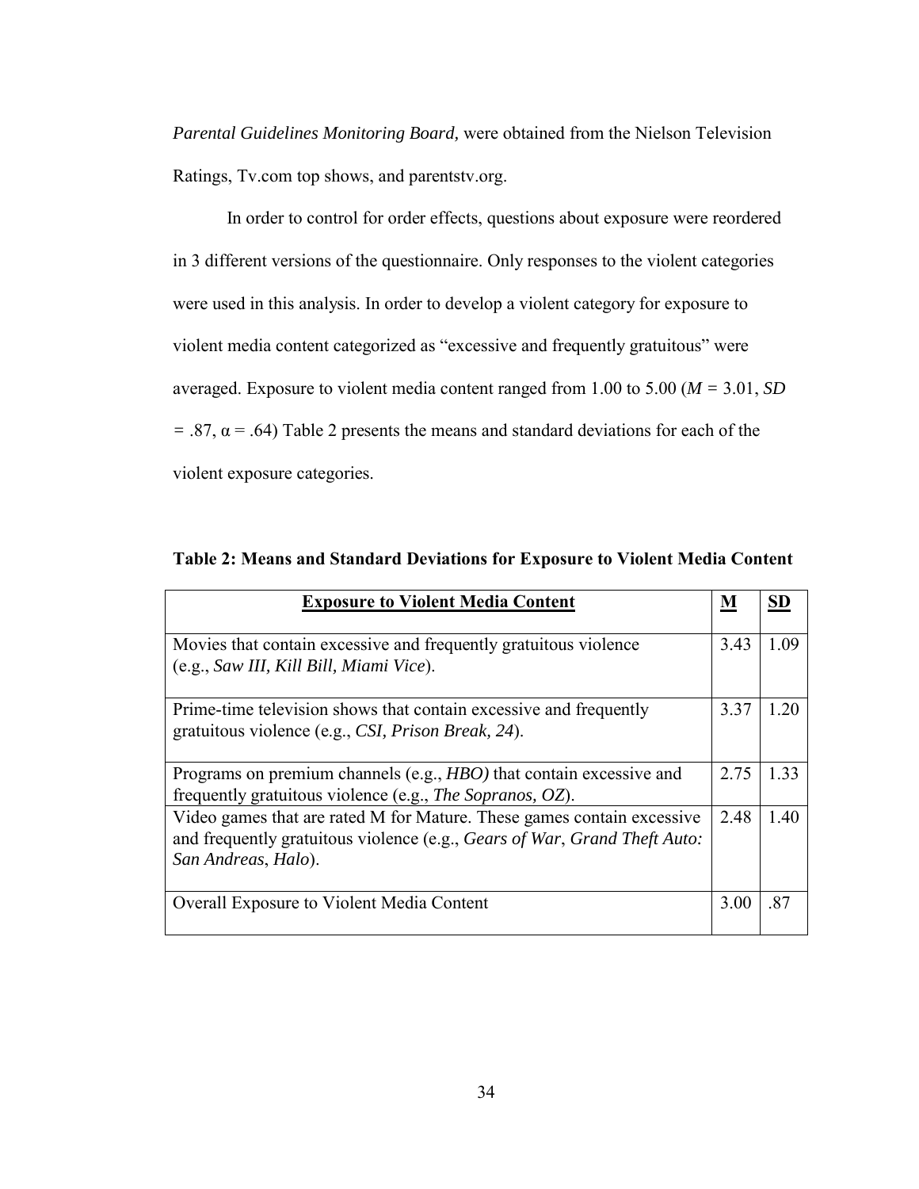*Parental Guidelines Monitoring Board,* were obtained from the Nielson Television Ratings, Tv.com top shows, and parentstv.org.

In order to control for order effects, questions about exposure were reordered in 3 different versions of the questionnaire. Only responses to the violent categories were used in this analysis. In order to develop a violent category for exposure to violent media content categorized as "excessive and frequently gratuitous" were averaged. Exposure to violent media content ranged from 1.00 to 5.00 ($M$ = 3.01, $SD$ = .87, α = .64) Table 2 presents the means and standard deviations for each of the violent exposure categories.

**Table 2: Means and Standard Deviations for Exposure to Violent Media Content**

| Exposure to Violent Media Content | M | SD |
|---|---|---|
| Movies that contain excessive and frequently gratuitous violence (e.g., *Saw III, Kill Bill, Miami Vice*). | 3.43 | 1.09 |
| Prime-time television shows that contain excessive and frequently gratuitous violence (e.g., *CSI, Prison Break, 24*). | 3.37 | 1.20 |
| Programs on premium channels (e.g., *HBO)* that contain excessive and frequently gratuitous violence (e.g., *The Sopranos, OZ*). | 2.75 | 1.33 |
| Video games that are rated M for Mature. These games contain excessive and frequently gratuitous violence (e.g., *Gears of War*, *Grand Theft Auto: San Andreas*, *Halo*). | 2.48 | 1.40 |
| Overall Exposure to Violent Media Content | 3.00 | .87 |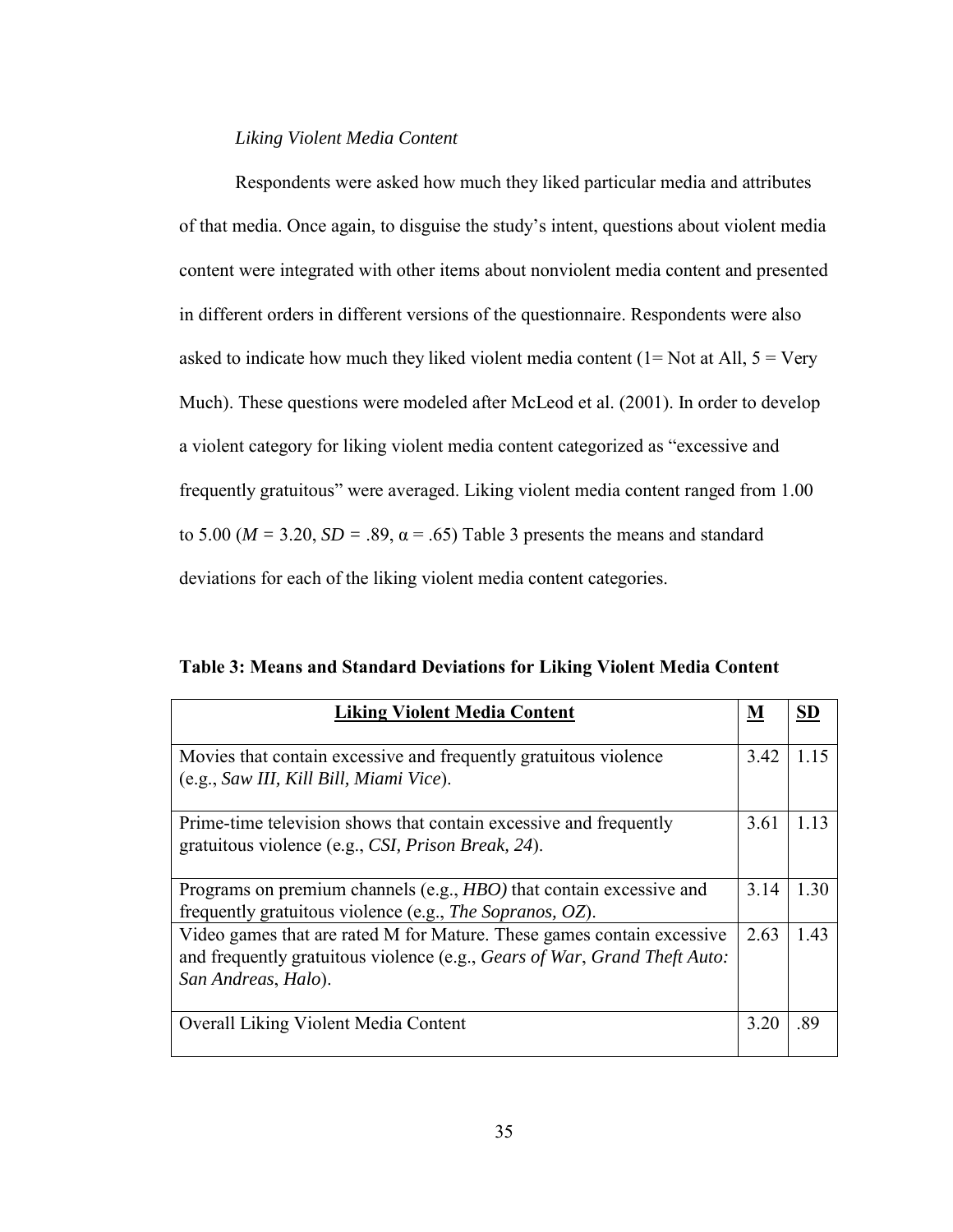*Liking Violent Media Content*

Respondents were asked how much they liked particular media and attributes of that media. Once again, to disguise the study's intent, questions about violent media content were integrated with other items about nonviolent media content and presented in different orders in different versions of the questionnaire. Respondents were also asked to indicate how much they liked violent media content (1= Not at All, 5 = Very Much). These questions were modeled after McLeod et al. (2001). In order to develop a violent category for liking violent media content categorized as "excessive and frequently gratuitous" were averaged. Liking violent media content ranged from 1.00 to 5.00 ($M$ = 3.20, $SD$ = .89, $\alpha$ = .65) Table 3 presents the means and standard deviations for each of the liking violent media content categories.

**Table 3: Means and Standard Deviations for Liking Violent Media Content**

| Liking Violent Media Content | M | SD |
|---|---|---|
| Movies that contain excessive and frequently gratuitous violence (e.g., *Saw III, Kill Bill, Miami Vice*). | 3.42 | 1.15 |
| Prime-time television shows that contain excessive and frequently gratuitous violence (e.g., *CSI, Prison Break, 24*). | 3.61 | 1.13 |
| Programs on premium channels (e.g., *HBO)* that contain excessive and frequently gratuitous violence (e.g., *The Sopranos, OZ*). | 3.14 | 1.30 |
| Video games that are rated M for Mature. These games contain excessive and frequently gratuitous violence (e.g., *Gears of War*, *Grand Theft Auto: San Andreas*, *Halo*). | 2.63 | 1.43 |
| Overall Liking Violent Media Content | 3.20 | .89 |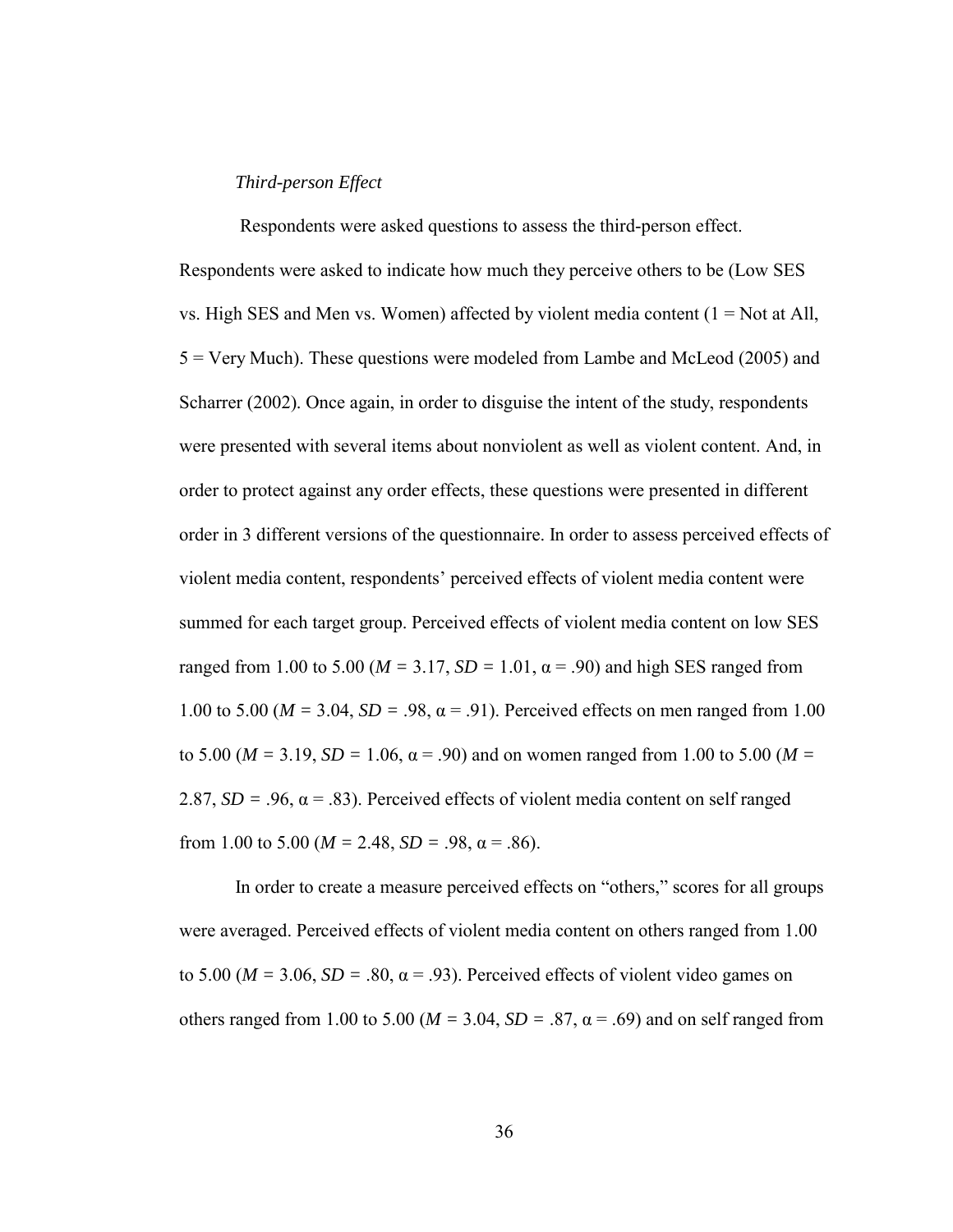*Third-person Effect*

Respondents were asked questions to assess the third-person effect. Respondents were asked to indicate how much they perceive others to be (Low SES vs. High SES and Men vs. Women) affected by violent media content (1 = Not at All, 5 = Very Much). These questions were modeled from Lambe and McLeod (2005) and Scharrer (2002). Once again, in order to disguise the intent of the study, respondents were presented with several items about nonviolent as well as violent content. And, in order to protect against any order effects, these questions were presented in different order in 3 different versions of the questionnaire. In order to assess perceived effects of violent media content, respondents' perceived effects of violent media content were summed for each target group. Perceived effects of violent media content on low SES ranged from 1.00 to 5.00 ($M$ = 3.17, $SD$ = 1.01, α = .90) and high SES ranged from 1.00 to 5.00 ($M$ = 3.04, $SD$ = .98, α = .91). Perceived effects on men ranged from 1.00 to 5.00 ($M$ = 3.19, $SD$ = 1.06, α = .90) and on women ranged from 1.00 to 5.00 ($M$ = 2.87, $SD$ = .96, α = .83). Perceived effects of violent media content on self ranged from 1.00 to 5.00 ($M$ = 2.48, $SD$ = .98, α = .86).

In order to create a measure perceived effects on "others," scores for all groups were averaged. Perceived effects of violent media content on others ranged from 1.00 to 5.00 ($M$ = 3.06, $SD$ = .80, α = .93). Perceived effects of violent video games on others ranged from 1.00 to 5.00 ($M$ = 3.04, $SD$ = .87, α = .69) and on self ranged from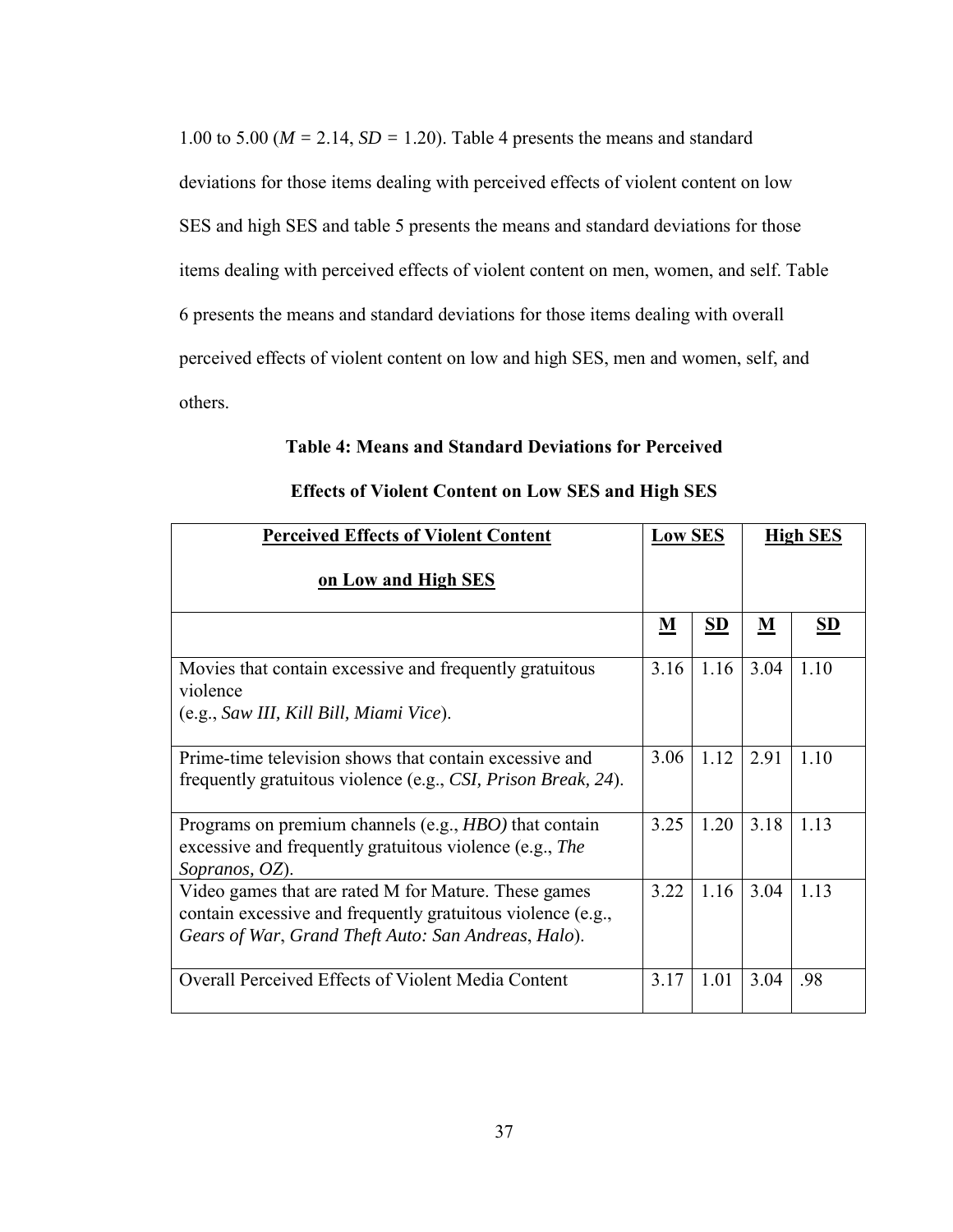1.00 to 5.00 (*M* = 2.14, *SD* = 1.20). Table 4 presents the means and standard deviations for those items dealing with perceived effects of violent content on low SES and high SES and table 5 presents the means and standard deviations for those items dealing with perceived effects of violent content on men, women, and self. Table 6 presents the means and standard deviations for those items dealing with overall perceived effects of violent content on low and high SES, men and women, self, and others.

**Table 4: Means and Standard Deviations for Perceived Effects of Violent Content on Low SES and High SES**

| Perceived Effects of Violent Content on Low and High SES | Low SES | | High SES | |
|---|---|---|---|---|
| | M | SD | M | SD |
| Movies that contain excessive and frequently gratuitous violence (e.g., *Saw III, Kill Bill, Miami Vice*). | 3.16 | 1.16 | 3.04 | 1.10 |
| Prime-time television shows that contain excessive and frequently gratuitous violence (e.g., *CSI, Prison Break, 24*). | 3.06 | 1.12 | 2.91 | 1.10 |
| Programs on premium channels (e.g., *HBO)* that contain excessive and frequently gratuitous violence (e.g., *The Sopranos, OZ*). | 3.25 | 1.20 | 3.18 | 1.13 |
| Video games that are rated M for Mature. These games contain excessive and frequently gratuitous violence (e.g., *Gears of War*, *Grand Theft Auto: San Andreas*, *Halo*). | 3.22 | 1.16 | 3.04 | 1.13 |
| Overall Perceived Effects of Violent Media Content | 3.17 | 1.01 | 3.04 | .98 |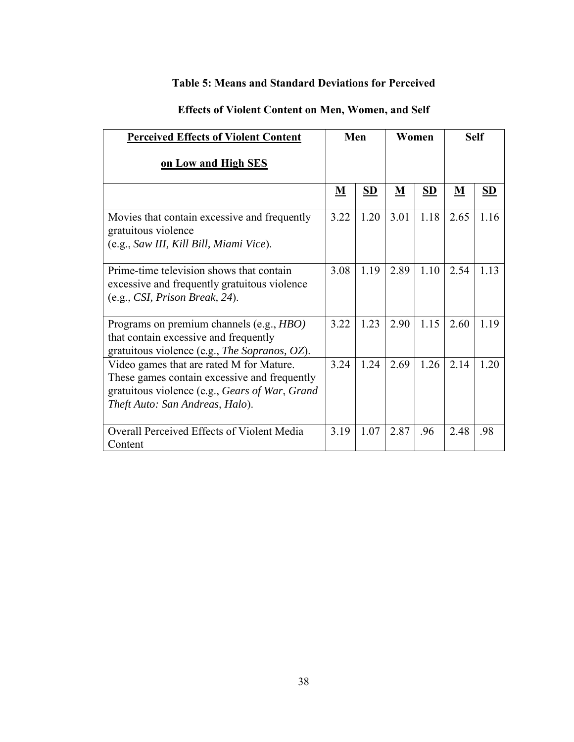**Table 5: Means and Standard Deviations for Perceived**

**Effects of Violent Content on Men, Women, and Self**

| **Perceived Effects of Violent Content on Low and High SES** | **Men** | | **Women** | | **Self** | |
|---|---|---|---|---|---|---|
| | **M** | **SD** | **M** | **SD** | **M** | **SD** |
| Movies that contain excessive and frequently gratuitous violence (e.g., *Saw III, Kill Bill, Miami Vice*). | 3.22 | 1.20 | 3.01 | 1.18 | 2.65 | 1.16 |
| Prime-time television shows that contain excessive and frequently gratuitous violence (e.g., *CSI, Prison Break, 24*). | 3.08 | 1.19 | 2.89 | 1.10 | 2.54 | 1.13 |
| Programs on premium channels (e.g., *HBO)* that contain excessive and frequently gratuitous violence (e.g., *The Sopranos, OZ*). | 3.22 | 1.23 | 2.90 | 1.15 | 2.60 | 1.19 |
| Video games that are rated M for Mature. These games contain excessive and frequently gratuitous violence (e.g., *Gears of War*, *Grand Theft Auto: San Andreas*, *Halo*). | 3.24 | 1.24 | 2.69 | 1.26 | 2.14 | 1.20 |
| Overall Perceived Effects of Violent Media Content | 3.19 | 1.07 | 2.87 | .96 | 2.48 | .98 |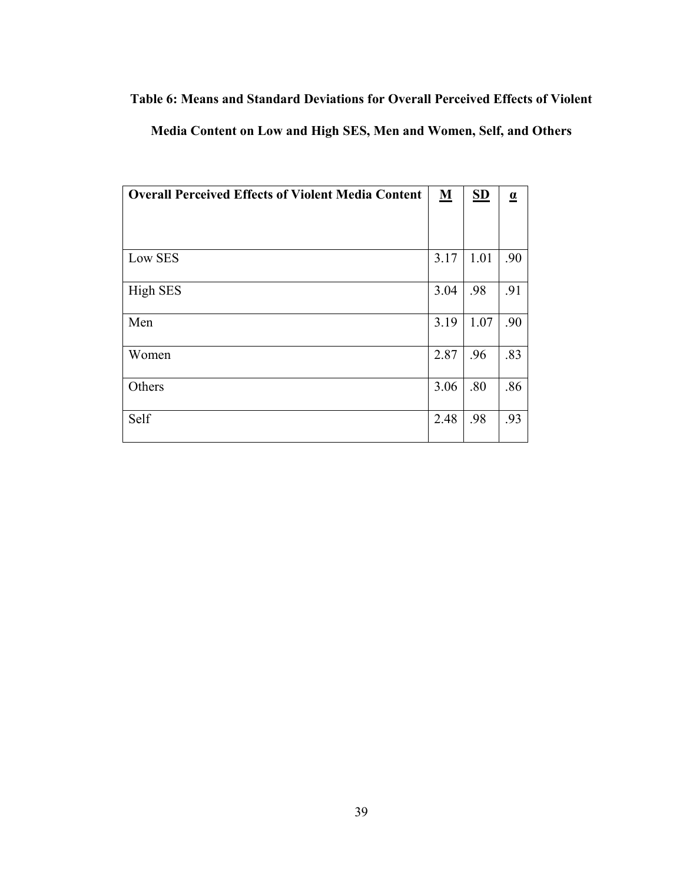**Table 6: Means and Standard Deviations for Overall Perceived Effects of Violent Media Content on Low and High SES, Men and Women, Self, and Others**

| Overall Perceived Effects of Violent Media Content | M | SD | α |
|---|---|---|---|
| Low SES | 3.17 | 1.01 | .90 |
| High SES | 3.04 | .98 | .91 |
| Men | 3.19 | 1.07 | .90 |
| Women | 2.87 | .96 | .83 |
| Others | 3.06 | .80 | .86 |
| Self | 2.48 | .98 | .93 |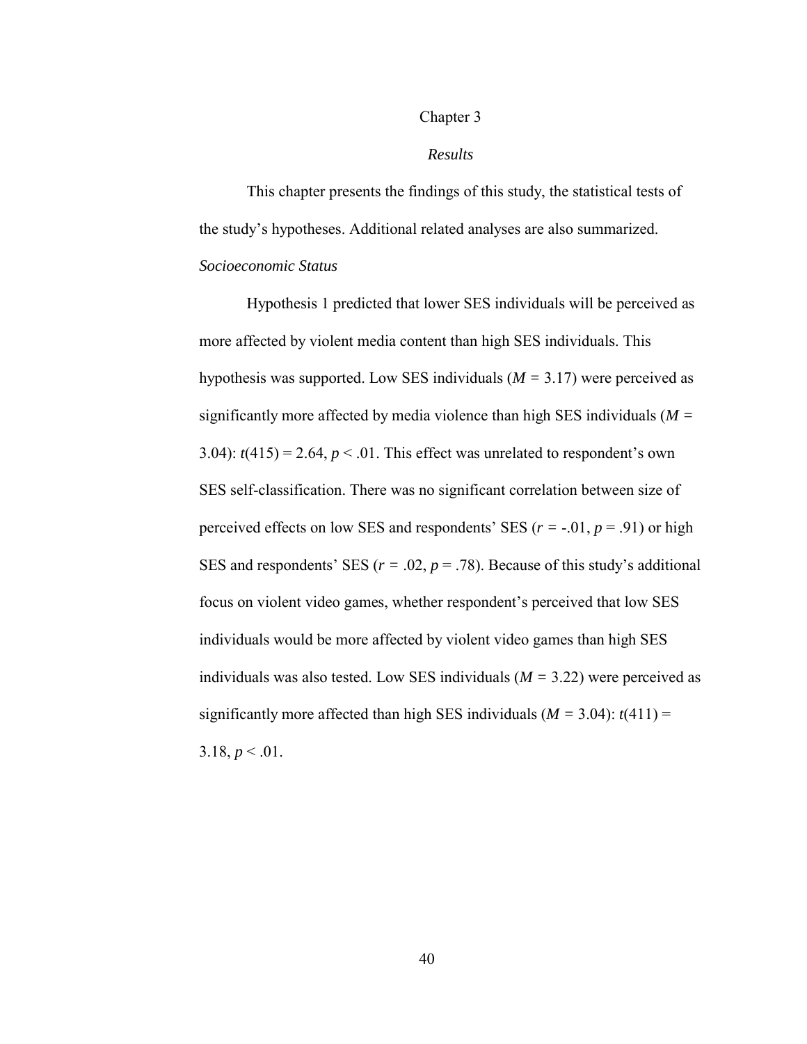# Chapter 3

## *Results*

This chapter presents the findings of this study, the statistical tests of the study's hypotheses. Additional related analyses are also summarized.

### *Socioeconomic Status*

Hypothesis 1 predicted that lower SES individuals will be perceived as more affected by violent media content than high SES individuals. This hypothesis was supported. Low SES individuals ($M = 3.17$) were perceived as significantly more affected by media violence than high SES individuals ($M = 3.04$): $t(415) = 2.64$, $p < .01$. This effect was unrelated to respondent's own SES self-classification. There was no significant correlation between size of perceived effects on low SES and respondents' SES ($r = -.01$, $p = .91$) or high SES and respondents' SES ($r = .02$, $p = .78$). Because of this study's additional focus on violent video games, whether respondent's perceived that low SES individuals would be more affected by violent video games than high SES individuals was also tested. Low SES individuals ($M = 3.22$) were perceived as significantly more affected than high SES individuals ($M = 3.04$): $t(411) = 3.18$, $p < .01$.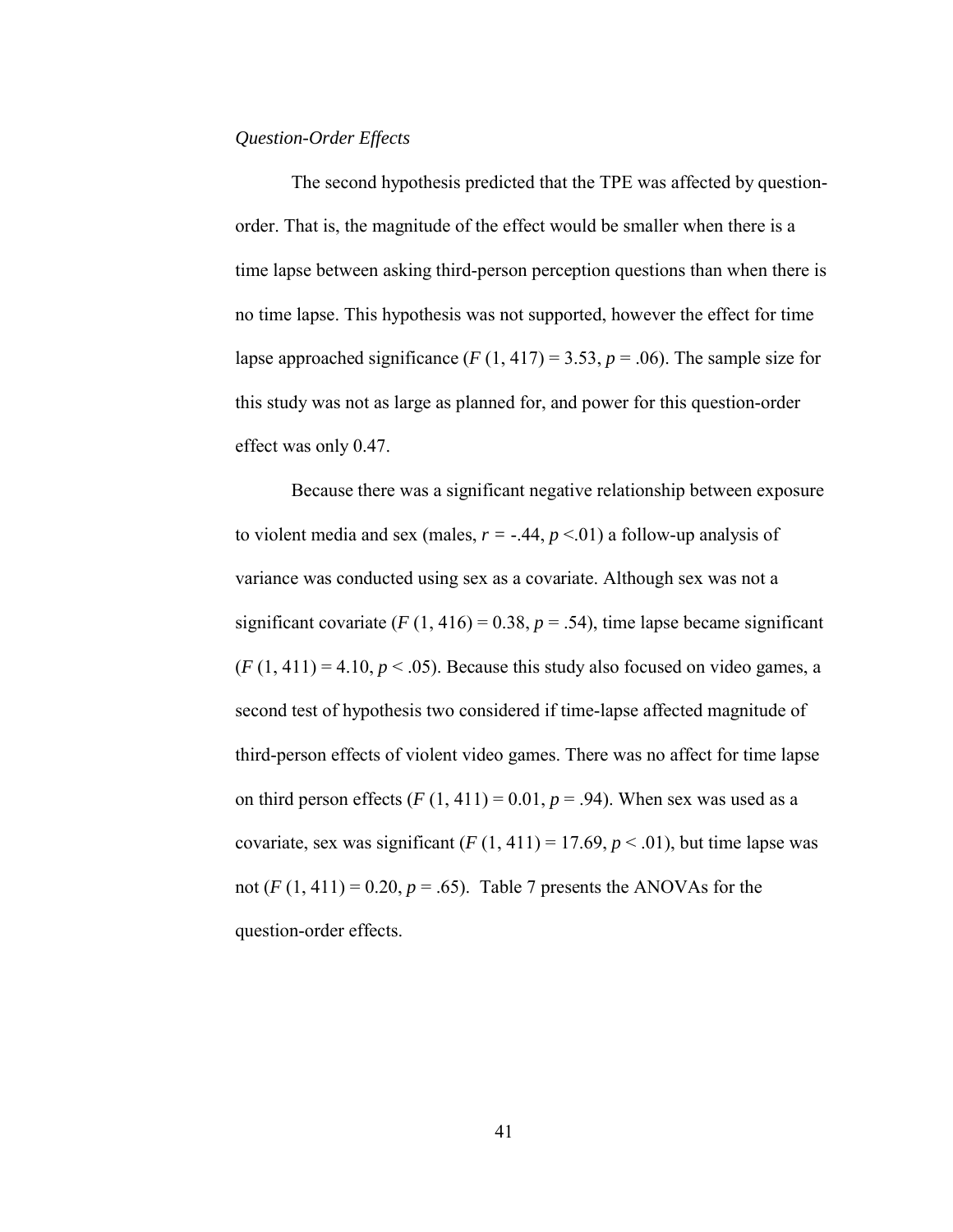*Question-Order Effects*

The second hypothesis predicted that the TPE was affected by question-order. That is, the magnitude of the effect would be smaller when there is a time lapse between asking third-person perception questions than when there is no time lapse. This hypothesis was not supported, however the effect for time lapse approached significance ($F$ (1, 417) = 3.53, $p$ = .06). The sample size for this study was not as large as planned for, and power for this question-order effect was only 0.47.

Because there was a significant negative relationship between exposure to violent media and sex (males, $r$ = -.44, $p$ <.01) a follow-up analysis of variance was conducted using sex as a covariate. Although sex was not a significant covariate ($F$ (1, 416) = 0.38, $p$ = .54), time lapse became significant ($F$ (1, 411) = 4.10, $p$ < .05). Because this study also focused on video games, a second test of hypothesis two considered if time-lapse affected magnitude of third-person effects of violent video games. There was no affect for time lapse on third person effects ($F$ (1, 411) = 0.01, $p$ = .94). When sex was used as a covariate, sex was significant ($F$ (1, 411) = 17.69, $p$ < .01), but time lapse was not ($F$ (1, 411) = 0.20, $p$ = .65). Table 7 presents the ANOVAs for the question-order effects.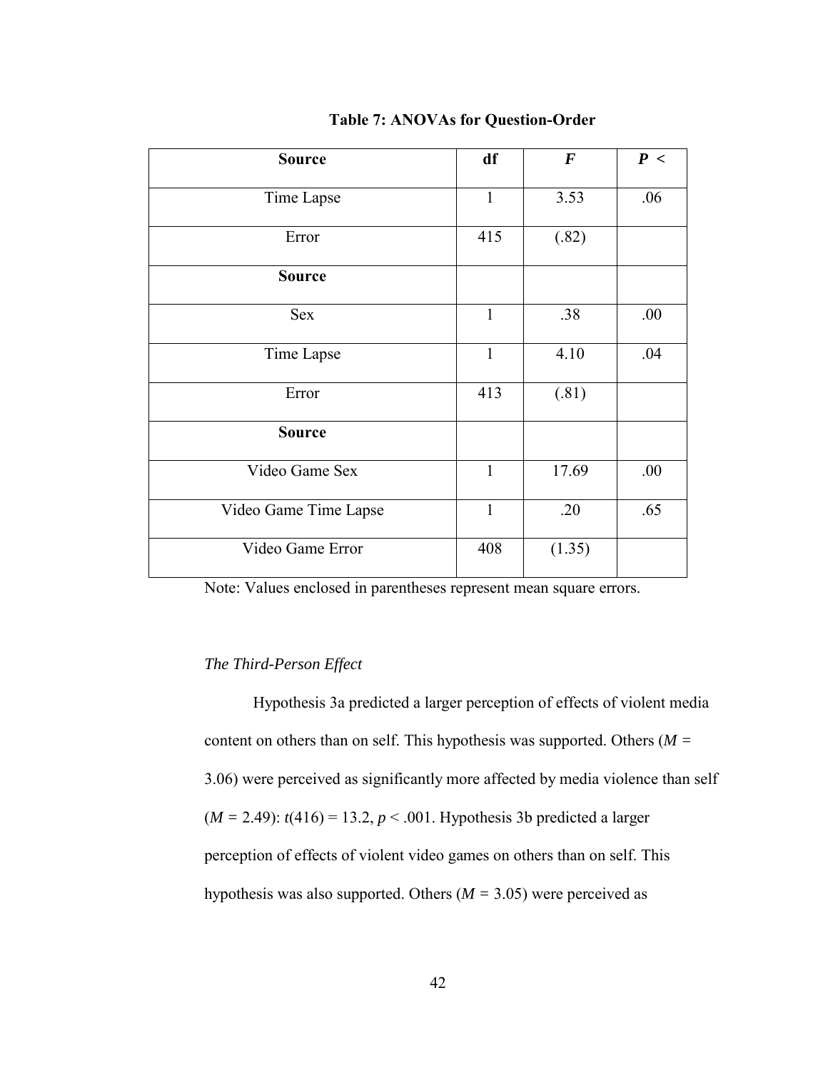**Table 7: ANOVAs for Question-Order**

| Source | df | *F* | *P* < |
|---|---|---|---|
| Time Lapse | 1 | 3.53 | .06 |
| Error | 415 | (.82) | |
| **Source** | | | |
| Sex | 1 | .38 | .00 |
| Time Lapse | 1 | 4.10 | .04 |
| Error | 413 | (.81) | |
| **Source** | | | |
| Video Game Sex | 1 | 17.69 | .00 |
| Video Game Time Lapse | 1 | .20 | .65 |
| Video Game Error | 408 | (1.35) | |

Note: Values enclosed in parentheses represent mean square errors.

*The Third-Person Effect*

Hypothesis 3a predicted a larger perception of effects of violent media content on others than on self. This hypothesis was supported. Others ($M$ = 3.06) were perceived as significantly more affected by media violence than self ($M$ = 2.49): $t(416) = 13.2$, $p < .001$. Hypothesis 3b predicted a larger perception of effects of violent video games on others than on self. This hypothesis was also supported. Others ($M$ = 3.05) were perceived as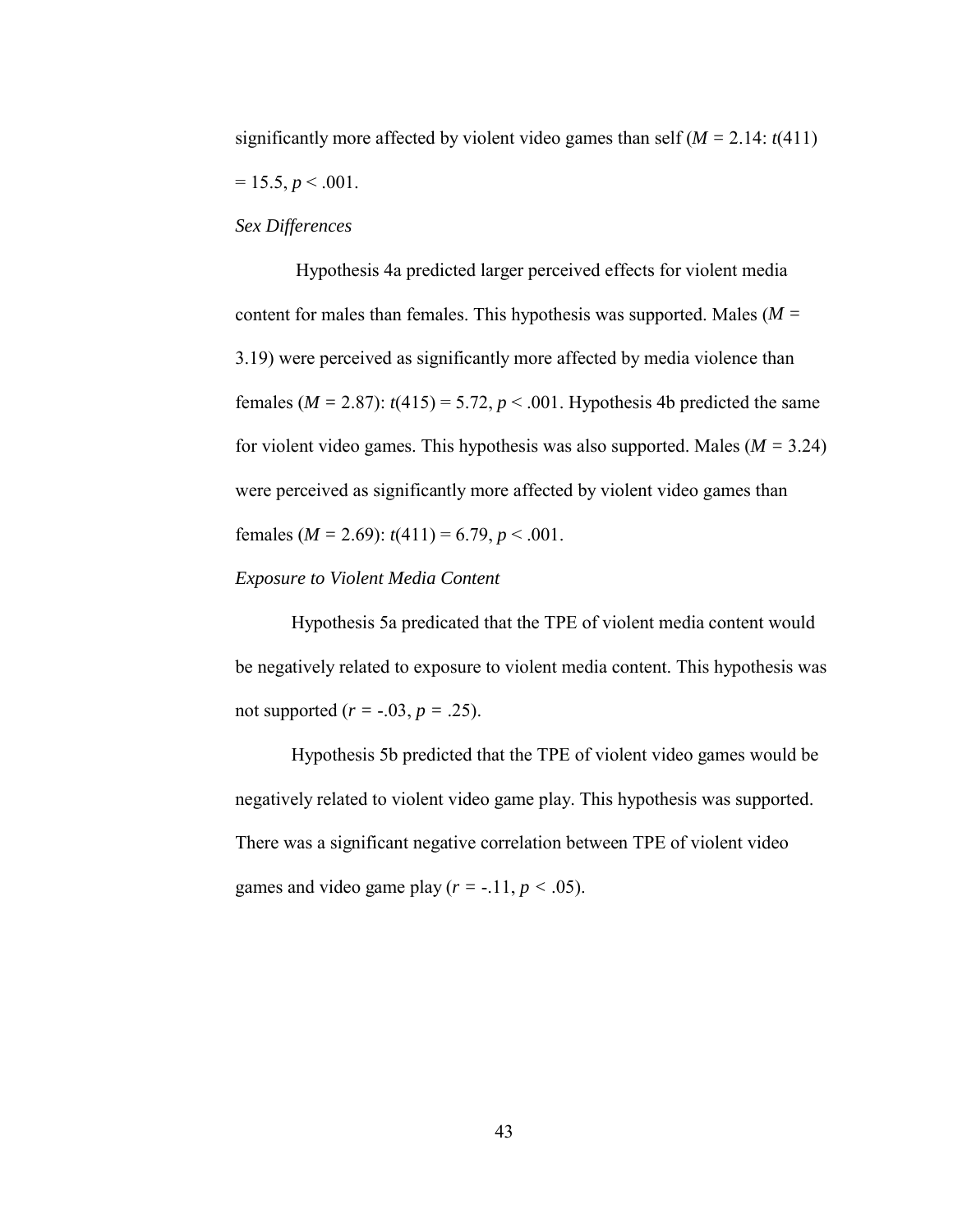significantly more affected by violent video games than self ($M = 2.14$: $t(411) = 15.5$, $p < .001$.

*Sex Differences*

Hypothesis 4a predicted larger perceived effects for violent media content for males than females. This hypothesis was supported. Males ($M = 3.19$) were perceived as significantly more affected by media violence than females ($M = 2.87$): $t(415) = 5.72$, $p < .001$. Hypothesis 4b predicted the same for violent video games. This hypothesis was also supported. Males ($M = 3.24$) were perceived as significantly more affected by violent video games than females ($M = 2.69$): $t(411) = 6.79$, $p < .001$.

*Exposure to Violent Media Content*

Hypothesis 5a predicated that the TPE of violent media content would be negatively related to exposure to violent media content. This hypothesis was not supported ($r = -.03$, $p = .25$).

Hypothesis 5b predicted that the TPE of violent video games would be negatively related to violent video game play. This hypothesis was supported. There was a significant negative correlation between TPE of violent video games and video game play ($r = -.11$, $p < .05$).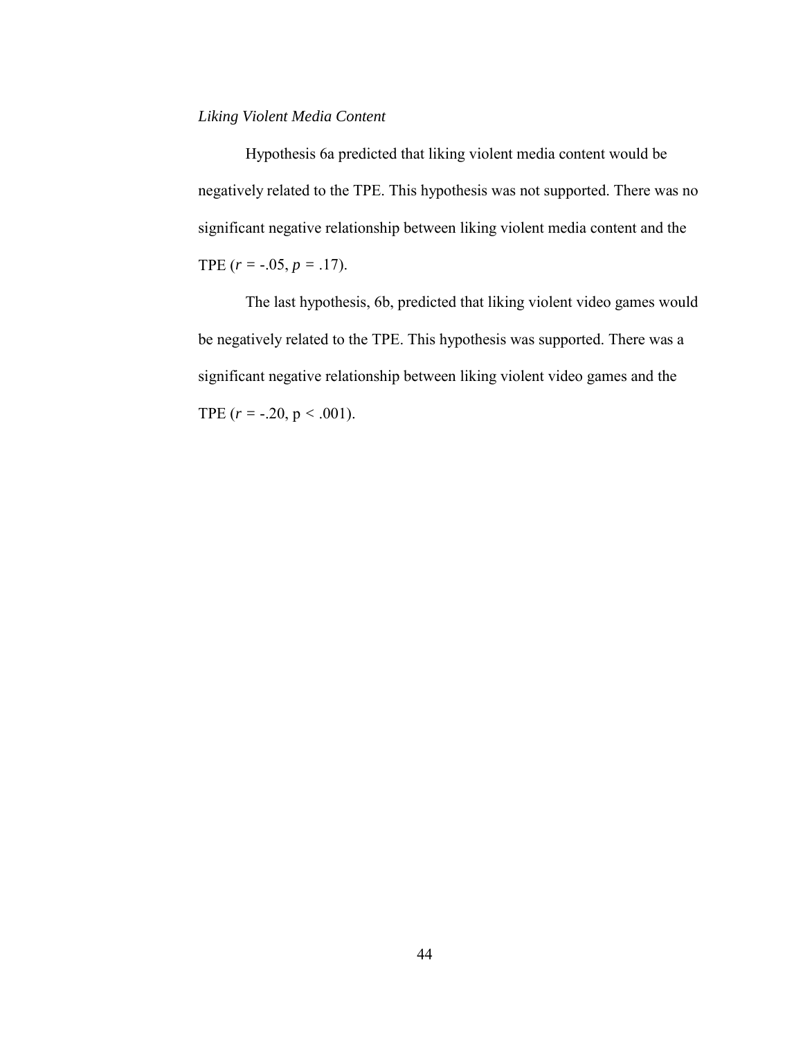### *Liking Violent Media Content*

Hypothesis 6a predicted that liking violent media content would be negatively related to the TPE. This hypothesis was not supported. There was no significant negative relationship between liking violent media content and the TPE ($r = -.05$, $p = .17$).

The last hypothesis, 6b, predicted that liking violent video games would be negatively related to the TPE. This hypothesis was supported. There was a significant negative relationship between liking violent video games and the TPE ($r = -.20$, $p < .001$).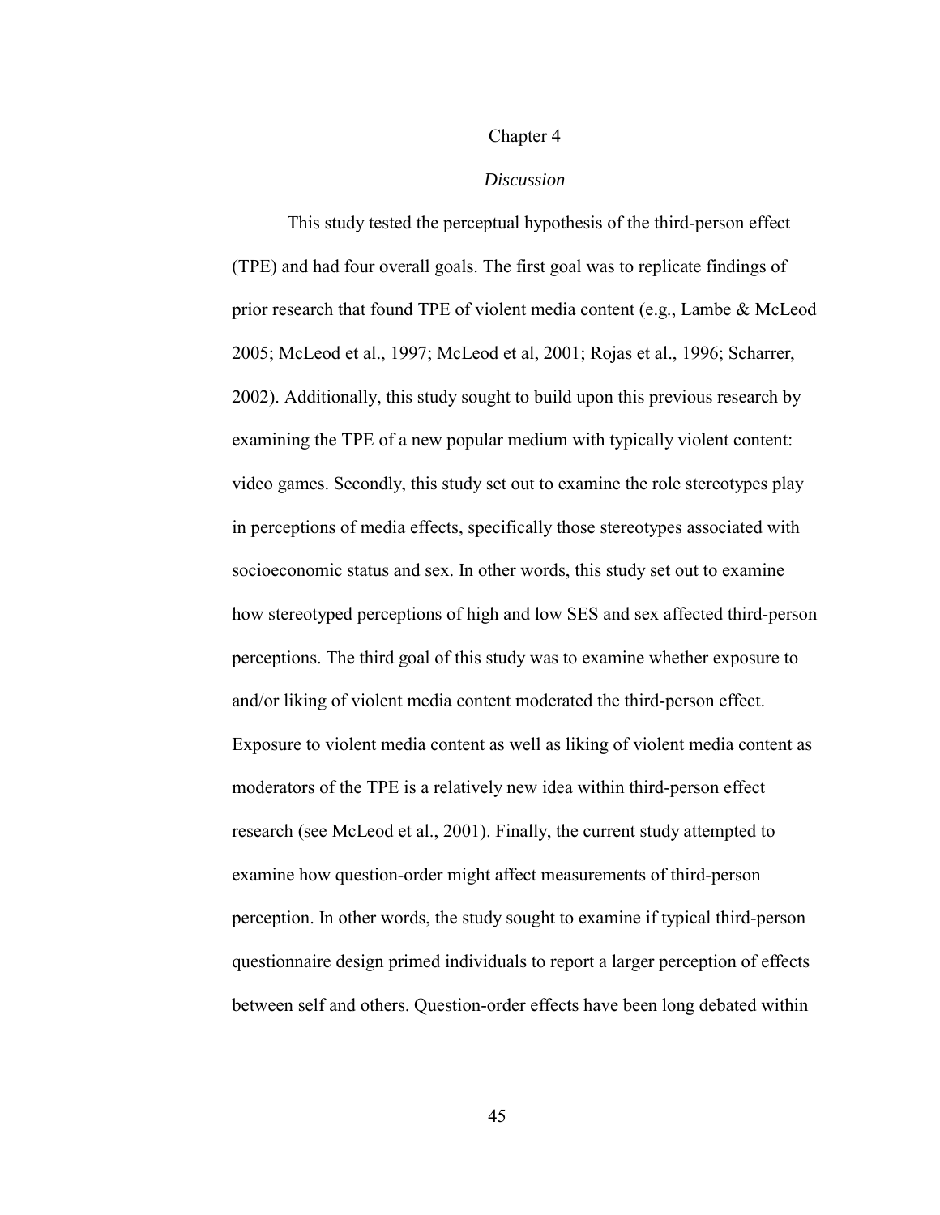# Chapter 4

## *Discussion*

This study tested the perceptual hypothesis of the third-person effect (TPE) and had four overall goals. The first goal was to replicate findings of prior research that found TPE of violent media content (e.g., Lambe & McLeod 2005; McLeod et al., 1997; McLeod et al, 2001; Rojas et al., 1996; Scharrer, 2002). Additionally, this study sought to build upon this previous research by examining the TPE of a new popular medium with typically violent content: video games. Secondly, this study set out to examine the role stereotypes play in perceptions of media effects, specifically those stereotypes associated with socioeconomic status and sex. In other words, this study set out to examine how stereotyped perceptions of high and low SES and sex affected third-person perceptions. The third goal of this study was to examine whether exposure to and/or liking of violent media content moderated the third-person effect. Exposure to violent media content as well as liking of violent media content as moderators of the TPE is a relatively new idea within third-person effect research (see McLeod et al., 2001). Finally, the current study attempted to examine how question-order might affect measurements of third-person perception. In other words, the study sought to examine if typical third-person questionnaire design primed individuals to report a larger perception of effects between self and others. Question-order effects have been long debated within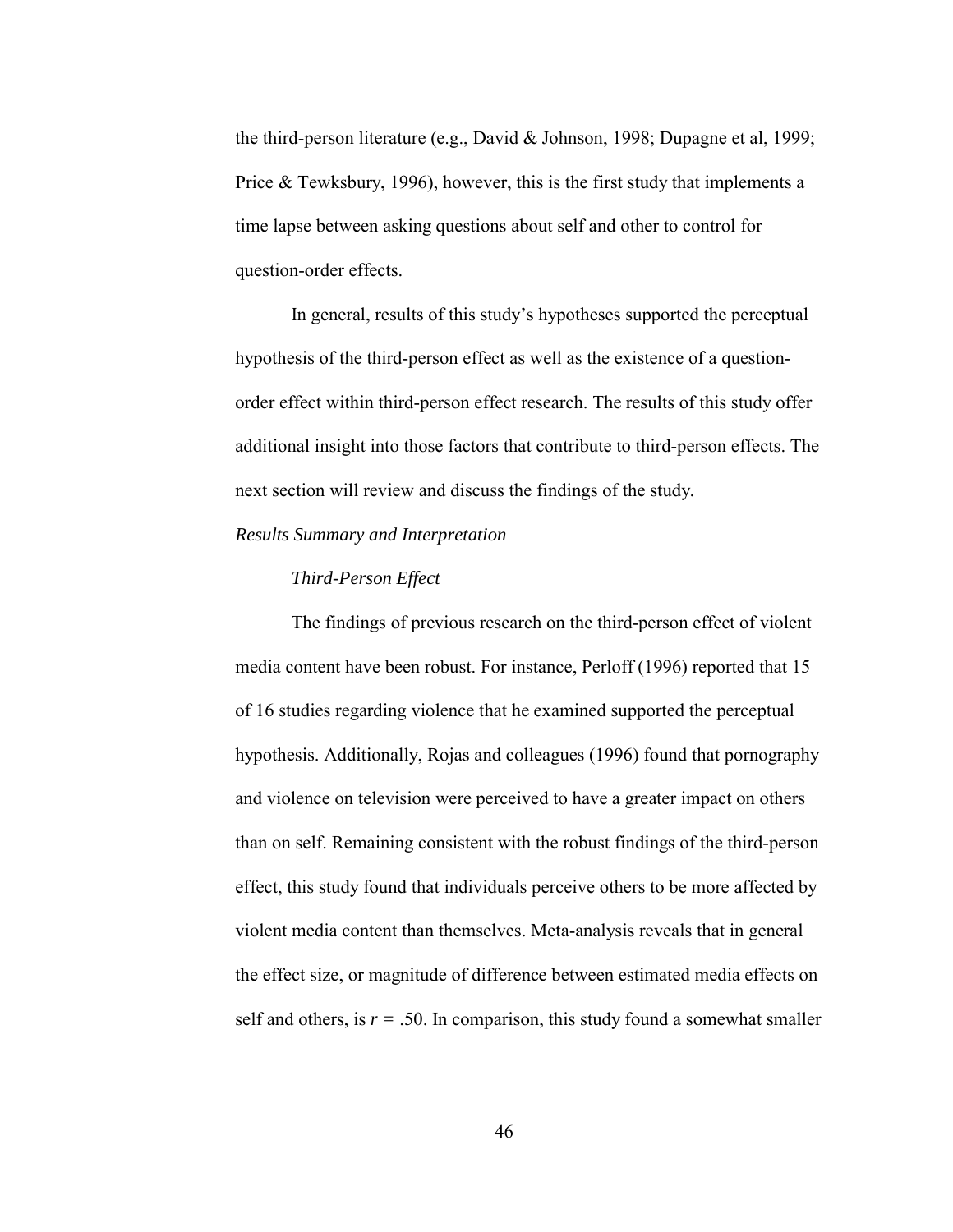the third-person literature (e.g., David & Johnson, 1998; Dupagne et al, 1999; Price & Tewksbury, 1996), however, this is the first study that implements a time lapse between asking questions about self and other to control for question-order effects.

In general, results of this study's hypotheses supported the perceptual hypothesis of the third-person effect as well as the existence of a question-order effect within third-person effect research. The results of this study offer additional insight into those factors that contribute to third-person effects. The next section will review and discuss the findings of the study.

### *Results Summary and Interpretation*

#### *Third-Person Effect*

The findings of previous research on the third-person effect of violent media content have been robust. For instance, Perloff (1996) reported that 15 of 16 studies regarding violence that he examined supported the perceptual hypothesis. Additionally, Rojas and colleagues (1996) found that pornography and violence on television were perceived to have a greater impact on others than on self. Remaining consistent with the robust findings of the third-person effect, this study found that individuals perceive others to be more affected by violent media content than themselves. Meta-analysis reveals that in general the effect size, or magnitude of difference between estimated media effects on self and others, is $r = .50$. In comparison, this study found a somewhat smaller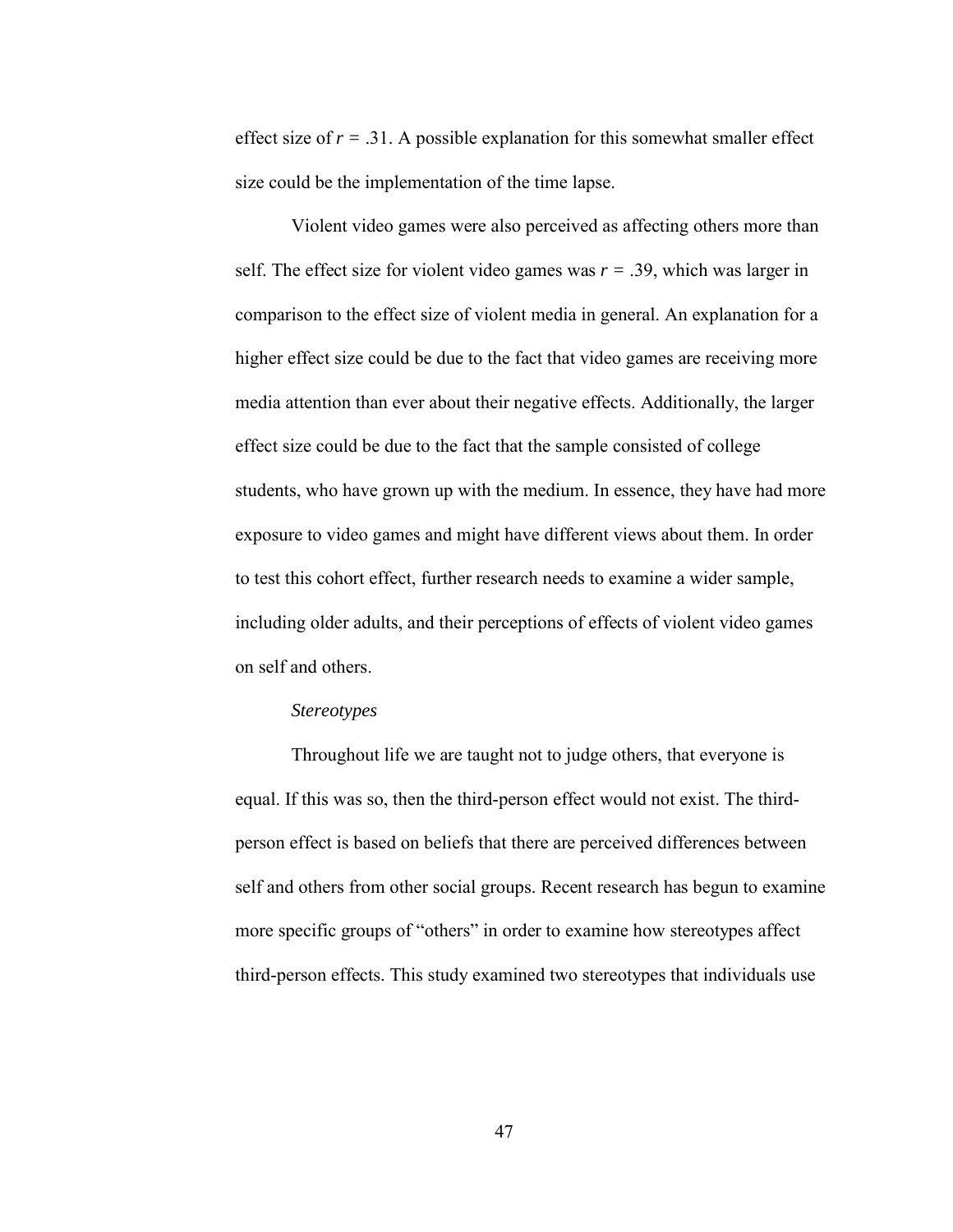effect size of $r = .31$. A possible explanation for this somewhat smaller effect size could be the implementation of the time lapse.

Violent video games were also perceived as affecting others more than self. The effect size for violent video games was $r = .39$, which was larger in comparison to the effect size of violent media in general. An explanation for a higher effect size could be due to the fact that video games are receiving more media attention than ever about their negative effects. Additionally, the larger effect size could be due to the fact that the sample consisted of college students, who have grown up with the medium. In essence, they have had more exposure to video games and might have different views about them. In order to test this cohort effect, further research needs to examine a wider sample, including older adults, and their perceptions of effects of violent video games on self and others.

*Stereotypes*

Throughout life we are taught not to judge others, that everyone is equal. If this was so, then the third-person effect would not exist. The third-person effect is based on beliefs that there are perceived differences between self and others from other social groups. Recent research has begun to examine more specific groups of "others" in order to examine how stereotypes affect third-person effects. This study examined two stereotypes that individuals use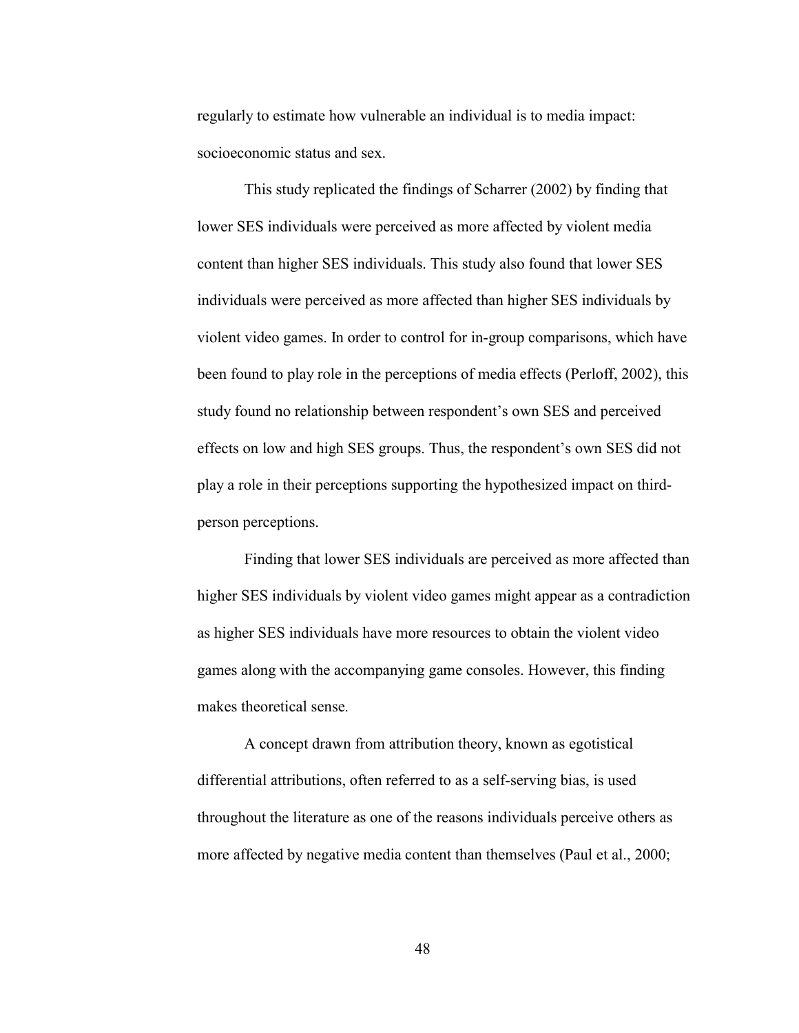regularly to estimate how vulnerable an individual is to media impact: socioeconomic status and sex.

This study replicated the findings of Scharrer (2002) by finding that lower SES individuals were perceived as more affected by violent media content than higher SES individuals. This study also found that lower SES individuals were perceived as more affected than higher SES individuals by violent video games. In order to control for in-group comparisons, which have been found to play role in the perceptions of media effects (Perloff, 2002), this study found no relationship between respondent's own SES and perceived effects on low and high SES groups. Thus, the respondent's own SES did not play a role in their perceptions supporting the hypothesized impact on third-person perceptions.

Finding that lower SES individuals are perceived as more affected than higher SES individuals by violent video games might appear as a contradiction as higher SES individuals have more resources to obtain the violent video games along with the accompanying game consoles. However, this finding makes theoretical sense.

A concept drawn from attribution theory, known as egotistical differential attributions, often referred to as a self-serving bias, is used throughout the literature as one of the reasons individuals perceive others as more affected by negative media content than themselves (Paul et al., 2000;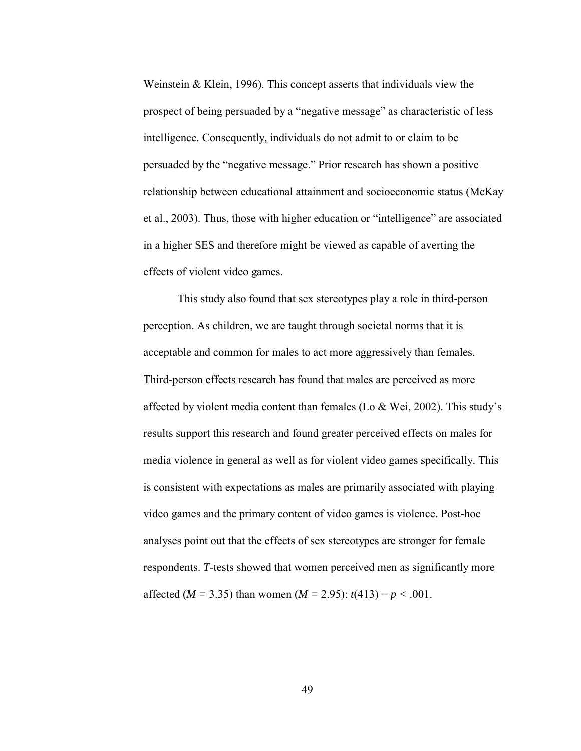Weinstein & Klein, 1996). This concept asserts that individuals view the prospect of being persuaded by a "negative message" as characteristic of less intelligence. Consequently, individuals do not admit to or claim to be persuaded by the "negative message." Prior research has shown a positive relationship between educational attainment and socioeconomic status (McKay et al., 2003). Thus, those with higher education or "intelligence" are associated in a higher SES and therefore might be viewed as capable of averting the effects of violent video games.

This study also found that sex stereotypes play a role in third-person perception. As children, we are taught through societal norms that it is acceptable and common for males to act more aggressively than females. Third-person effects research has found that males are perceived as more affected by violent media content than females (Lo & Wei, 2002). This study's results support this research and found greater perceived effects on males for media violence in general as well as for violent video games specifically. This is consistent with expectations as males are primarily associated with playing video games and the primary content of video games is violence. Post-hoc analyses point out that the effects of sex stereotypes are stronger for female respondents. *T*-tests showed that women perceived men as significantly more affected ($M$ = 3.35) than women ($M$ = 2.95): $t(413) = p < .001$.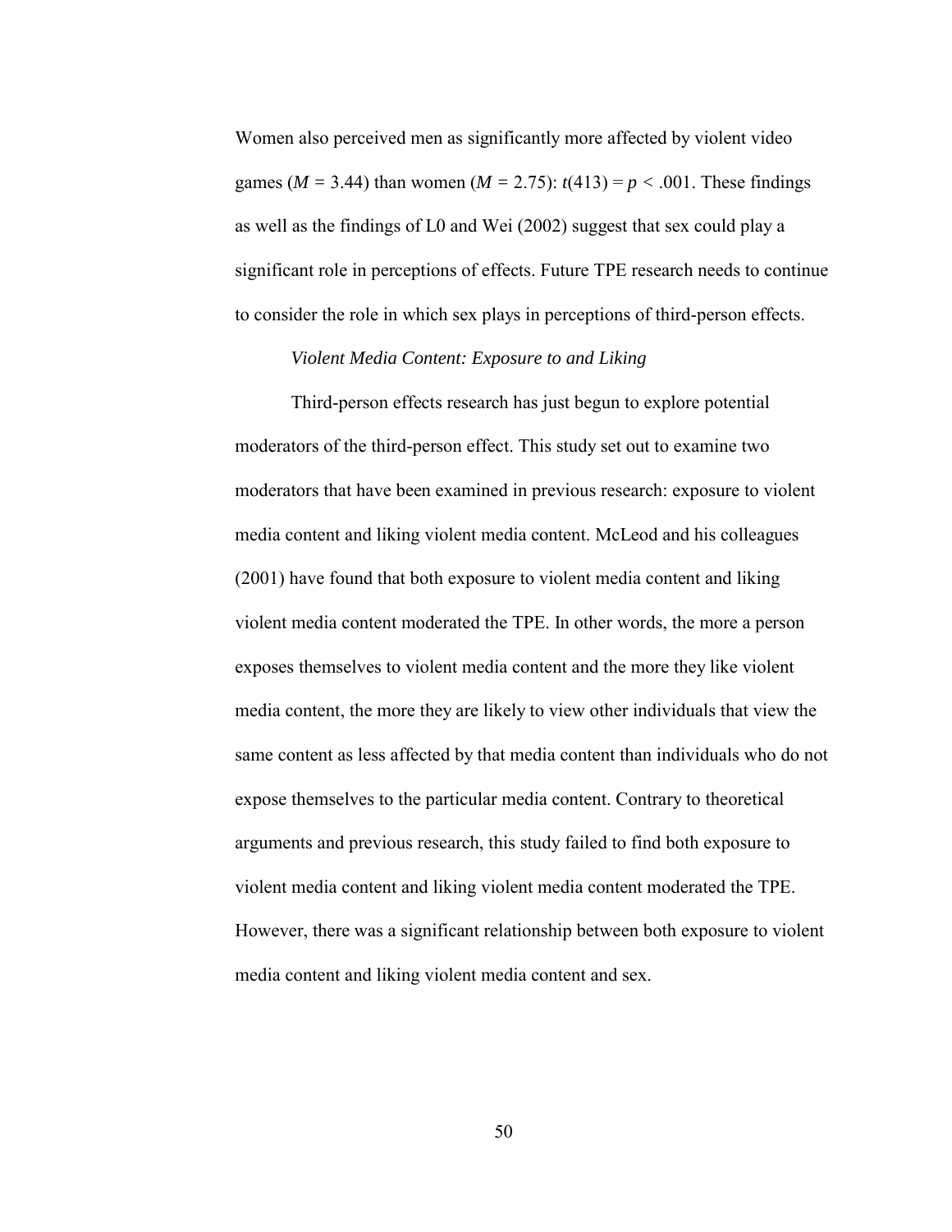Women also perceived men as significantly more affected by violent video games ($M$ = 3.44) than women ($M$ = 2.75): $t(413) = p < .001$. These findings as well as the findings of L0 and Wei (2002) suggest that sex could play a significant role in perceptions of effects. Future TPE research needs to continue to consider the role in which sex plays in perceptions of third-person effects.

### *Violent Media Content: Exposure to and Liking*

Third-person effects research has just begun to explore potential moderators of the third-person effect. This study set out to examine two moderators that have been examined in previous research: exposure to violent media content and liking violent media content. McLeod and his colleagues (2001) have found that both exposure to violent media content and liking violent media content moderated the TPE. In other words, the more a person exposes themselves to violent media content and the more they like violent media content, the more they are likely to view other individuals that view the same content as less affected by that media content than individuals who do not expose themselves to the particular media content. Contrary to theoretical arguments and previous research, this study failed to find both exposure to violent media content and liking violent media content moderated the TPE. However, there was a significant relationship between both exposure to violent media content and liking violent media content and sex.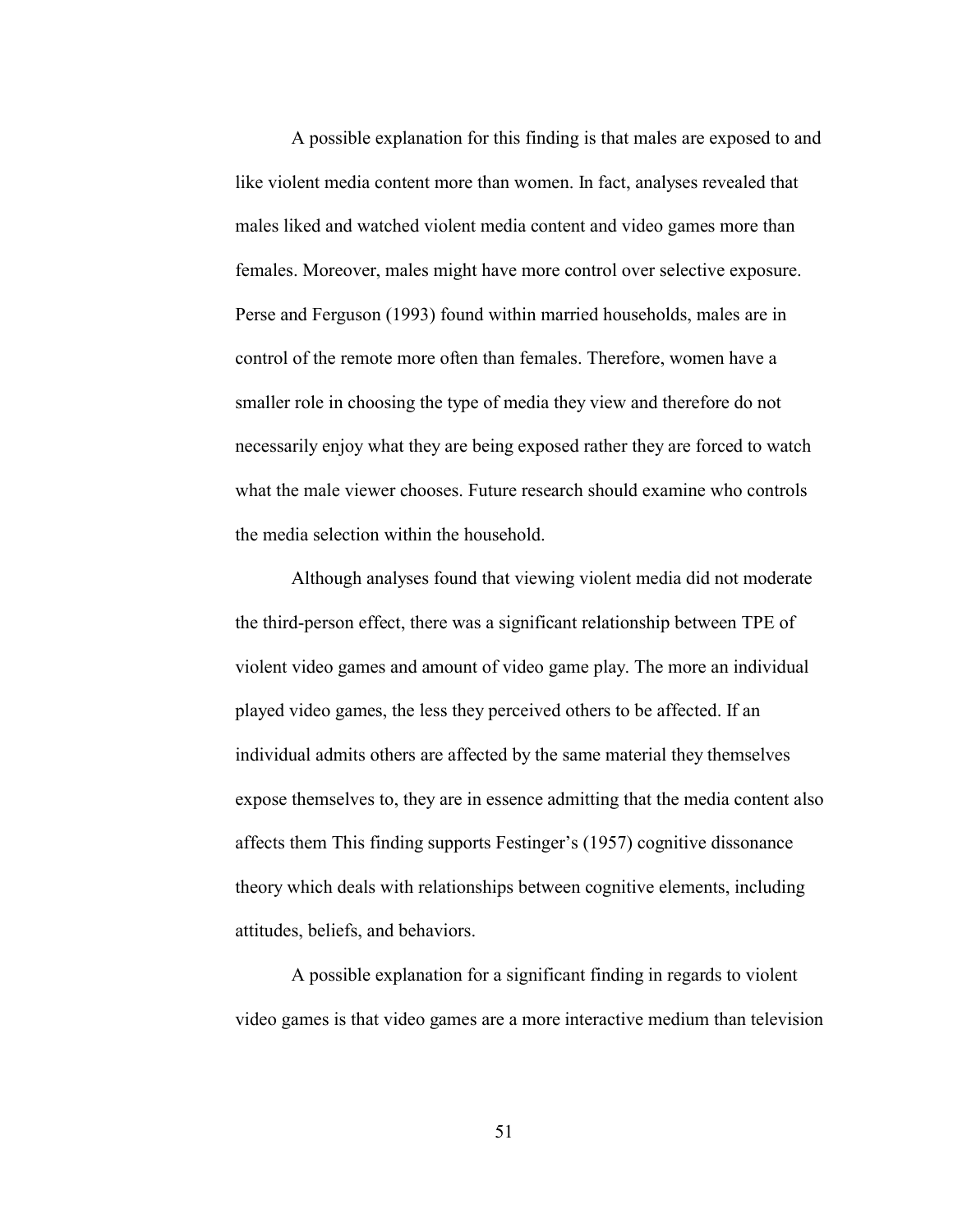A possible explanation for this finding is that males are exposed to and like violent media content more than women. In fact, analyses revealed that males liked and watched violent media content and video games more than females. Moreover, males might have more control over selective exposure. Perse and Ferguson (1993) found within married households, males are in control of the remote more often than females. Therefore, women have a smaller role in choosing the type of media they view and therefore do not necessarily enjoy what they are being exposed rather they are forced to watch what the male viewer chooses. Future research should examine who controls the media selection within the household.

Although analyses found that viewing violent media did not moderate the third-person effect, there was a significant relationship between TPE of violent video games and amount of video game play. The more an individual played video games, the less they perceived others to be affected. If an individual admits others are affected by the same material they themselves expose themselves to, they are in essence admitting that the media content also affects them This finding supports Festinger's (1957) cognitive dissonance theory which deals with relationships between cognitive elements, including attitudes, beliefs, and behaviors.

A possible explanation for a significant finding in regards to violent video games is that video games are a more interactive medium than television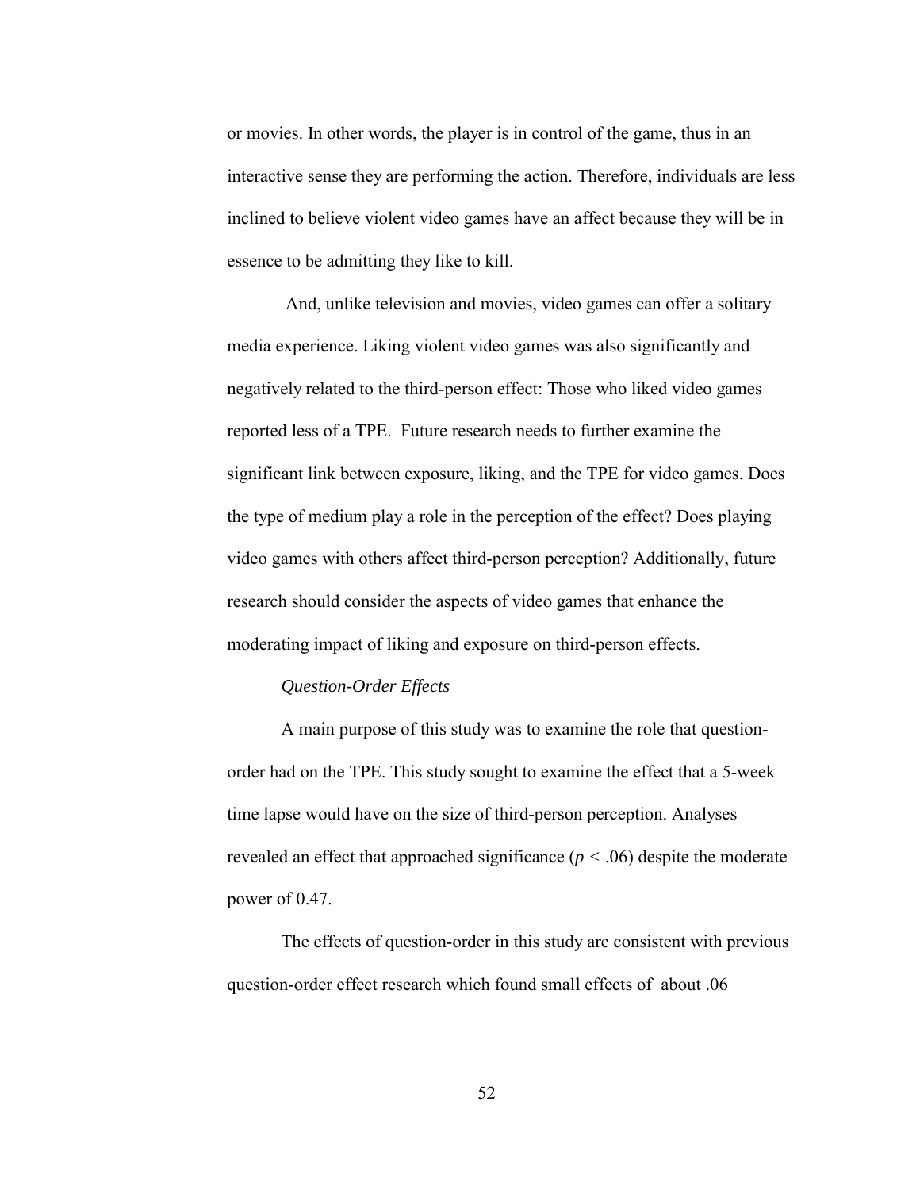or movies. In other words, the player is in control of the game, thus in an interactive sense they are performing the action. Therefore, individuals are less inclined to believe violent video games have an affect because they will be in essence to be admitting they like to kill.

And, unlike television and movies, video games can offer a solitary media experience. Liking violent video games was also significantly and negatively related to the third-person effect: Those who liked video games reported less of a TPE. Future research needs to further examine the significant link between exposure, liking, and the TPE for video games. Does the type of medium play a role in the perception of the effect? Does playing video games with others affect third-person perception? Additionally, future research should consider the aspects of video games that enhance the moderating impact of liking and exposure on third-person effects.

### *Question-Order Effects*

A main purpose of this study was to examine the role that question-order had on the TPE. This study sought to examine the effect that a 5-week time lapse would have on the size of third-person perception. Analyses revealed an effect that approached significance ($p < .06$) despite the moderate power of 0.47.

The effects of question-order in this study are consistent with previous question-order effect research which found small effects of about .06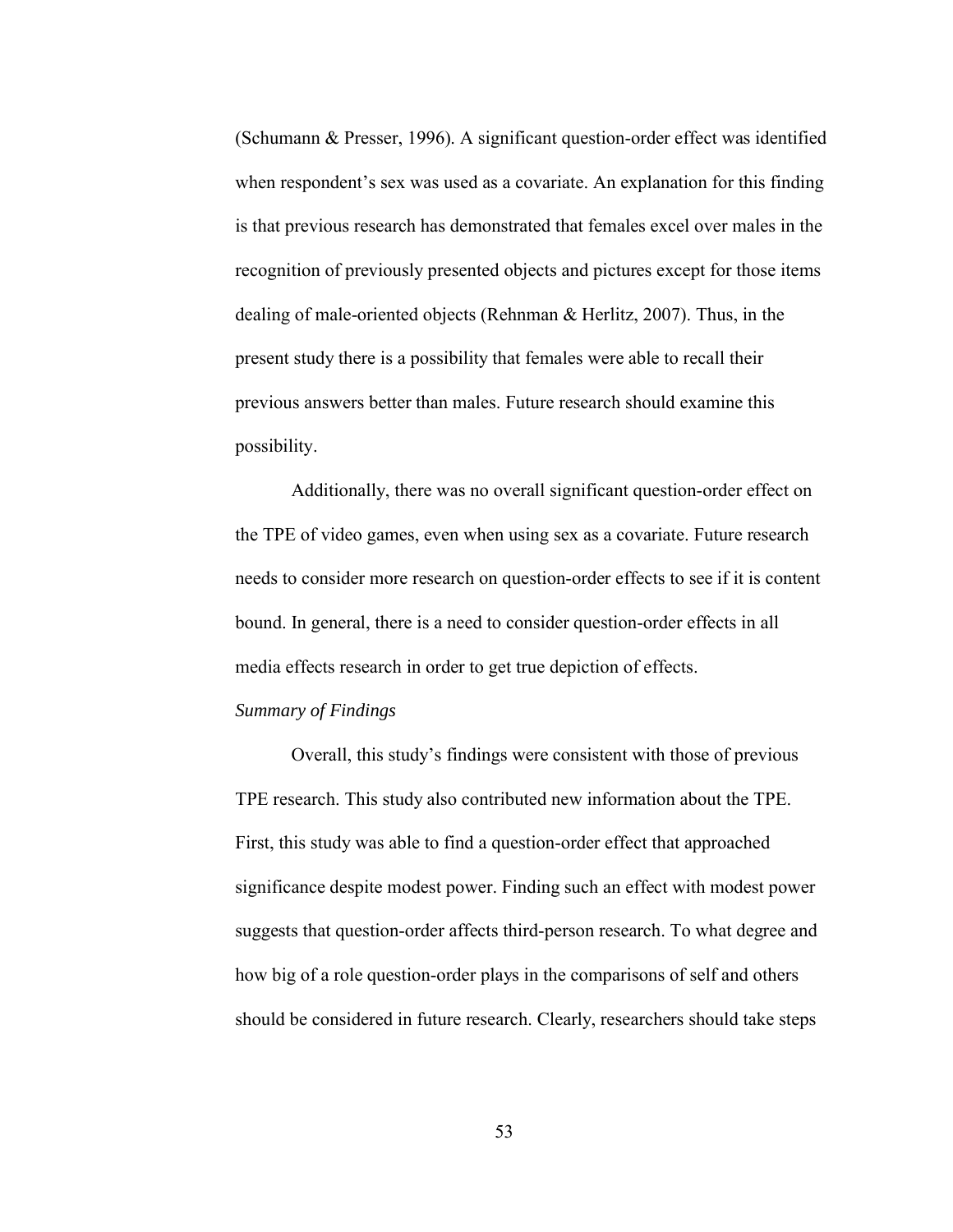(Schumann & Presser, 1996). A significant question-order effect was identified when respondent's sex was used as a covariate. An explanation for this finding is that previous research has demonstrated that females excel over males in the recognition of previously presented objects and pictures except for those items dealing of male-oriented objects (Rehnman & Herlitz, 2007). Thus, in the present study there is a possibility that females were able to recall their previous answers better than males. Future research should examine this possibility.

Additionally, there was no overall significant question-order effect on the TPE of video games, even when using sex as a covariate. Future research needs to consider more research on question-order effects to see if it is content bound. In general, there is a need to consider question-order effects in all media effects research in order to get true depiction of effects.

*Summary of Findings*

Overall, this study's findings were consistent with those of previous TPE research. This study also contributed new information about the TPE. First, this study was able to find a question-order effect that approached significance despite modest power. Finding such an effect with modest power suggests that question-order affects third-person research. To what degree and how big of a role question-order plays in the comparisons of self and others should be considered in future research. Clearly, researchers should take steps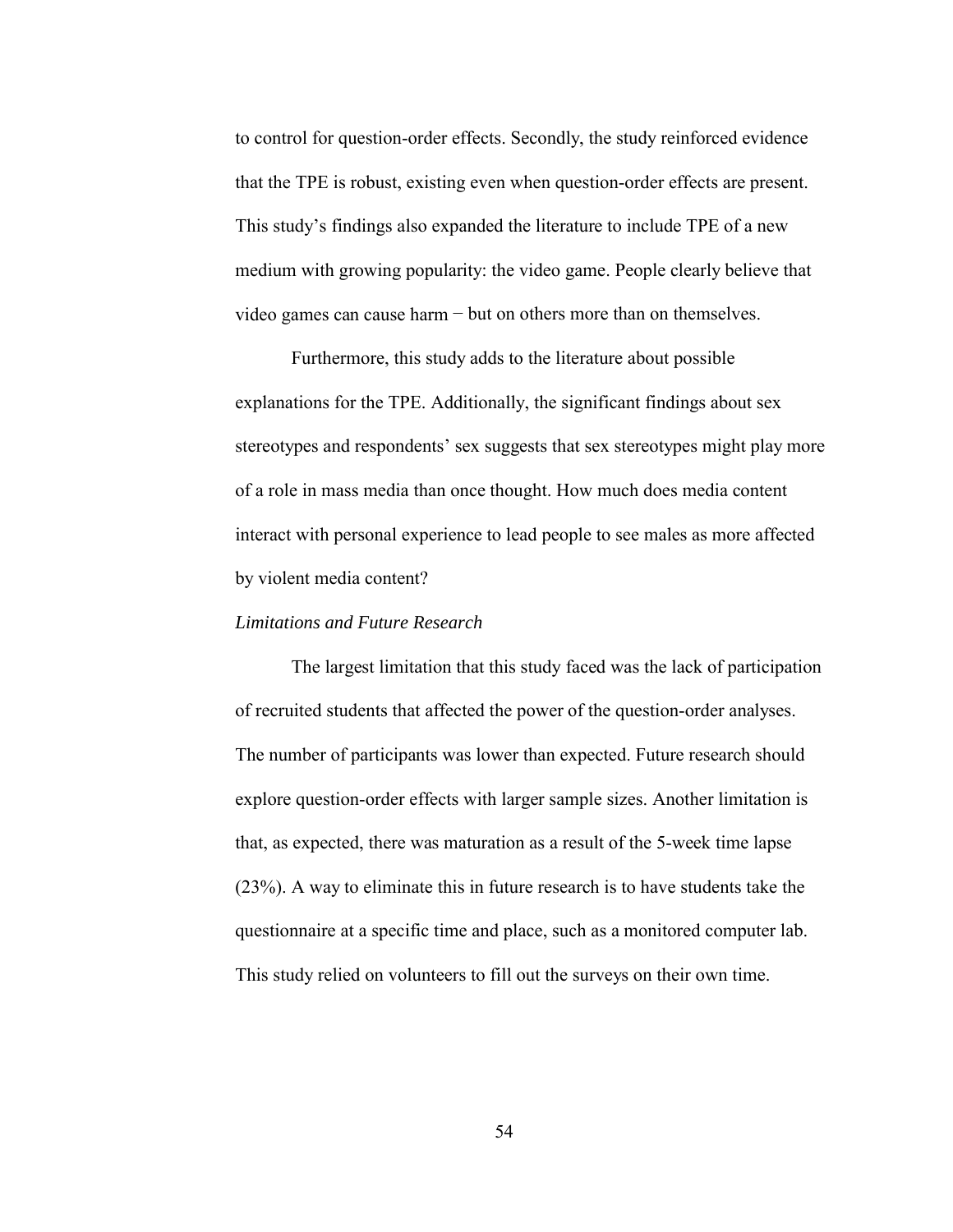to control for question-order effects. Secondly, the study reinforced evidence that the TPE is robust, existing even when question-order effects are present. This study's findings also expanded the literature to include TPE of a new medium with growing popularity: the video game. People clearly believe that video games can cause harm − but on others more than on themselves.

Furthermore, this study adds to the literature about possible explanations for the TPE. Additionally, the significant findings about sex stereotypes and respondents' sex suggests that sex stereotypes might play more of a role in mass media than once thought. How much does media content interact with personal experience to lead people to see males as more affected by violent media content?

*Limitations and Future Research*

The largest limitation that this study faced was the lack of participation of recruited students that affected the power of the question-order analyses. The number of participants was lower than expected. Future research should explore question-order effects with larger sample sizes. Another limitation is that, as expected, there was maturation as a result of the 5-week time lapse (23%). A way to eliminate this in future research is to have students take the questionnaire at a specific time and place, such as a monitored computer lab. This study relied on volunteers to fill out the surveys on their own time.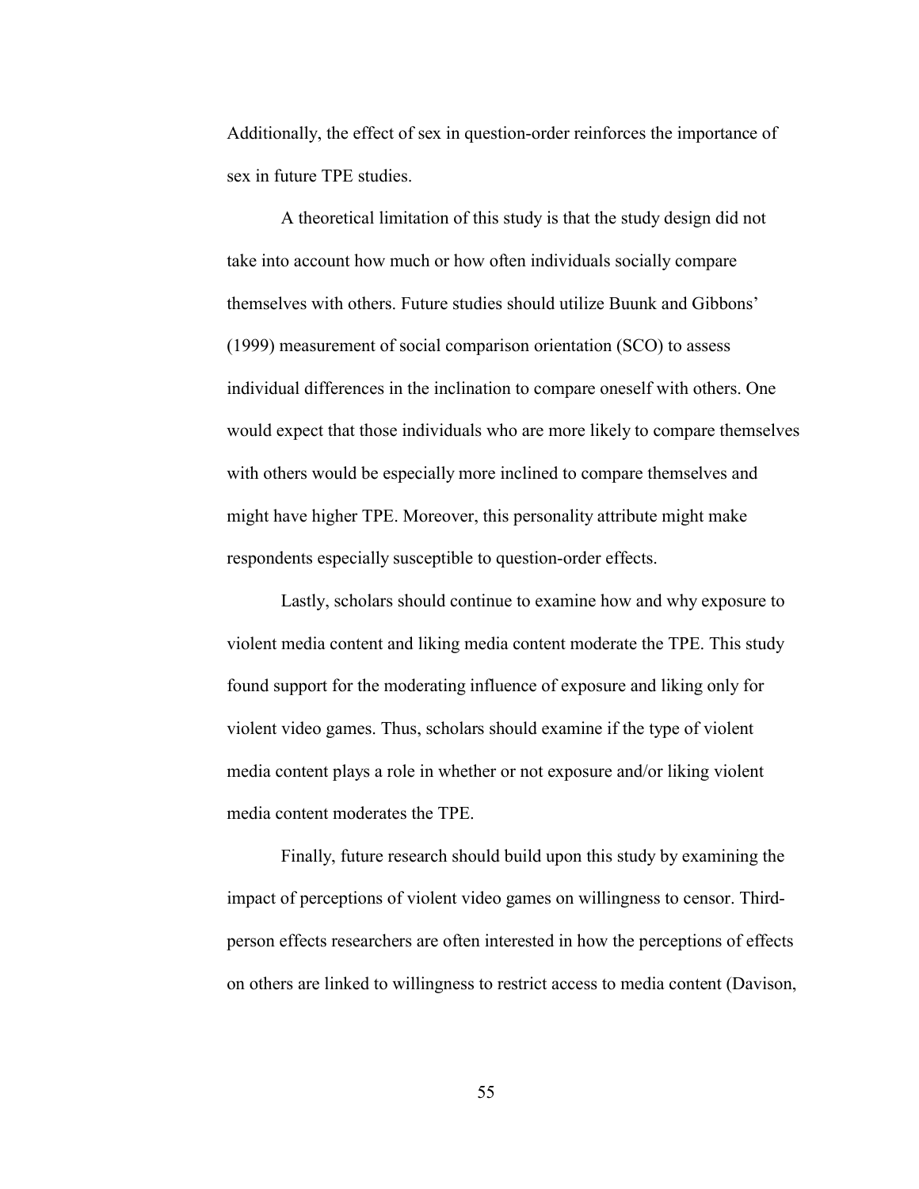Additionally, the effect of sex in question-order reinforces the importance of sex in future TPE studies.

A theoretical limitation of this study is that the study design did not take into account how much or how often individuals socially compare themselves with others. Future studies should utilize Buunk and Gibbons' (1999) measurement of social comparison orientation (SCO) to assess individual differences in the inclination to compare oneself with others. One would expect that those individuals who are more likely to compare themselves with others would be especially more inclined to compare themselves and might have higher TPE. Moreover, this personality attribute might make respondents especially susceptible to question-order effects.

Lastly, scholars should continue to examine how and why exposure to violent media content and liking media content moderate the TPE. This study found support for the moderating influence of exposure and liking only for violent video games. Thus, scholars should examine if the type of violent media content plays a role in whether or not exposure and/or liking violent media content moderates the TPE.

Finally, future research should build upon this study by examining the impact of perceptions of violent video games on willingness to censor. Third-person effects researchers are often interested in how the perceptions of effects on others are linked to willingness to restrict access to media content (Davison,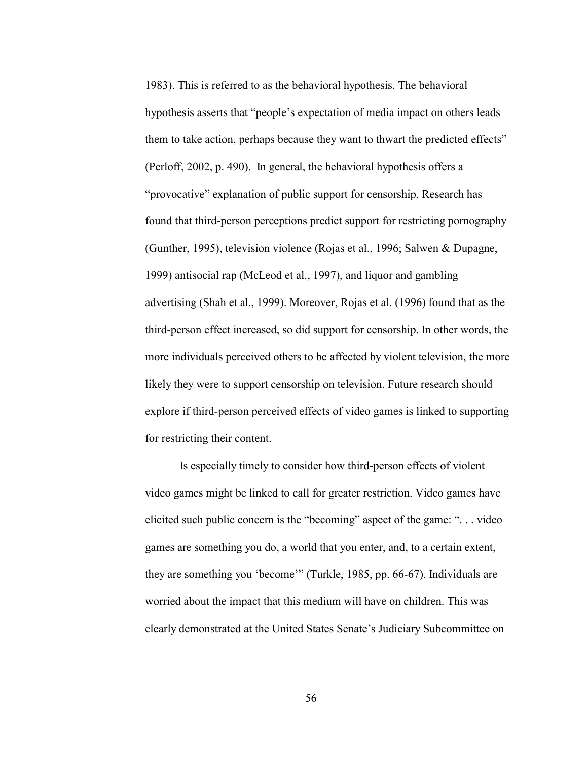1983). This is referred to as the behavioral hypothesis. The behavioral hypothesis asserts that "people's expectation of media impact on others leads them to take action, perhaps because they want to thwart the predicted effects" (Perloff, 2002, p. 490). In general, the behavioral hypothesis offers a "provocative" explanation of public support for censorship. Research has found that third-person perceptions predict support for restricting pornography (Gunther, 1995), television violence (Rojas et al., 1996; Salwen & Dupagne, 1999) antisocial rap (McLeod et al., 1997), and liquor and gambling advertising (Shah et al., 1999). Moreover, Rojas et al. (1996) found that as the third-person effect increased, so did support for censorship. In other words, the more individuals perceived others to be affected by violent television, the more likely they were to support censorship on television. Future research should explore if third-person perceived effects of video games is linked to supporting for restricting their content.

Is especially timely to consider how third-person effects of violent video games might be linked to call for greater restriction. Video games have elicited such public concern is the "becoming" aspect of the game: ". . . video games are something you do, a world that you enter, and, to a certain extent, they are something you 'become'" (Turkle, 1985, pp. 66-67). Individuals are worried about the impact that this medium will have on children. This was clearly demonstrated at the United States Senate's Judiciary Subcommittee on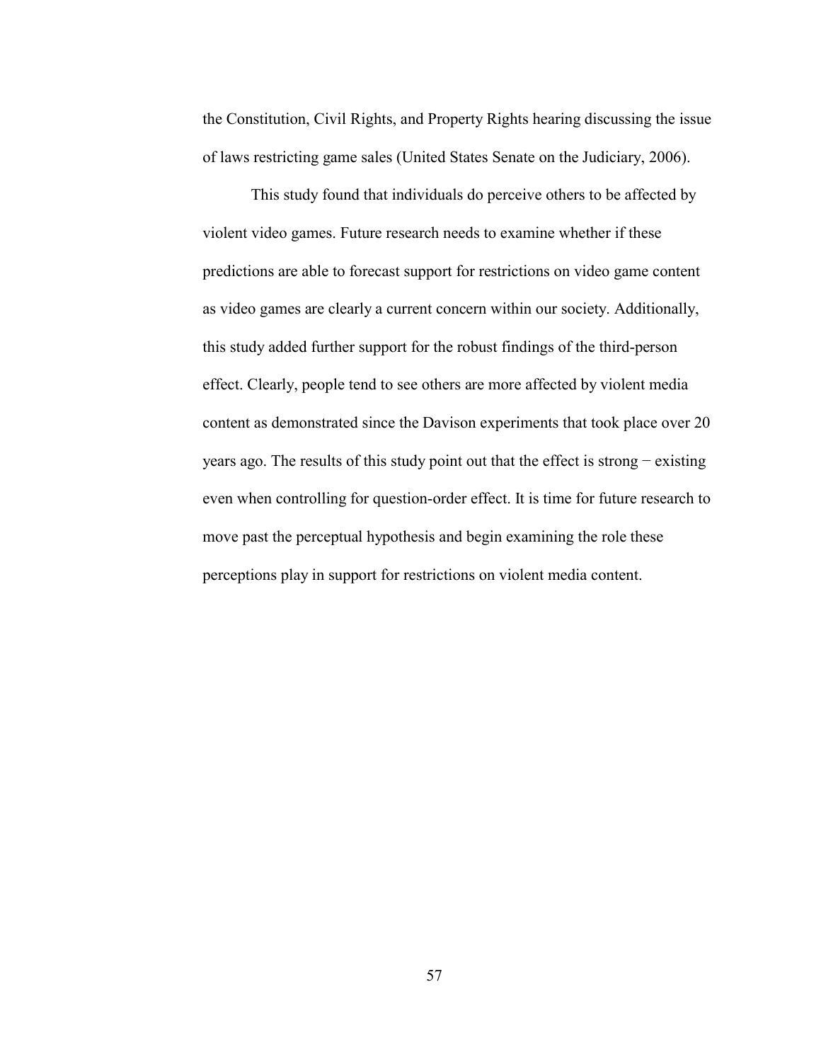the Constitution, Civil Rights, and Property Rights hearing discussing the issue of laws restricting game sales (United States Senate on the Judiciary, 2006).

This study found that individuals do perceive others to be affected by violent video games. Future research needs to examine whether if these predictions are able to forecast support for restrictions on video game content as video games are clearly a current concern within our society. Additionally, this study added further support for the robust findings of the third-person effect. Clearly, people tend to see others are more affected by violent media content as demonstrated since the Davison experiments that took place over 20 years ago. The results of this study point out that the effect is strong − existing even when controlling for question-order effect. It is time for future research to move past the perceptual hypothesis and begin examining the role these perceptions play in support for restrictions on violent media content.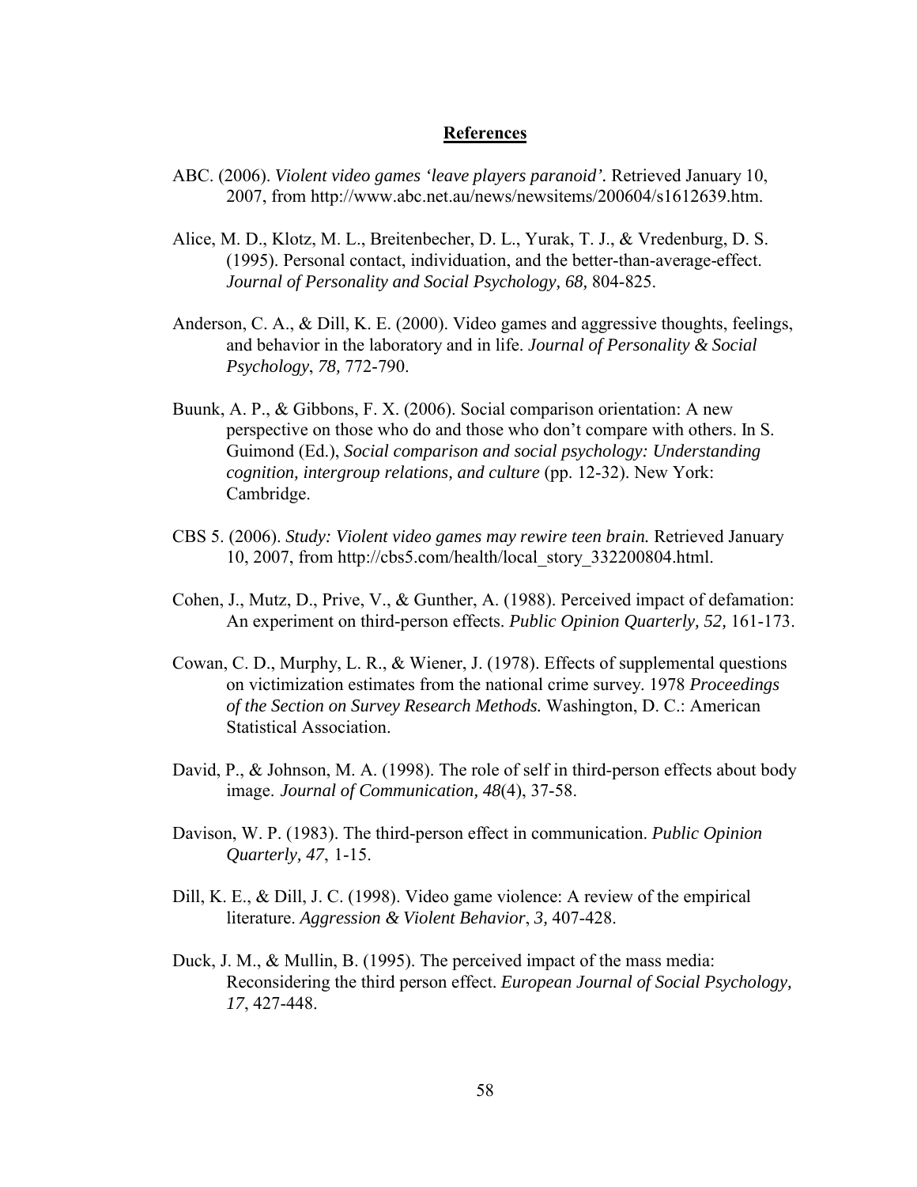# References

ABC. (2006). *Violent video games 'leave players paranoid'.* Retrieved January 10, 2007, from http://www.abc.net.au/news/newsitems/200604/s1612639.htm.

Alice, M. D., Klotz, M. L., Breitenbecher, D. L., Yurak, T. J., & Vredenburg, D. S. (1995). Personal contact, individuation, and the better-than-average-effect. *Journal of Personality and Social Psychology, 68,* 804-825.

Anderson, C. A., & Dill, K. E. (2000). Video games and aggressive thoughts, feelings, and behavior in the laboratory and in life. *Journal of Personality & Social Psychology*, *78,* 772-790.

Buunk, A. P., & Gibbons, F. X. (2006). Social comparison orientation: A new perspective on those who do and those who don't compare with others. In S. Guimond (Ed.), *Social comparison and social psychology: Understanding cognition, intergroup relations, and culture* (pp. 12-32). New York: Cambridge.

CBS 5. (2006). *Study: Violent video games may rewire teen brain.* Retrieved January 10, 2007, from http://cbs5.com/health/local_story_332200804.html.

Cohen, J., Mutz, D., Prive, V., & Gunther, A. (1988). Perceived impact of defamation: An experiment on third-person effects. *Public Opinion Quarterly, 52,* 161-173.

Cowan, C. D., Murphy, L. R., & Wiener, J. (1978). Effects of supplemental questions on victimization estimates from the national crime survey. 1978 *Proceedings of the Section on Survey Research Methods.* Washington, D. C.: American Statistical Association.

David, P., & Johnson, M. A. (1998). The role of self in third-person effects about body image. *Journal of Communication, 48*(4), 37-58.

Davison, W. P. (1983). The third-person effect in communication. *Public Opinion Quarterly, 47*, 1-15.

Dill, K. E., & Dill, J. C. (1998). Video game violence: A review of the empirical literature. *Aggression & Violent Behavior*, *3,* 407-428.

Duck, J. M., & Mullin, B. (1995). The perceived impact of the mass media: Reconsidering the third person effect. *European Journal of Social Psychology, 17*, 427-448.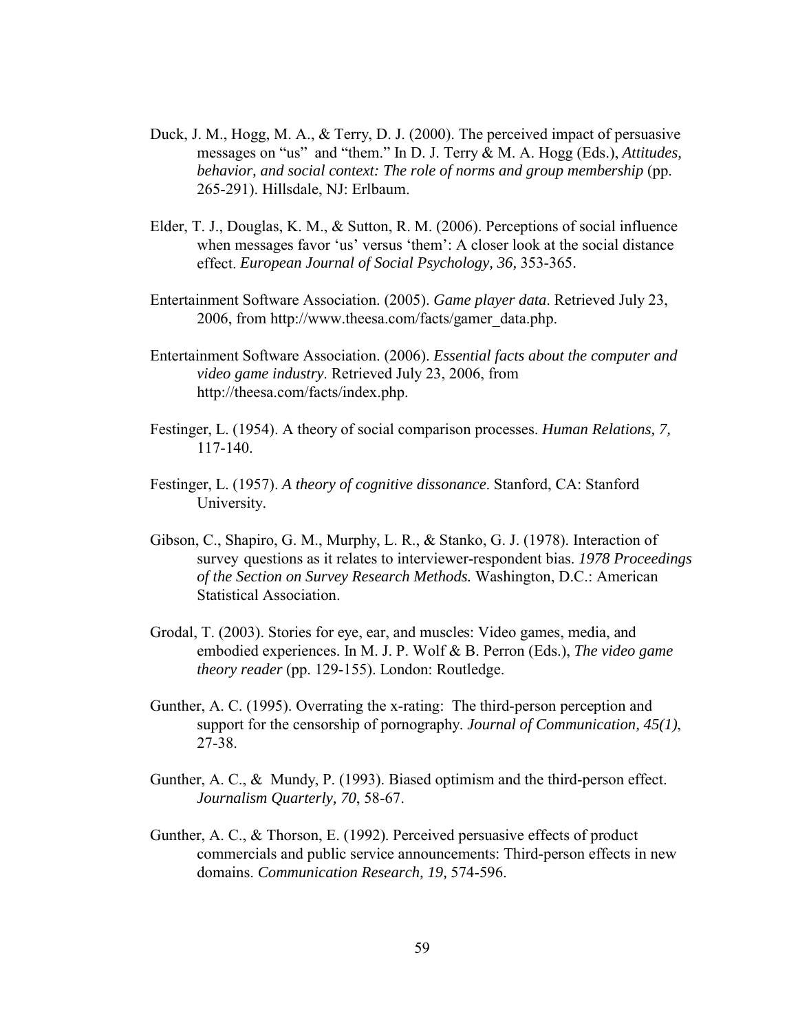Duck, J. M., Hogg, M. A., & Terry, D. J. (2000). The perceived impact of persuasive messages on "us" and "them." In D. J. Terry & M. A. Hogg (Eds.), *Attitudes, behavior, and social context: The role of norms and group membership* (pp. 265-291). Hillsdale, NJ: Erlbaum.

Elder, T. J., Douglas, K. M., & Sutton, R. M. (2006). Perceptions of social influence when messages favor 'us' versus 'them': A closer look at the social distance effect. *European Journal of Social Psychology, 36,* 353-365.

Entertainment Software Association. (2005). *Game player data*. Retrieved July 23, 2006, from http://www.theesa.com/facts/gamer_data.php.

Entertainment Software Association. (2006). *Essential facts about the computer and video game industry*. Retrieved July 23, 2006, from http://theesa.com/facts/index.php.

Festinger, L. (1954). A theory of social comparison processes. *Human Relations, 7,* 117-140.

Festinger, L. (1957). *A theory of cognitive dissonance*. Stanford, CA: Stanford University.

Gibson, C., Shapiro, G. M., Murphy, L. R., & Stanko, G. J. (1978). Interaction of survey questions as it relates to interviewer-respondent bias. *1978 Proceedings of the Section on Survey Research Methods.* Washington, D.C.: American Statistical Association.

Grodal, T. (2003). Stories for eye, ear, and muscles: Video games, media, and embodied experiences. In M. J. P. Wolf & B. Perron (Eds.), *The video game theory reader* (pp. 129-155). London: Routledge.

Gunther, A. C. (1995). Overrating the x-rating: The third-person perception and support for the censorship of pornography. *Journal of Communication, 45(1)*, 27-38.

Gunther, A. C., & Mundy, P. (1993). Biased optimism and the third-person effect. *Journalism Quarterly, 70*, 58-67.

Gunther, A. C., & Thorson, E. (1992). Perceived persuasive effects of product commercials and public service announcements: Third-person effects in new domains. *Communication Research, 19,* 574-596.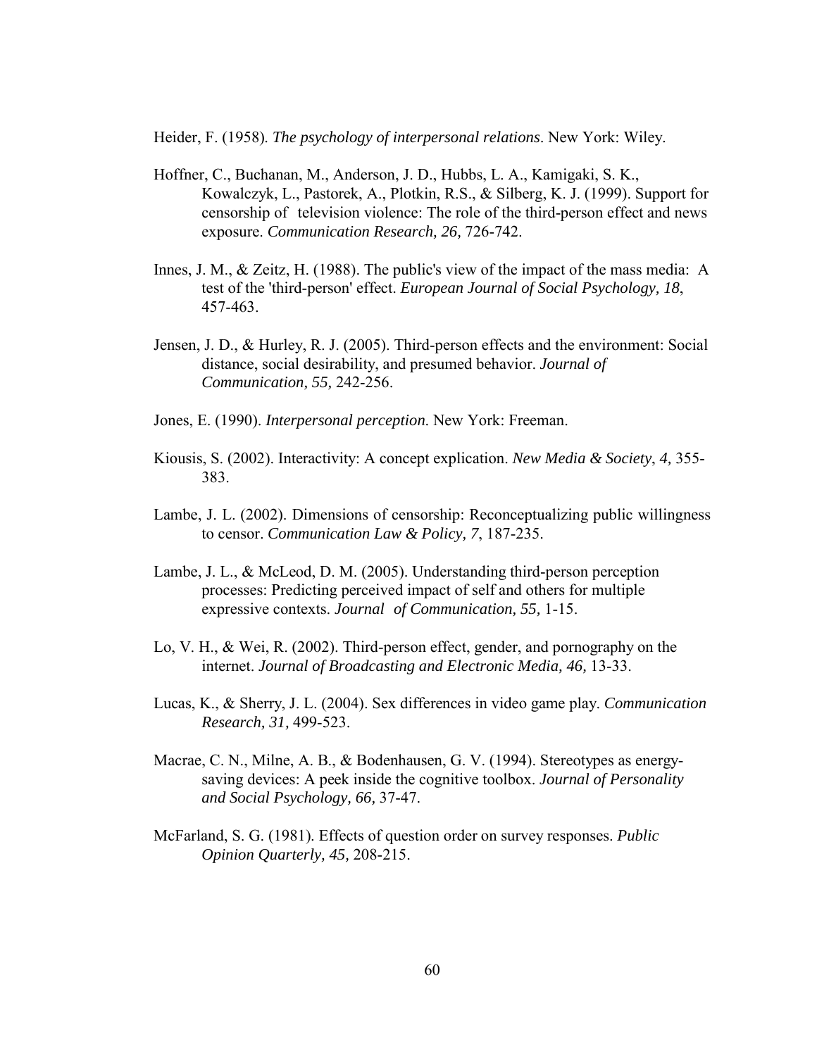Heider, F. (1958). *The psychology of interpersonal relations*. New York: Wiley.

Hoffner, C., Buchanan, M., Anderson, J. D., Hubbs, L. A., Kamigaki, S. K., Kowalczyk, L., Pastorek, A., Plotkin, R.S., & Silberg, K. J. (1999). Support for censorship of television violence: The role of the third-person effect and news exposure. *Communication Research, 26,* 726-742.

Innes, J. M., & Zeitz, H. (1988). The public's view of the impact of the mass media: A test of the 'third-person' effect. *European Journal of Social Psychology, 18*, 457-463.

Jensen, J. D., & Hurley, R. J. (2005). Third-person effects and the environment: Social distance, social desirability, and presumed behavior. *Journal of Communication, 55,* 242-256.

Jones, E. (1990). *Interpersonal perception.* New York: Freeman.

Kiousis, S. (2002). Interactivity: A concept explication. *New Media & Society*, *4,* 355-383.

Lambe, J. L. (2002). Dimensions of censorship: Reconceptualizing public willingness to censor. *Communication Law & Policy, 7*, 187-235.

Lambe, J. L., & McLeod, D. M. (2005). Understanding third-person perception processes: Predicting perceived impact of self and others for multiple expressive contexts. *Journal of Communication, 55,* 1-15.

Lo, V. H., & Wei, R. (2002). Third-person effect, gender, and pornography on the internet. *Journal of Broadcasting and Electronic Media, 46,* 13-33.

Lucas, K., & Sherry, J. L. (2004). Sex differences in video game play. *Communication Research, 31,* 499-523.

Macrae, C. N., Milne, A. B., & Bodenhausen, G. V. (1994). Stereotypes as energy-saving devices: A peek inside the cognitive toolbox. *Journal of Personality and Social Psychology, 66,* 37-47.

McFarland, S. G. (1981). Effects of question order on survey responses. *Public Opinion Quarterly, 45,* 208-215.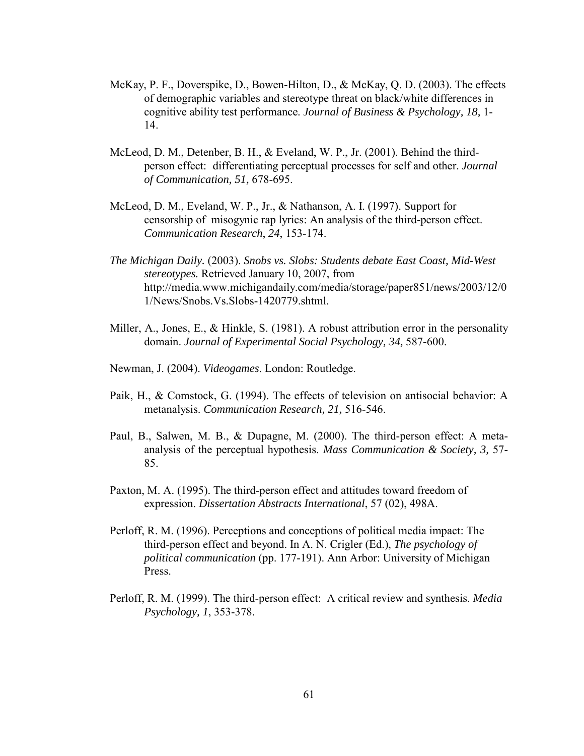McKay, P. F., Doverspike, D., Bowen-Hilton, D., & McKay, Q. D. (2003). The effects of demographic variables and stereotype threat on black/white differences in cognitive ability test performance. *Journal of Business & Psychology, 18,* 1-14.

McLeod, D. M., Detenber, B. H., & Eveland, W. P., Jr. (2001). Behind the third-person effect: differentiating perceptual processes for self and other. *Journal of Communication, 51,* 678-695.

McLeod, D. M., Eveland, W. P., Jr., & Nathanson, A. I. (1997). Support for censorship of misogynic rap lyrics: An analysis of the third-person effect. *Communication Research*, *24*, 153-174.

*The Michigan Daily.* (2003). *Snobs vs. Slobs: Students debate East Coast, Mid-West stereotypes.* Retrieved January 10, 2007, from http://media.www.michigandaily.com/media/storage/paper851/news/2003/12/01/News/Snobs.Vs.Slobs-1420779.shtml.

Miller, A., Jones, E., & Hinkle, S. (1981). A robust attribution error in the personality domain. *Journal of Experimental Social Psychology, 34,* 587-600.

Newman, J. (2004). *Videogames*. London: Routledge.

Paik, H., & Comstock, G. (1994). The effects of television on antisocial behavior: A metanalysis. *Communication Research, 21,* 516-546.

Paul, B., Salwen, M. B., & Dupagne, M. (2000). The third-person effect: A meta-analysis of the perceptual hypothesis. *Mass Communication & Society, 3,* 57-85.

Paxton, M. A. (1995). The third-person effect and attitudes toward freedom of expression. *Dissertation Abstracts International*, 57 (02), 498A.

Perloff, R. M. (1996). Perceptions and conceptions of political media impact: The third-person effect and beyond. In A. N. Crigler (Ed.), *The psychology of political communication* (pp. 177-191). Ann Arbor: University of Michigan Press.

Perloff, R. M. (1999). The third-person effect: A critical review and synthesis. *Media Psychology, 1*, 353-378.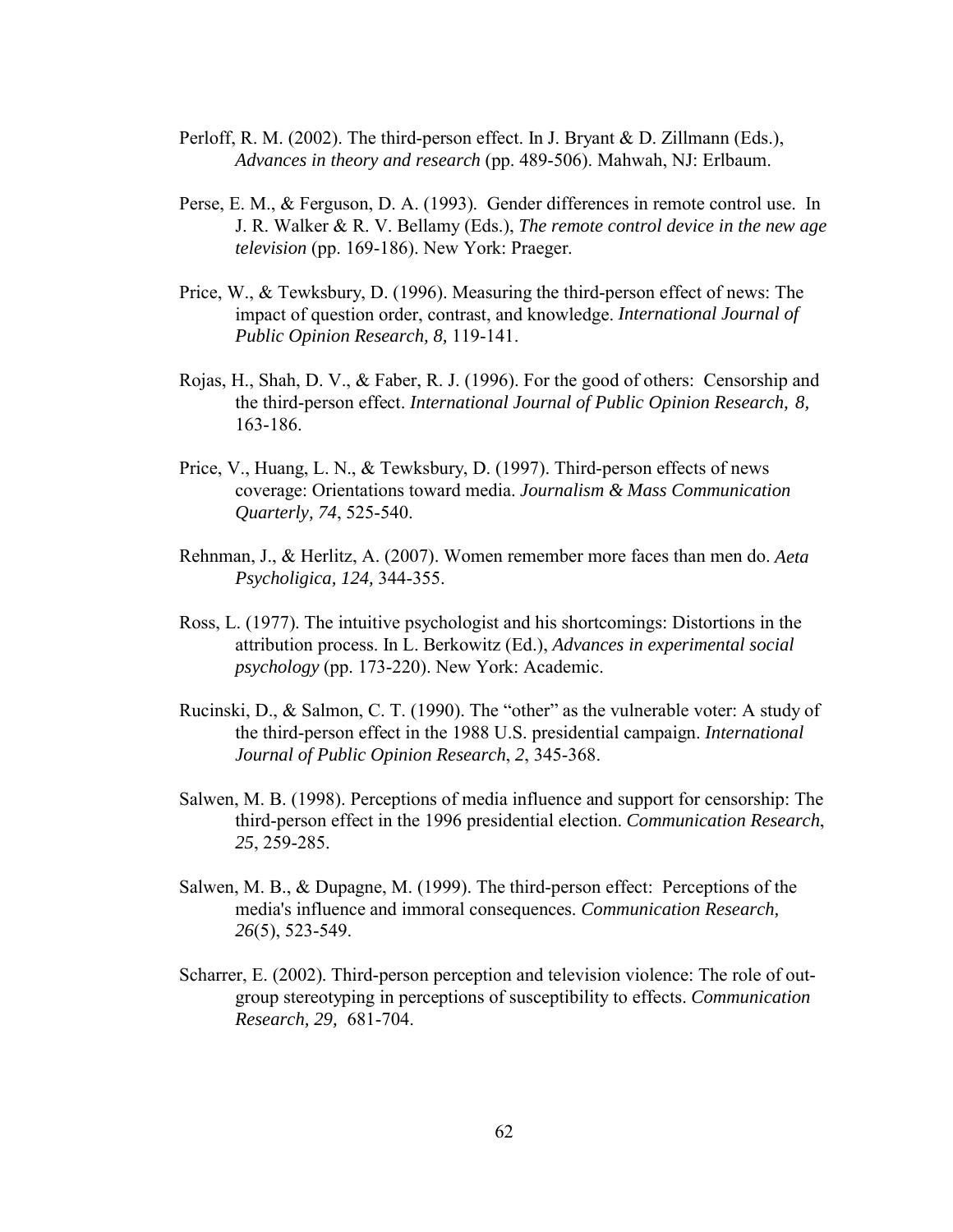Perloff, R. M. (2002). The third-person effect. In J. Bryant & D. Zillmann (Eds.), *Advances in theory and research* (pp. 489-506). Mahwah, NJ: Erlbaum.

Perse, E. M., & Ferguson, D. A. (1993). Gender differences in remote control use. In J. R. Walker & R. V. Bellamy (Eds.), *The remote control device in the new age television* (pp. 169-186). New York: Praeger.

Price, W., & Tewksbury, D. (1996). Measuring the third-person effect of news: The impact of question order, contrast, and knowledge. *International Journal of Public Opinion Research, 8,* 119-141.

Rojas, H., Shah, D. V., & Faber, R. J. (1996). For the good of others: Censorship and the third-person effect. *International Journal of Public Opinion Research, 8,* 163-186.

Price, V., Huang, L. N., & Tewksbury, D. (1997). Third-person effects of news coverage: Orientations toward media. *Journalism & Mass Communication Quarterly, 74*, 525-540.

Rehnman, J., & Herlitz, A. (2007). Women remember more faces than men do. *Aeta Psycholigica, 124,* 344-355.

Ross, L. (1977). The intuitive psychologist and his shortcomings: Distortions in the attribution process. In L. Berkowitz (Ed.), *Advances in experimental social psychology* (pp. 173-220). New York: Academic.

Rucinski, D., & Salmon, C. T. (1990). The "other" as the vulnerable voter: A study of the third-person effect in the 1988 U.S. presidential campaign. *International Journal of Public Opinion Research*, *2*, 345-368.

Salwen, M. B. (1998). Perceptions of media influence and support for censorship: The third-person effect in the 1996 presidential election. *Communication Research*, *25*, 259-285.

Salwen, M. B., & Dupagne, M. (1999). The third-person effect: Perceptions of the media's influence and immoral consequences. *Communication Research, 26*(5), 523-549.

Scharrer, E. (2002). Third-person perception and television violence: The role of out-group stereotyping in perceptions of susceptibility to effects. *Communication Research, 29,* 681-704.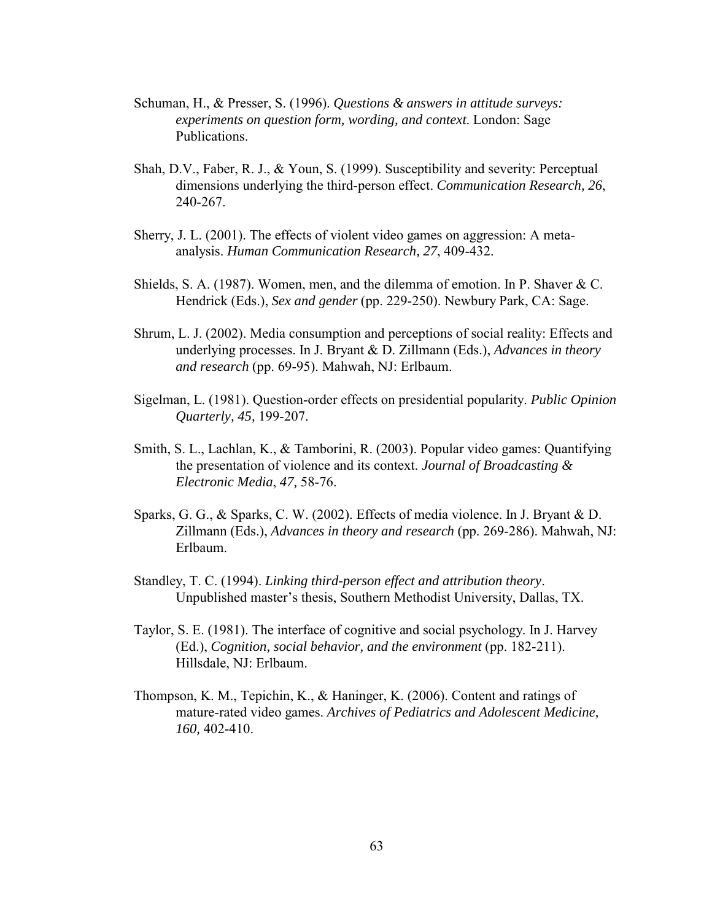Schuman, H., & Presser, S. (1996). *Questions & answers in attitude surveys: experiments on question form, wording, and context.* London: Sage Publications.

Shah, D.V., Faber, R. J., & Youn, S. (1999). Susceptibility and severity: Perceptual dimensions underlying the third-person effect. *Communication Research, 26*, 240-267.

Sherry, J. L. (2001). The effects of violent video games on aggression: A meta-analysis. *Human Communication Research, 27*, 409-432.

Shields, S. A. (1987). Women, men, and the dilemma of emotion. In P. Shaver & C. Hendrick (Eds.), *Sex and gender* (pp. 229-250). Newbury Park, CA: Sage.

Shrum, L. J. (2002). Media consumption and perceptions of social reality: Effects and underlying processes. In J. Bryant & D. Zillmann (Eds.), *Advances in theory and research* (pp. 69-95). Mahwah, NJ: Erlbaum.

Sigelman, L. (1981). Question-order effects on presidential popularity. *Public Opinion Quarterly, 45,* 199-207.

Smith, S. L., Lachlan, K., & Tamborini, R. (2003). Popular video games: Quantifying the presentation of violence and its context. *Journal of Broadcasting & Electronic Media*, *47,* 58-76.

Sparks, G. G., & Sparks, C. W. (2002). Effects of media violence. In J. Bryant & D. Zillmann (Eds.), *Advances in theory and research* (pp. 269-286). Mahwah, NJ: Erlbaum.

Standley, T. C. (1994). *Linking third-person effect and attribution theory*. Unpublished master's thesis, Southern Methodist University, Dallas, TX.

Taylor, S. E. (1981). The interface of cognitive and social psychology. In J. Harvey (Ed.), *Cognition, social behavior, and the environment* (pp. 182-211). Hillsdale, NJ: Erlbaum.

Thompson, K. M., Tepichin, K., & Haninger, K. (2006). Content and ratings of mature-rated video games. *Archives of Pediatrics and Adolescent Medicine, 160,* 402-410.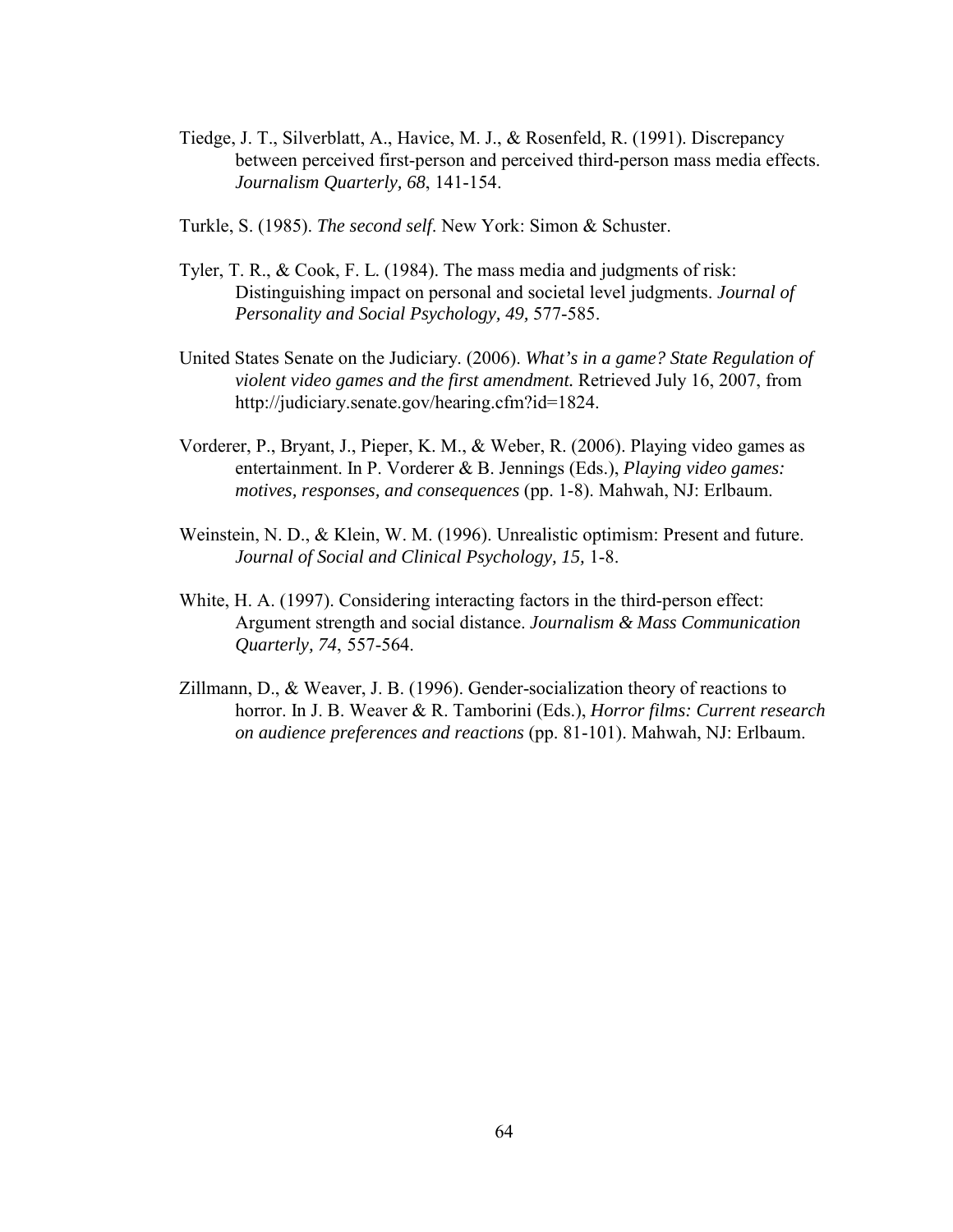Tiedge, J. T., Silverblatt, A., Havice, M. J., & Rosenfeld, R. (1991). Discrepancy between perceived first-person and perceived third-person mass media effects. *Journalism Quarterly, 68*, 141-154.

Turkle, S. (1985). *The second self*. New York: Simon & Schuster.

Tyler, T. R., & Cook, F. L. (1984). The mass media and judgments of risk: Distinguishing impact on personal and societal level judgments. *Journal of Personality and Social Psychology, 49,* 577-585.

United States Senate on the Judiciary. (2006). *What's in a game? State Regulation of violent video games and the first amendment.* Retrieved July 16, 2007, from http://judiciary.senate.gov/hearing.cfm?id=1824.

Vorderer, P., Bryant, J., Pieper, K. M., & Weber, R. (2006). Playing video games as entertainment. In P. Vorderer & B. Jennings (Eds.), *Playing video games: motives, responses, and consequences* (pp. 1-8). Mahwah, NJ: Erlbaum.

Weinstein, N. D., & Klein, W. M. (1996). Unrealistic optimism: Present and future. *Journal of Social and Clinical Psychology, 15,* 1-8.

White, H. A. (1997). Considering interacting factors in the third-person effect: Argument strength and social distance. *Journalism & Mass Communication Quarterly, 74*, 557-564.

Zillmann, D., & Weaver, J. B. (1996). Gender-socialization theory of reactions to horror. In J. B. Weaver & R. Tamborini (Eds.), *Horror films: Current research on audience preferences and reactions* (pp. 81-101). Mahwah, NJ: Erlbaum.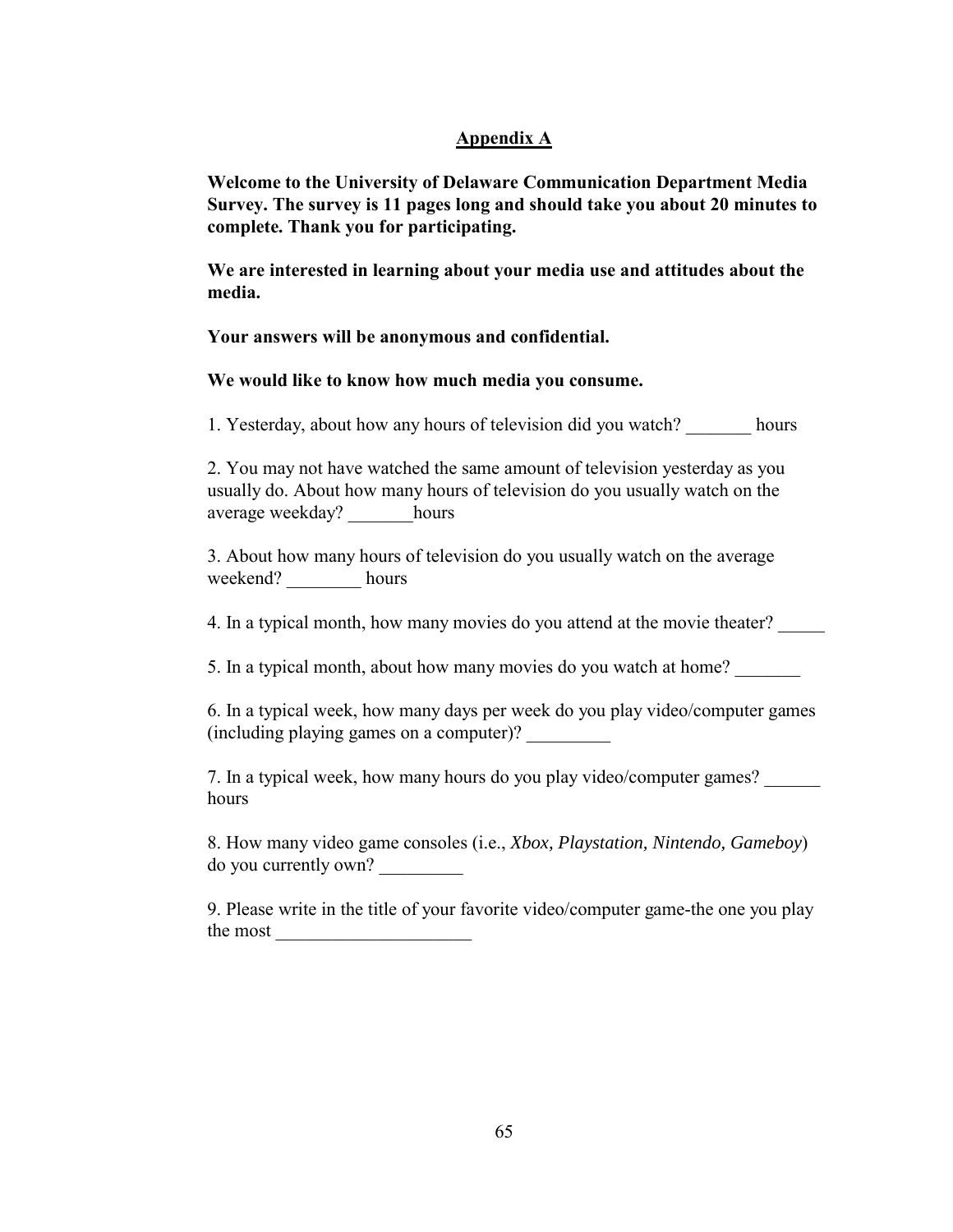## Appendix A

**Welcome to the University of Delaware Communication Department Media Survey. The survey is 11 pages long and should take you about 20 minutes to complete. Thank you for participating.**

**We are interested in learning about your media use and attitudes about the media.**

**Your answers will be anonymous and confidential.**

**We would like to know how much media you consume.**

1. Yesterday, about how any hours of television did you watch? _______ hours

2. You may not have watched the same amount of television yesterday as you usually do. About how many hours of television do you usually watch on the average weekday? _______hours

3. About how many hours of television do you usually watch on the average weekend? ________ hours

4. In a typical month, how many movies do you attend at the movie theater? _____

5. In a typical month, about how many movies do you watch at home? _______

6. In a typical week, how many days per week do you play video/computer games (including playing games on a computer)? _________

7. In a typical week, how many hours do you play video/computer games? ______ hours

8. How many video game consoles (i.e., *Xbox, Playstation, Nintendo, Gameboy*) do you currently own? _________

9. Please write in the title of your favorite video/computer game-the one you play the most _____________________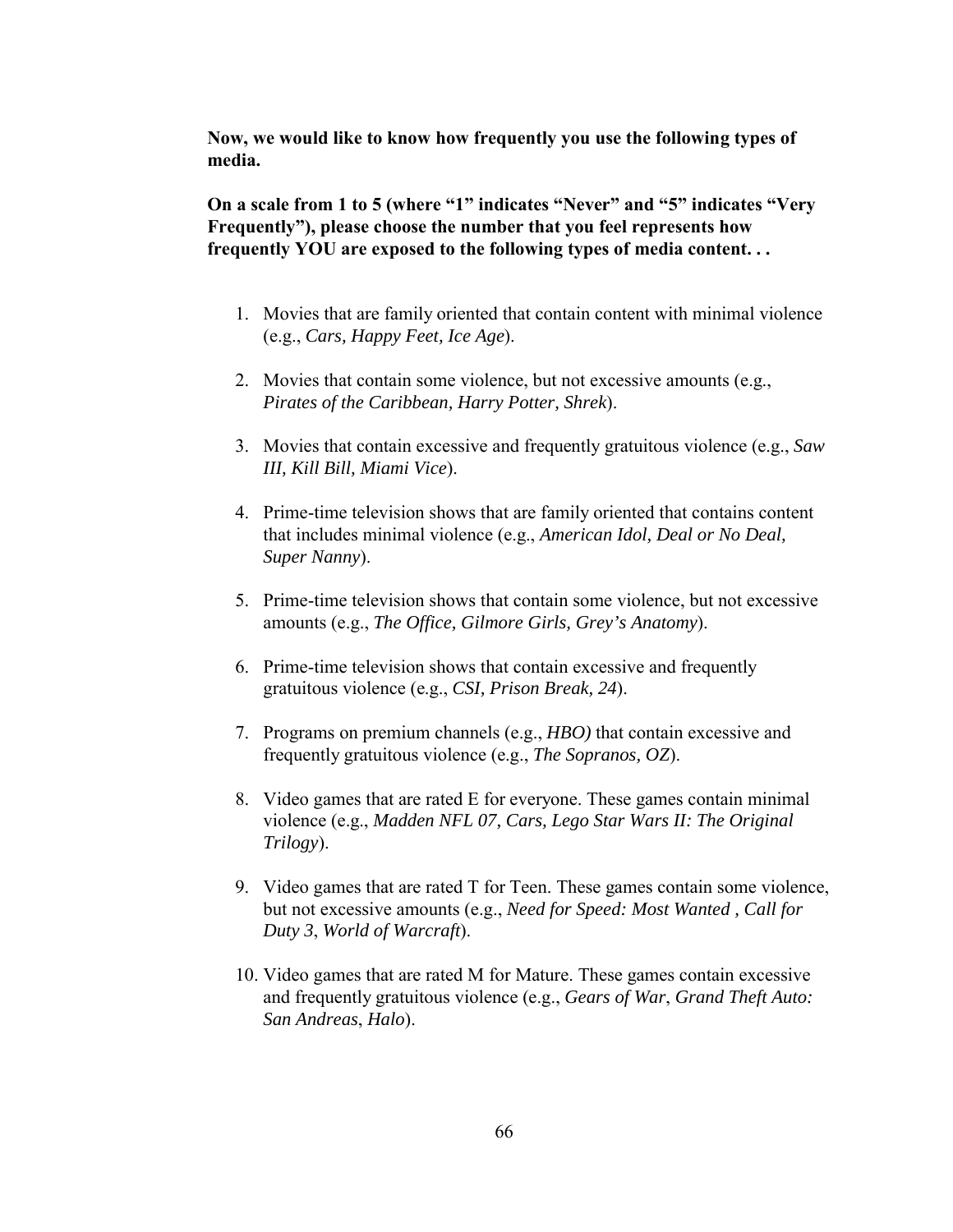**Now, we would like to know how frequently you use the following types of media.**

**On a scale from 1 to 5 (where "1" indicates "Never" and "5" indicates "Very Frequently"), please choose the number that you feel represents how frequently YOU are exposed to the following types of media content. . .**

1. Movies that are family oriented that contain content with minimal violence (e.g., *Cars, Happy Feet, Ice Age*).
2. Movies that contain some violence, but not excessive amounts (e.g., *Pirates of the Caribbean, Harry Potter, Shrek*).
3. Movies that contain excessive and frequently gratuitous violence (e.g., *Saw III, Kill Bill, Miami Vice*).
4. Prime-time television shows that are family oriented that contains content that includes minimal violence (e.g., *American Idol, Deal or No Deal, Super Nanny*).
5. Prime-time television shows that contain some violence, but not excessive amounts (e.g., *The Office, Gilmore Girls, Grey's Anatomy*).
6. Prime-time television shows that contain excessive and frequently gratuitous violence (e.g., *CSI, Prison Break, 24*).
7. Programs on premium channels (e.g., *HBO)* that contain excessive and frequently gratuitous violence (e.g., *The Sopranos, OZ*).
8. Video games that are rated E for everyone. These games contain minimal violence (e.g., *Madden NFL 07, Cars, Lego Star Wars II: The Original Trilogy*).
9. Video games that are rated T for Teen. These games contain some violence, but not excessive amounts (e.g., *Need for Speed: Most Wanted , Call for Duty 3*, *World of Warcraft*).
10. Video games that are rated M for Mature. These games contain excessive and frequently gratuitous violence (e.g., *Gears of War*, *Grand Theft Auto: San Andreas*, *Halo*).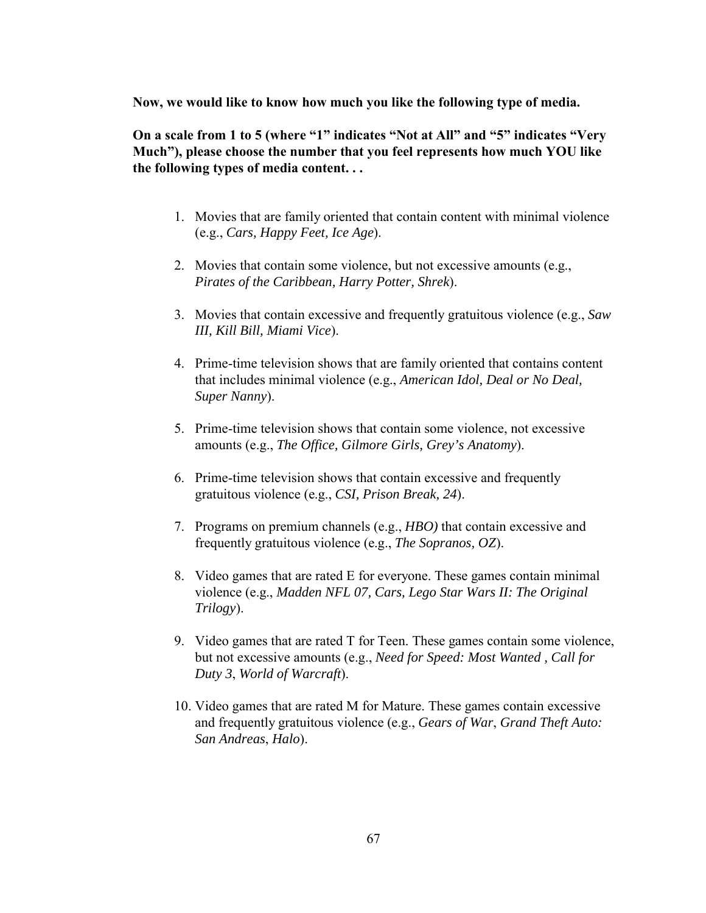**Now, we would like to know how much you like the following type of media.**

**On a scale from 1 to 5 (where "1" indicates "Not at All" and "5" indicates "Very Much"), please choose the number that you feel represents how much YOU like the following types of media content. . .**

1. Movies that are family oriented that contain content with minimal violence (e.g., *Cars, Happy Feet, Ice Age*).
2. Movies that contain some violence, but not excessive amounts (e.g., *Pirates of the Caribbean, Harry Potter, Shrek*).
3. Movies that contain excessive and frequently gratuitous violence (e.g., *Saw III, Kill Bill, Miami Vice*).
4. Prime-time television shows that are family oriented that contains content that includes minimal violence (e.g., *American Idol, Deal or No Deal, Super Nanny*).
5. Prime-time television shows that contain some violence, not excessive amounts (e.g., *The Office, Gilmore Girls, Grey's Anatomy*).
6. Prime-time television shows that contain excessive and frequently gratuitous violence (e.g., *CSI, Prison Break, 24*).
7. Programs on premium channels (e.g., *HBO)* that contain excessive and frequently gratuitous violence (e.g., *The Sopranos, OZ*).
8. Video games that are rated E for everyone. These games contain minimal violence (e.g., *Madden NFL 07, Cars, Lego Star Wars II: The Original Trilogy*).
9. Video games that are rated T for Teen. These games contain some violence, but not excessive amounts (e.g., *Need for Speed: Most Wanted , Call for Duty 3*, *World of Warcraft*).
10. Video games that are rated M for Mature. These games contain excessive and frequently gratuitous violence (e.g., *Gears of War*, *Grand Theft Auto: San Andreas*, *Halo*).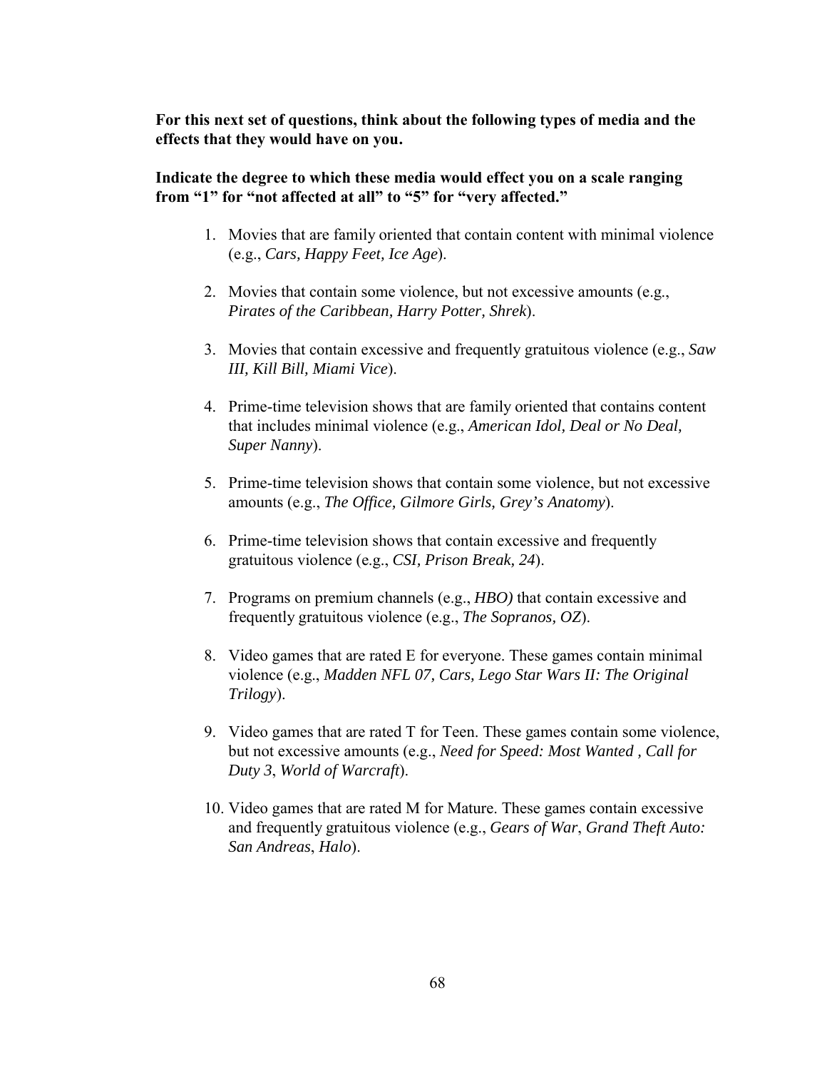**For this next set of questions, think about the following types of media and the effects that they would have on you.**

**Indicate the degree to which these media would effect you on a scale ranging from "1" for "not affected at all" to "5" for "very affected."**

1. Movies that are family oriented that contain content with minimal violence (e.g., *Cars, Happy Feet, Ice Age*).

2. Movies that contain some violence, but not excessive amounts (e.g., *Pirates of the Caribbean, Harry Potter, Shrek*).

3. Movies that contain excessive and frequently gratuitous violence (e.g., *Saw III, Kill Bill, Miami Vice*).

4. Prime-time television shows that are family oriented that contains content that includes minimal violence (e.g., *American Idol, Deal or No Deal, Super Nanny*).

5. Prime-time television shows that contain some violence, but not excessive amounts (e.g., *The Office, Gilmore Girls, Grey's Anatomy*).

6. Prime-time television shows that contain excessive and frequently gratuitous violence (e.g., *CSI, Prison Break, 24*).

7. Programs on premium channels (e.g., *HBO)* that contain excessive and frequently gratuitous violence (e.g., *The Sopranos, OZ*).

8. Video games that are rated E for everyone. These games contain minimal violence (e.g., *Madden NFL 07, Cars, Lego Star Wars II: The Original Trilogy*).

9. Video games that are rated T for Teen. These games contain some violence, but not excessive amounts (e.g., *Need for Speed: Most Wanted , Call for Duty 3*, *World of Warcraft*).

10. Video games that are rated M for Mature. These games contain excessive and frequently gratuitous violence (e.g., *Gears of War*, *Grand Theft Auto: San Andreas*, *Halo*).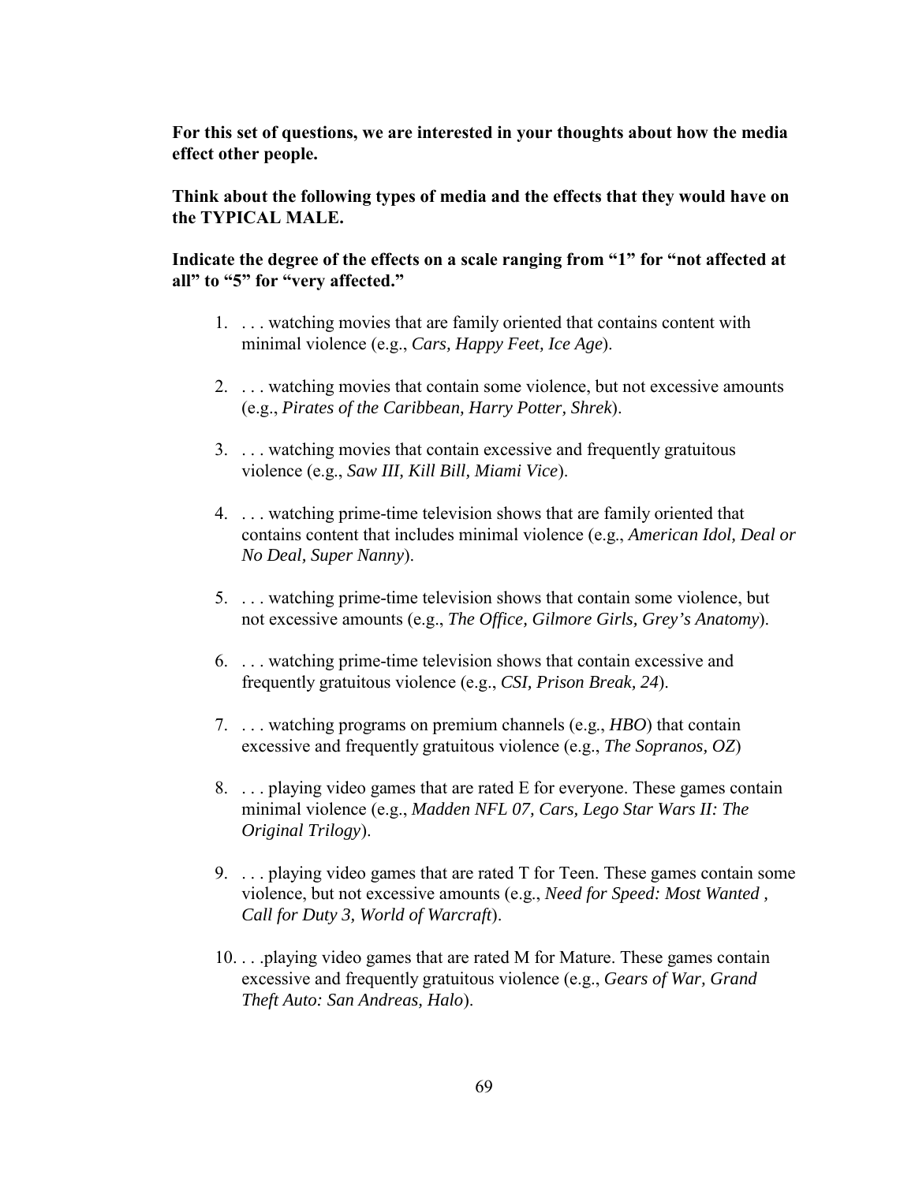**For this set of questions, we are interested in your thoughts about how the media effect other people.**

**Think about the following types of media and the effects that they would have on the TYPICAL MALE.**

**Indicate the degree of the effects on a scale ranging from "1" for "not affected at all" to "5" for "very affected."**

1. . . . watching movies that are family oriented that contains content with minimal violence (e.g., *Cars, Happy Feet, Ice Age*).

2. . . . watching movies that contain some violence, but not excessive amounts (e.g., *Pirates of the Caribbean, Harry Potter, Shrek*).

3. . . . watching movies that contain excessive and frequently gratuitous violence (e.g., *Saw III, Kill Bill, Miami Vice*).

4. . . . watching prime-time television shows that are family oriented that contains content that includes minimal violence (e.g., *American Idol, Deal or No Deal, Super Nanny*).

5. . . . watching prime-time television shows that contain some violence, but not excessive amounts (e.g., *The Office, Gilmore Girls, Grey's Anatomy*).

6. . . . watching prime-time television shows that contain excessive and frequently gratuitous violence (e.g., *CSI, Prison Break, 24*).

7. . . . watching programs on premium channels (e.g., *HBO*) that contain excessive and frequently gratuitous violence (e.g., *The Sopranos, OZ*)

8. . . . playing video games that are rated E for everyone. These games contain minimal violence (e.g., *Madden NFL 07, Cars, Lego Star Wars II: The Original Trilogy*).

9. . . . playing video games that are rated T for Teen. These games contain some violence, but not excessive amounts (e.g., *Need for Speed: Most Wanted , Call for Duty 3, World of Warcraft*).

10. . . .playing video games that are rated M for Mature. These games contain excessive and frequently gratuitous violence (e.g., *Gears of War, Grand Theft Auto: San Andreas, Halo*).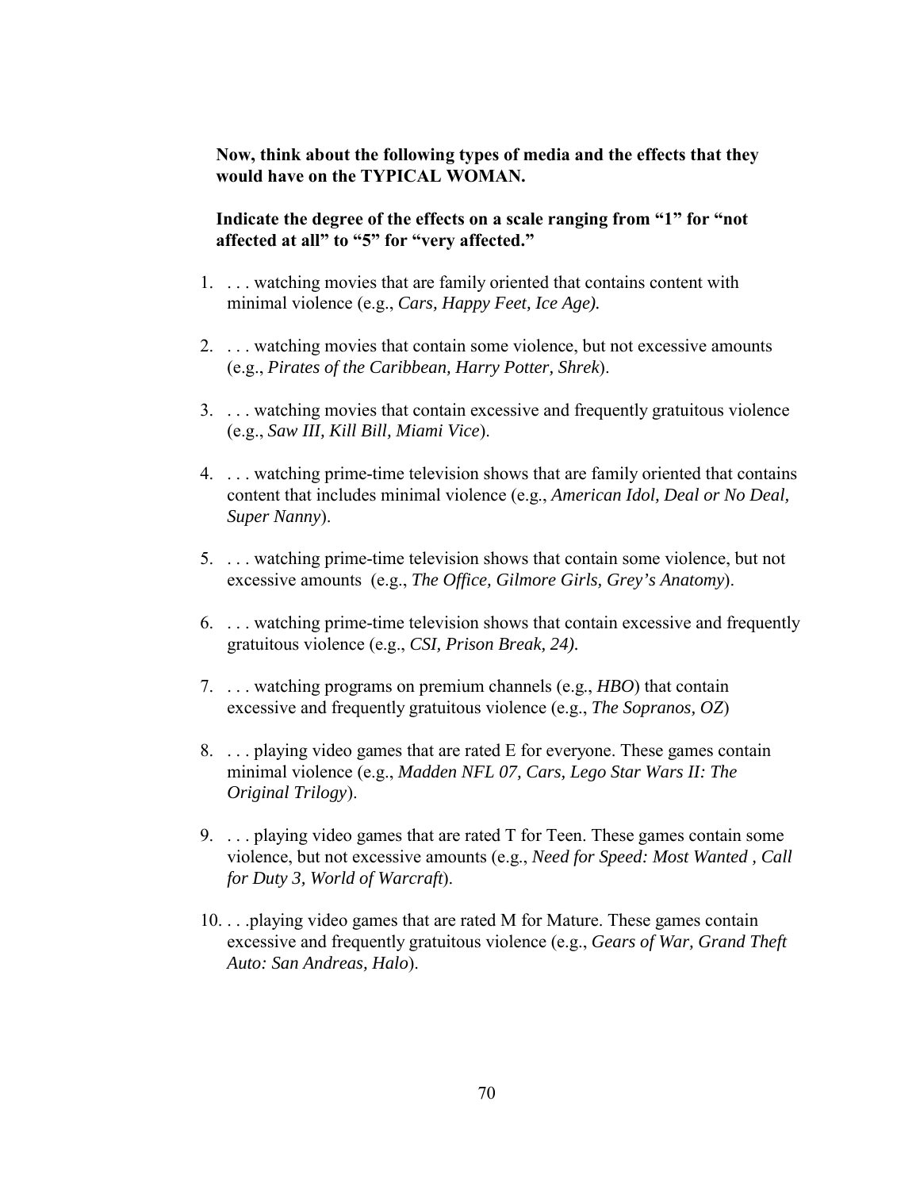**Now, think about the following types of media and the effects that they would have on the TYPICAL WOMAN.**

**Indicate the degree of the effects on a scale ranging from “1” for “not affected at all” to “5” for “very affected.”**

1. . . . watching movies that are family oriented that contains content with minimal violence (e.g., *Cars, Happy Feet, Ice Age).*

2. . . . watching movies that contain some violence, but not excessive amounts (e.g., *Pirates of the Caribbean, Harry Potter, Shrek*).

3. . . . watching movies that contain excessive and frequently gratuitous violence (e.g., *Saw III, Kill Bill, Miami Vice*).

4. . . . watching prime-time television shows that are family oriented that contains content that includes minimal violence (e.g., *American Idol, Deal or No Deal, Super Nanny*).

5. . . . watching prime-time television shows that contain some violence, but not excessive amounts (e.g., *The Office, Gilmore Girls, Grey’s Anatomy*).

6. . . . watching prime-time television shows that contain excessive and frequently gratuitous violence (e.g., *CSI, Prison Break, 24).*

7. . . . watching programs on premium channels (e.g., *HBO*) that contain excessive and frequently gratuitous violence (e.g., *The Sopranos, OZ*)

8. . . . playing video games that are rated E for everyone. These games contain minimal violence (e.g., *Madden NFL 07, Cars, Lego Star Wars II: The Original Trilogy*).

9. . . . playing video games that are rated T for Teen. These games contain some violence, but not excessive amounts (e.g., *Need for Speed: Most Wanted , Call for Duty 3, World of Warcraft*).

10. . . .playing video games that are rated M for Mature. These games contain excessive and frequently gratuitous violence (e.g., *Gears of War, Grand Theft Auto: San Andreas, Halo*).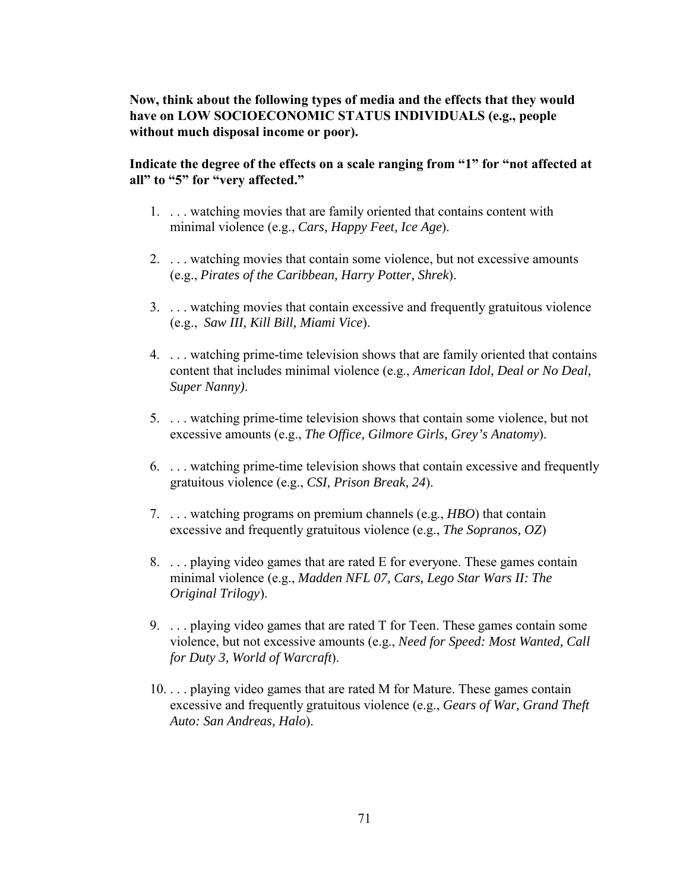**Now, think about the following types of media and the effects that they would have on LOW SOCIOECONOMIC STATUS INDIVIDUALS (e.g., people without much disposal income or poor).**

**Indicate the degree of the effects on a scale ranging from "1" for "not affected at all" to "5" for "very affected."**

1. . . . watching movies that are family oriented that contains content with minimal violence (e.g., *Cars, Happy Feet, Ice Age*).

2. . . . watching movies that contain some violence, but not excessive amounts (e.g., *Pirates of the Caribbean, Harry Potter, Shrek*).

3. . . . watching movies that contain excessive and frequently gratuitous violence (e.g., *Saw III, Kill Bill, Miami Vice*).

4. . . . watching prime-time television shows that are family oriented that contains content that includes minimal violence (e.g., *American Idol, Deal or No Deal, Super Nanny)*.

5. . . . watching prime-time television shows that contain some violence, but not excessive amounts (e.g., *The Office, Gilmore Girls, Grey's Anatomy*).

6. . . . watching prime-time television shows that contain excessive and frequently gratuitous violence (e.g., *CSI, Prison Break, 24*).

7. . . . watching programs on premium channels (e.g., *HBO*) that contain excessive and frequently gratuitous violence (e.g., *The Sopranos, OZ*)

8. . . . playing video games that are rated E for everyone. These games contain minimal violence (e.g., *Madden NFL 07, Cars, Lego Star Wars II: The Original Trilogy*).

9. . . . playing video games that are rated T for Teen. These games contain some violence, but not excessive amounts (e.g., *Need for Speed: Most Wanted, Call for Duty 3, World of Warcraft*).

10. . . . playing video games that are rated M for Mature. These games contain excessive and frequently gratuitous violence (e.g., *Gears of War, Grand Theft Auto: San Andreas, Halo*).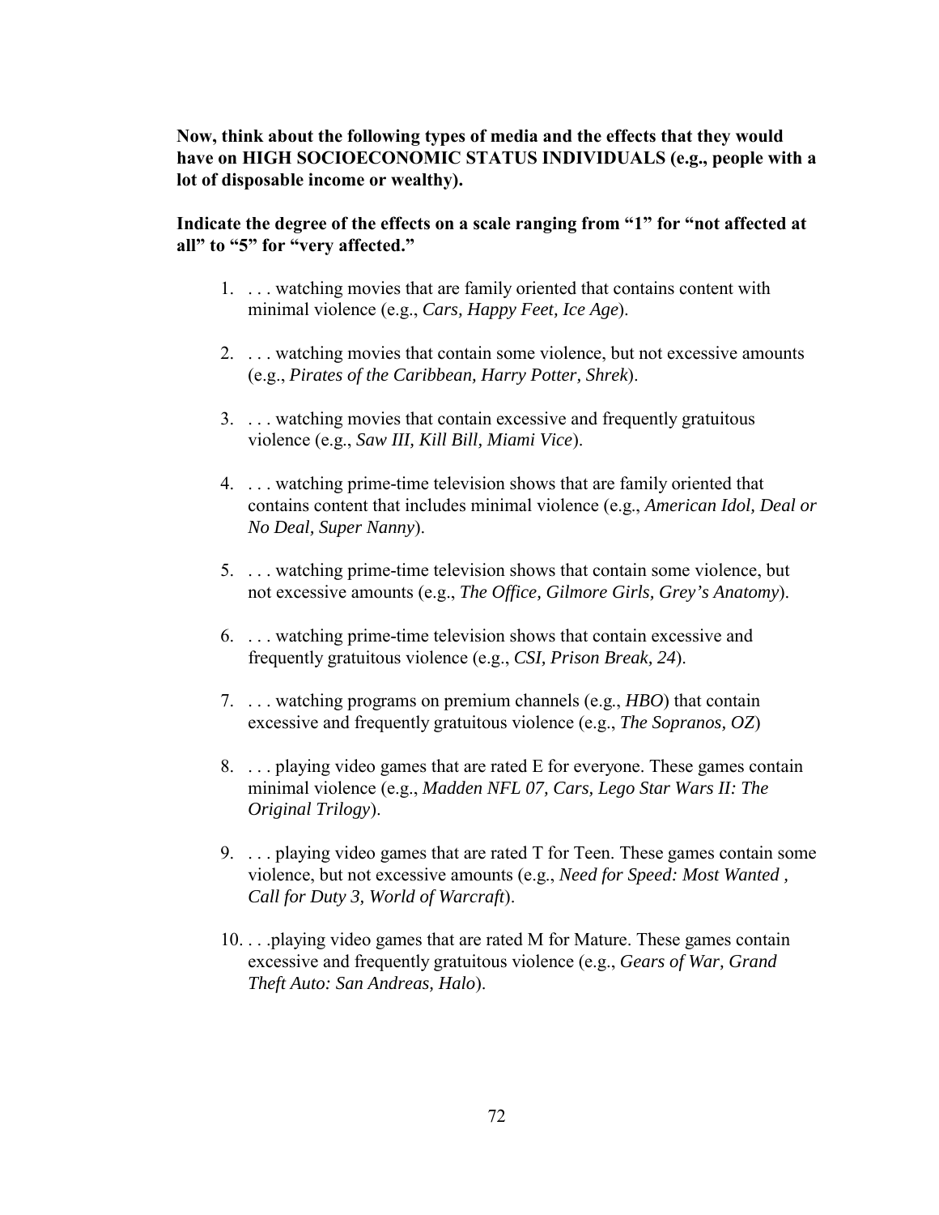**Now, think about the following types of media and the effects that they would have on HIGH SOCIOECONOMIC STATUS INDIVIDUALS (e.g., people with a lot of disposable income or wealthy).**

**Indicate the degree of the effects on a scale ranging from "1" for "not affected at all" to "5" for "very affected."**

1. . . . watching movies that are family oriented that contains content with minimal violence (e.g., *Cars, Happy Feet, Ice Age*).
2. . . . watching movies that contain some violence, but not excessive amounts (e.g., *Pirates of the Caribbean, Harry Potter, Shrek*).
3. . . . watching movies that contain excessive and frequently gratuitous violence (e.g., *Saw III, Kill Bill, Miami Vice*).
4. . . . watching prime-time television shows that are family oriented that contains content that includes minimal violence (e.g., *American Idol, Deal or No Deal, Super Nanny*).
5. . . . watching prime-time television shows that contain some violence, but not excessive amounts (e.g., *The Office, Gilmore Girls, Grey's Anatomy*).
6. . . . watching prime-time television shows that contain excessive and frequently gratuitous violence (e.g., *CSI, Prison Break, 24*).
7. . . . watching programs on premium channels (e.g., *HBO*) that contain excessive and frequently gratuitous violence (e.g., *The Sopranos, OZ*)
8. . . . playing video games that are rated E for everyone. These games contain minimal violence (e.g., *Madden NFL 07, Cars, Lego Star Wars II: The Original Trilogy*).
9. . . . playing video games that are rated T for Teen. These games contain some violence, but not excessive amounts (e.g., *Need for Speed: Most Wanted , Call for Duty 3, World of Warcraft*).
10. . . .playing video games that are rated M for Mature. These games contain excessive and frequently gratuitous violence (e.g., *Gears of War, Grand Theft Auto: San Andreas, Halo*).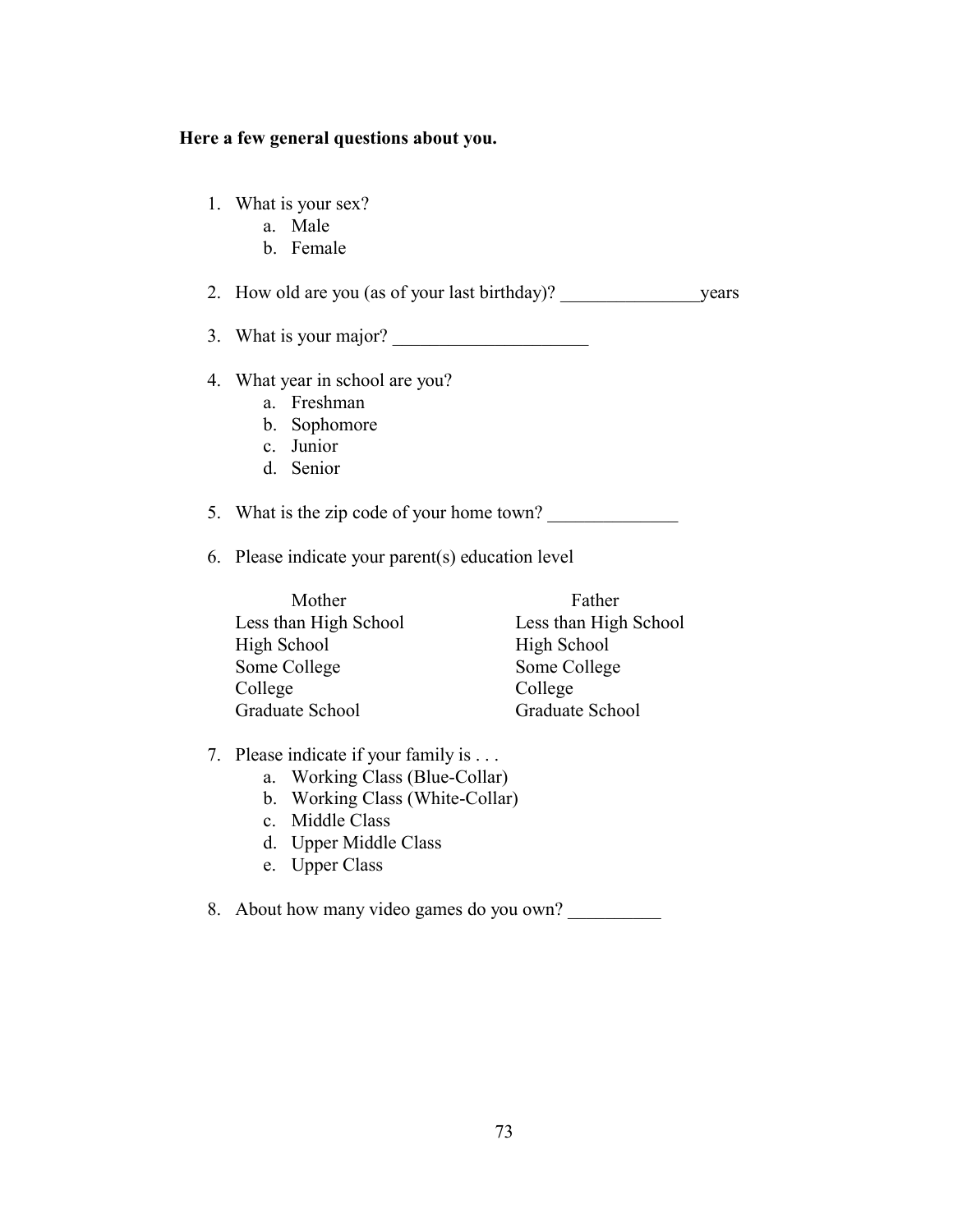**Here a few general questions about you.**

1. What is your sex?
    a. Male
    b. Female

2. How old are you (as of your last birthday)? _______________years

3. What is your major? _____________________

4. What year in school are you?
    a. Freshman
    b. Sophomore
    c. Junior
    d. Senior

5. What is the zip code of your home town? ______________

6. Please indicate your parent(s) education level

| Mother | Father |
|---|---|
| Less than High School | Less than High School |
| High School | High School |
| Some College | Some College |
| College | College |
| Graduate School | Graduate School |

7. Please indicate if your family is . . .
    a. Working Class (Blue-Collar)
    b. Working Class (White-Collar)
    c. Middle Class
    d. Upper Middle Class
    e. Upper Class

8. About how many video games do you own? __________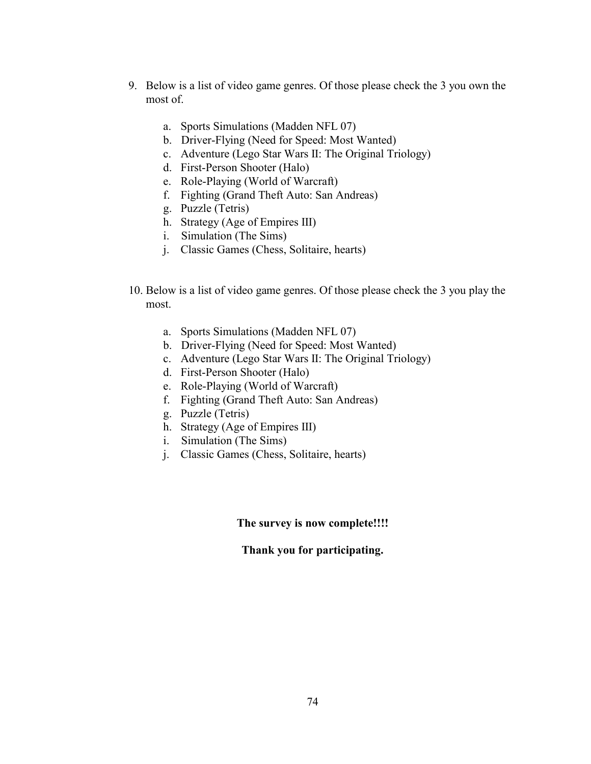9. Below is a list of video game genres. Of those please check the 3 you own the most of.

   a. Sports Simulations (Madden NFL 07)
   b. Driver-Flying (Need for Speed: Most Wanted)
   c. Adventure (Lego Star Wars II: The Original Triology)
   d. First-Person Shooter (Halo)
   e. Role-Playing (World of Warcraft)
   f. Fighting (Grand Theft Auto: San Andreas)
   g. Puzzle (Tetris)
   h. Strategy (Age of Empires III)
   i. Simulation (The Sims)
   j. Classic Games (Chess, Solitaire, hearts)

10. Below is a list of video game genres. Of those please check the 3 you play the most.

    a. Sports Simulations (Madden NFL 07)
    b. Driver-Flying (Need for Speed: Most Wanted)
    c. Adventure (Lego Star Wars II: The Original Triology)
    d. First-Person Shooter (Halo)
    e. Role-Playing (World of Warcraft)
    f. Fighting (Grand Theft Auto: San Andreas)
    g. Puzzle (Tetris)
    h. Strategy (Age of Empires III)
    i. Simulation (The Sims)
    j. Classic Games (Chess, Solitaire, hearts)

**The survey is now complete!!!!**

**Thank you for participating.**